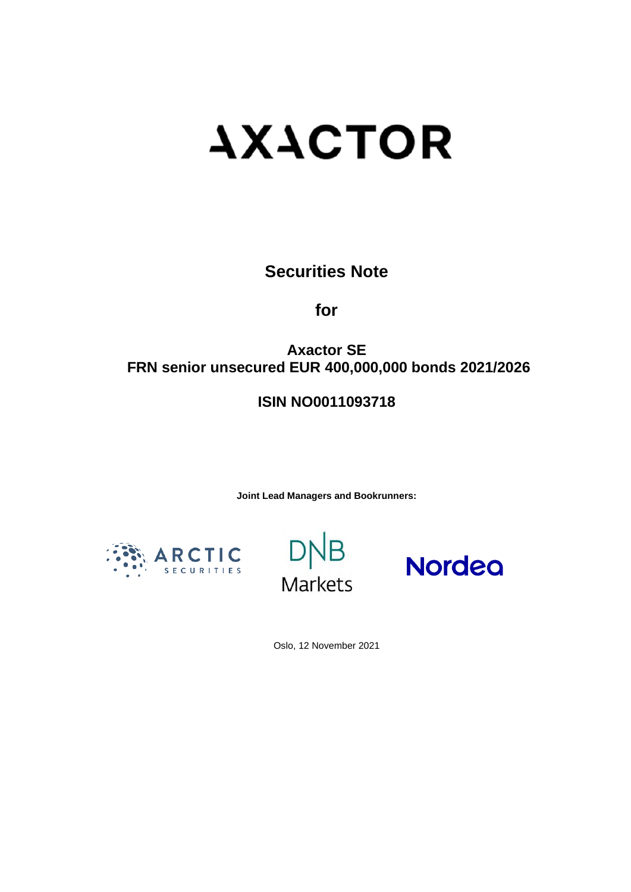# AXACTOR

## Securities Note

## for

## Axactor SE
## FRN senior unsecured EUR 400,000,000 bonds 2021/2026

## ISIN NO0011093718

**Joint Lead Managers and Bookrunners:**

ARCTIC SECURITIES

DNB Markets

Nordea

Oslo, 12 November 2021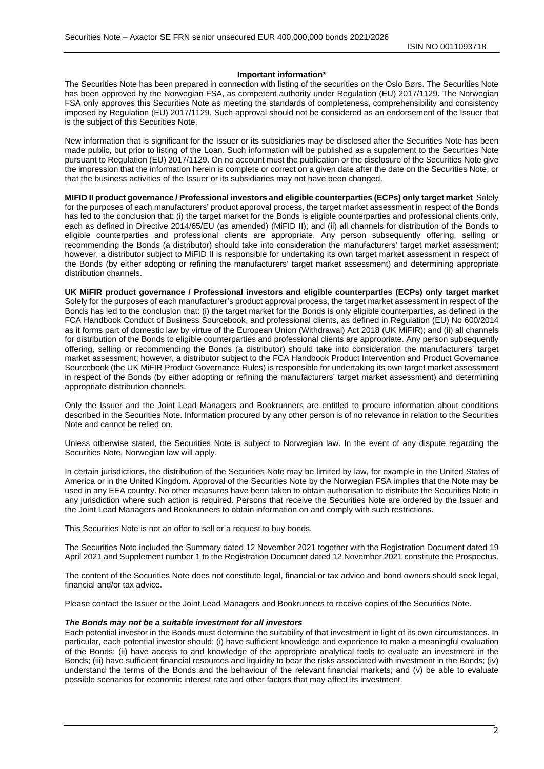## Important information*

The Securities Note has been prepared in connection with listing of the securities on the Oslo Børs. The Securities Note has been approved by the Norwegian FSA, as competent authority under Regulation (EU) 2017/1129. The Norwegian FSA only approves this Securities Note as meeting the standards of completeness, comprehensibility and consistency imposed by Regulation (EU) 2017/1129. Such approval should not be considered as an endorsement of the Issuer that is the subject of this Securities Note.

New information that is significant for the Issuer or its subsidiaries may be disclosed after the Securities Note has been made public, but prior to listing of the Loan. Such information will be published as a supplement to the Securities Note pursuant to Regulation (EU) 2017/1129. On no account must the publication or the disclosure of the Securities Note give the impression that the information herein is complete or correct on a given date after the date on the Securities Note, or that the business activities of the Issuer or its subsidiaries may not have been changed.

**MIFID II product governance / Professional investors and eligible counterparties (ECPs) only target market** Solely for the purposes of each manufacturers' product approval process, the target market assessment in respect of the Bonds has led to the conclusion that: (i) the target market for the Bonds is eligible counterparties and professional clients only, each as defined in Directive 2014/65/EU (as amended) (MiFID II); and (ii) all channels for distribution of the Bonds to eligible counterparties and professional clients are appropriate. Any person subsequently offering, selling or recommending the Bonds (a distributor) should take into consideration the manufacturers' target market assessment; however, a distributor subject to MiFID II is responsible for undertaking its own target market assessment in respect of the Bonds (by either adopting or refining the manufacturers' target market assessment) and determining appropriate distribution channels.

**UK MiFIR product governance / Professional investors and eligible counterparties (ECPs) only target market** Solely for the purposes of each manufacturer's product approval process, the target market assessment in respect of the Bonds has led to the conclusion that: (i) the target market for the Bonds is only eligible counterparties, as defined in the FCA Handbook Conduct of Business Sourcebook, and professional clients, as defined in Regulation (EU) No 600/2014 as it forms part of domestic law by virtue of the European Union (Withdrawal) Act 2018 (UK MiFIR); and (ii) all channels for distribution of the Bonds to eligible counterparties and professional clients are appropriate. Any person subsequently offering, selling or recommending the Bonds (a distributor) should take into consideration the manufacturers' target market assessment; however, a distributor subject to the FCA Handbook Product Intervention and Product Governance Sourcebook (the UK MiFIR Product Governance Rules) is responsible for undertaking its own target market assessment in respect of the Bonds (by either adopting or refining the manufacturers' target market assessment) and determining appropriate distribution channels.

Only the Issuer and the Joint Lead Managers and Bookrunners are entitled to procure information about conditions described in the Securities Note. Information procured by any other person is of no relevance in relation to the Securities Note and cannot be relied on.

Unless otherwise stated, the Securities Note is subject to Norwegian law. In the event of any dispute regarding the Securities Note, Norwegian law will apply.

In certain jurisdictions, the distribution of the Securities Note may be limited by law, for example in the United States of America or in the United Kingdom. Approval of the Securities Note by the Norwegian FSA implies that the Note may be used in any EEA country. No other measures have been taken to obtain authorisation to distribute the Securities Note in any jurisdiction where such action is required. Persons that receive the Securities Note are ordered by the Issuer and the Joint Lead Managers and Bookrunners to obtain information on and comply with such restrictions.

This Securities Note is not an offer to sell or a request to buy bonds.

The Securities Note included the Summary dated 12 November 2021 together with the Registration Document dated 19 April 2021 and Supplement number 1 to the Registration Document dated 12 November 2021 constitute the Prospectus.

The content of the Securities Note does not constitute legal, financial or tax advice and bond owners should seek legal, financial and/or tax advice.

Please contact the Issuer or the Joint Lead Managers and Bookrunners to receive copies of the Securities Note.

***The Bonds may not be a suitable investment for all investors***

Each potential investor in the Bonds must determine the suitability of that investment in light of its own circumstances. In particular, each potential investor should: (i) have sufficient knowledge and experience to make a meaningful evaluation of the Bonds; (ii) have access to and knowledge of the appropriate analytical tools to evaluate an investment in the Bonds; (iii) have sufficient financial resources and liquidity to bear the risks associated with investment in the Bonds; (iv) understand the terms of the Bonds and the behaviour of the relevant financial markets; and (v) be able to evaluate possible scenarios for economic interest rate and other factors that may affect its investment.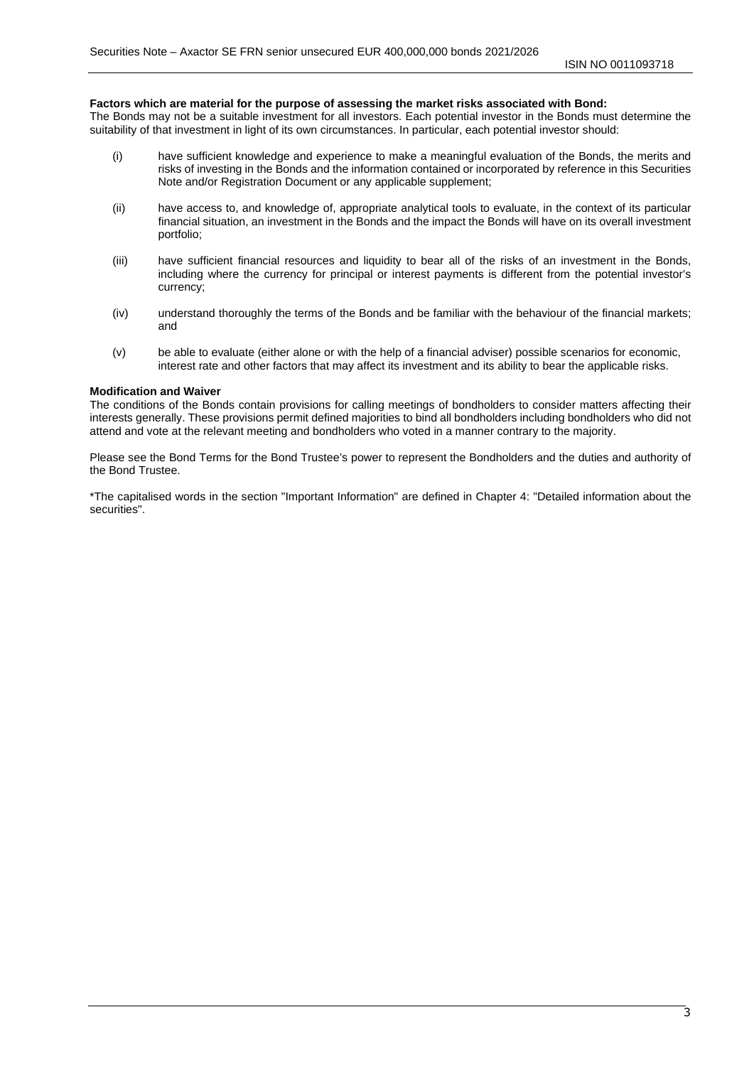**Factors which are material for the purpose of assessing the market risks associated with Bond:**

The Bonds may not be a suitable investment for all investors. Each potential investor in the Bonds must determine the suitability of that investment in light of its own circumstances. In particular, each potential investor should:

(i) have sufficient knowledge and experience to make a meaningful evaluation of the Bonds, the merits and risks of investing in the Bonds and the information contained or incorporated by reference in this Securities Note and/or Registration Document or any applicable supplement;

(ii) have access to, and knowledge of, appropriate analytical tools to evaluate, in the context of its particular financial situation, an investment in the Bonds and the impact the Bonds will have on its overall investment portfolio;

(iii) have sufficient financial resources and liquidity to bear all of the risks of an investment in the Bonds, including where the currency for principal or interest payments is different from the potential investor's currency;

(iv) understand thoroughly the terms of the Bonds and be familiar with the behaviour of the financial markets; and

(v) be able to evaluate (either alone or with the help of a financial adviser) possible scenarios for economic, interest rate and other factors that may affect its investment and its ability to bear the applicable risks.

**Modification and Waiver**

The conditions of the Bonds contain provisions for calling meetings of bondholders to consider matters affecting their interests generally. These provisions permit defined majorities to bind all bondholders including bondholders who did not attend and vote at the relevant meeting and bondholders who voted in a manner contrary to the majority.

Please see the Bond Terms for the Bond Trustee's power to represent the Bondholders and the duties and authority of the Bond Trustee.

*The capitalised words in the section "Important Information" are defined in Chapter 4: "Detailed information about the securities".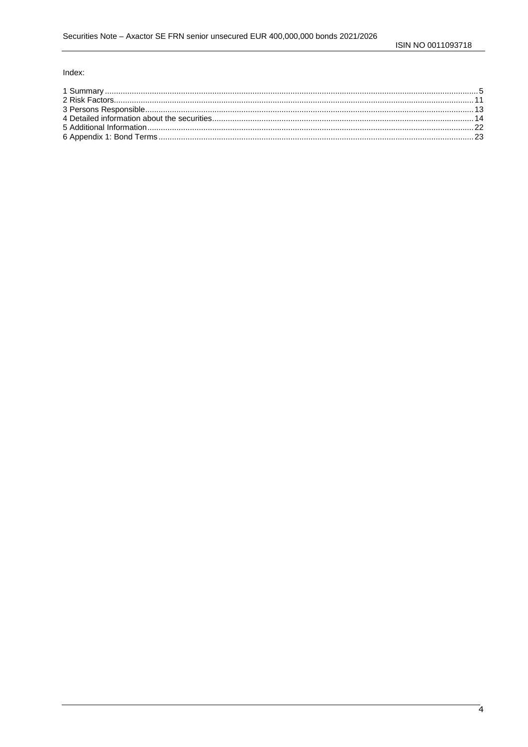Index:

| | |
|---|---|
| 1 Summary | 5 |
| 2 Risk Factors | 11 |
| 3 Persons Responsible | 13 |
| 4 Detailed information about the securities | 14 |
| 5 Additional Information | 22 |
| 6 Appendix 1: Bond Terms | 23 |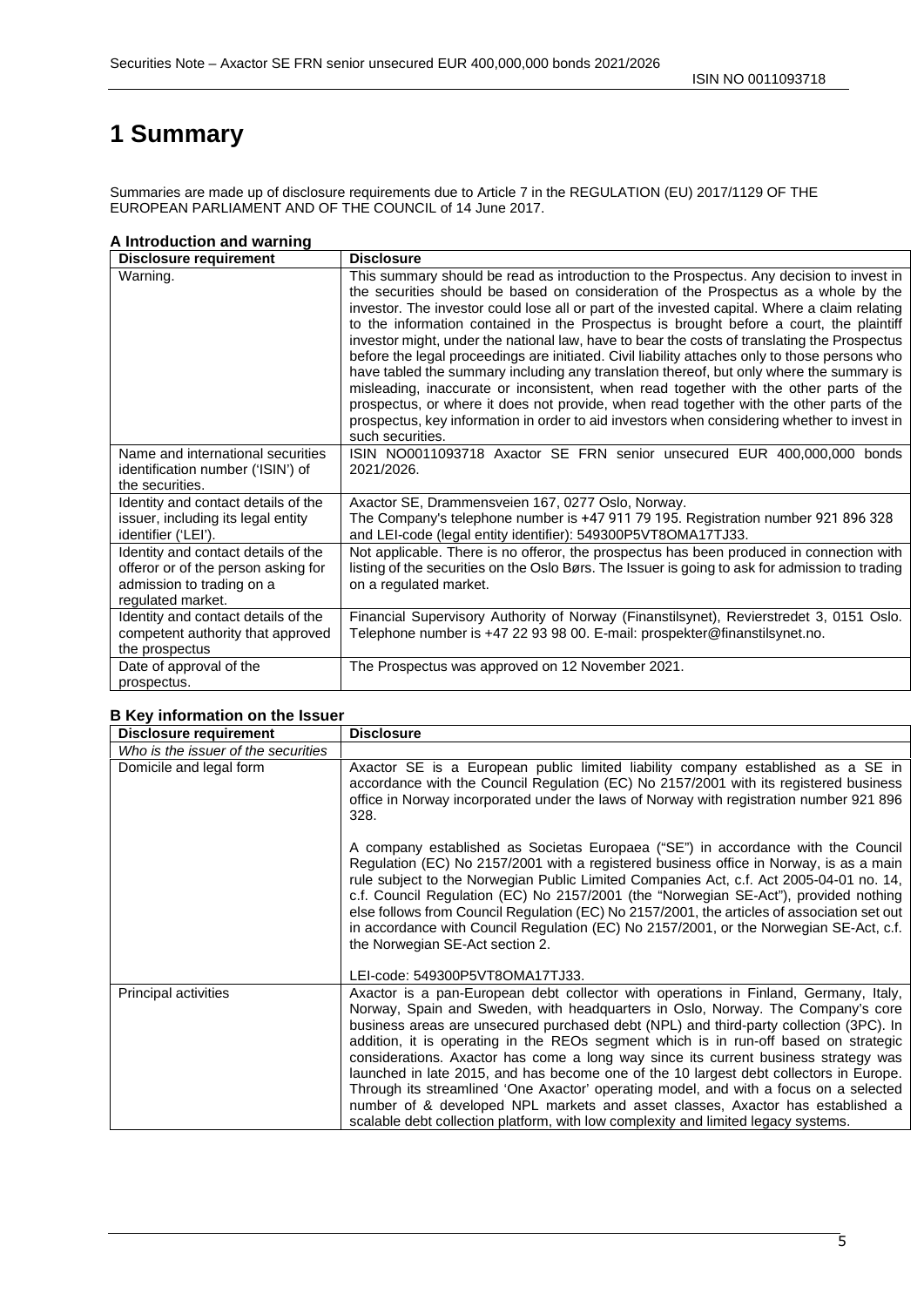# 1 Summary

Summaries are made up of disclosure requirements due to Article 7 in the REGULATION (EU) 2017/1129 OF THE EUROPEAN PARLIAMENT AND OF THE COUNCIL of 14 June 2017.

### A Introduction and warning

| Disclosure requirement | Disclosure |
|---|---|
| Warning. | This summary should be read as introduction to the Prospectus. Any decision to invest in the securities should be based on consideration of the Prospectus as a whole by the investor. The investor could lose all or part of the invested capital. Where a claim relating to the information contained in the Prospectus is brought before a court, the plaintiff investor might, under the national law, have to bear the costs of translating the Prospectus before the legal proceedings are initiated. Civil liability attaches only to those persons who have tabled the summary including any translation thereof, but only where the summary is misleading, inaccurate or inconsistent, when read together with the other parts of the prospectus, or where it does not provide, when read together with the other parts of the prospectus, key information in order to aid investors when considering whether to invest in such securities. |
| Name and international securities identification number ('ISIN') of the securities. | ISIN NO0011093718 Axactor SE FRN senior unsecured EUR 400,000,000 bonds 2021/2026. |
| Identity and contact details of the issuer, including its legal entity identifier ('LEI'). | Axactor SE, Drammensveien 167, 0277 Oslo, Norway. The Company's telephone number is +47 911 79 195. Registration number 921 896 328 and LEI-code (legal entity identifier): 549300P5VT8OMA17TJ33. |
| Identity and contact details of the offeror or of the person asking for admission to trading on a regulated market. | Not applicable. There is no offeror, the prospectus has been produced in connection with listing of the securities on the Oslo Børs. The Issuer is going to ask for admission to trading on a regulated market. |
| Identity and contact details of the competent authority that approved the prospectus | Financial Supervisory Authority of Norway (Finanstilsynet), Revierstredet 3, 0151 Oslo. Telephone number is +47 22 93 98 00. E-mail: prospekter@finanstilsynet.no. |
| Date of approval of the prospectus. | The Prospectus was approved on 12 November 2021. |

### B Key information on the Issuer

| Disclosure requirement | Disclosure |
|---|---|
| *Who is the issuer of the securities* | |
| Domicile and legal form | Axactor SE is a European public limited liability company established as a SE in accordance with the Council Regulation (EC) No 2157/2001 with its registered business office in Norway incorporated under the laws of Norway with registration number 921 896 328.<br><br>A company established as Societas Europaea ("SE") in accordance with the Council Regulation (EC) No 2157/2001 with a registered business office in Norway, is as a main rule subject to the Norwegian Public Limited Companies Act, c.f. Act 2005-04-01 no. 14, c.f. Council Regulation (EC) No 2157/2001 (the "Norwegian SE-Act"), provided nothing else follows from Council Regulation (EC) No 2157/2001, the articles of association set out in accordance with Council Regulation (EC) No 2157/2001, or the Norwegian SE-Act, c.f. the Norwegian SE-Act section 2.<br><br>LEI-code: 549300P5VT8OMA17TJ33. |
| Principal activities | Axactor is a pan-European debt collector with operations in Finland, Germany, Italy, Norway, Spain and Sweden, with headquarters in Oslo, Norway. The Company's core business areas are unsecured purchased debt (NPL) and third-party collection (3PC). In addition, it is operating in the REOs segment which is in run-off based on strategic considerations. Axactor has come a long way since its current business strategy was launched in late 2015, and has become one of the 10 largest debt collectors in Europe. Through its streamlined 'One Axactor' operating model, and with a focus on a selected number of & developed NPL markets and asset classes, Axactor has established a scalable debt collection platform, with low complexity and limited legacy systems. |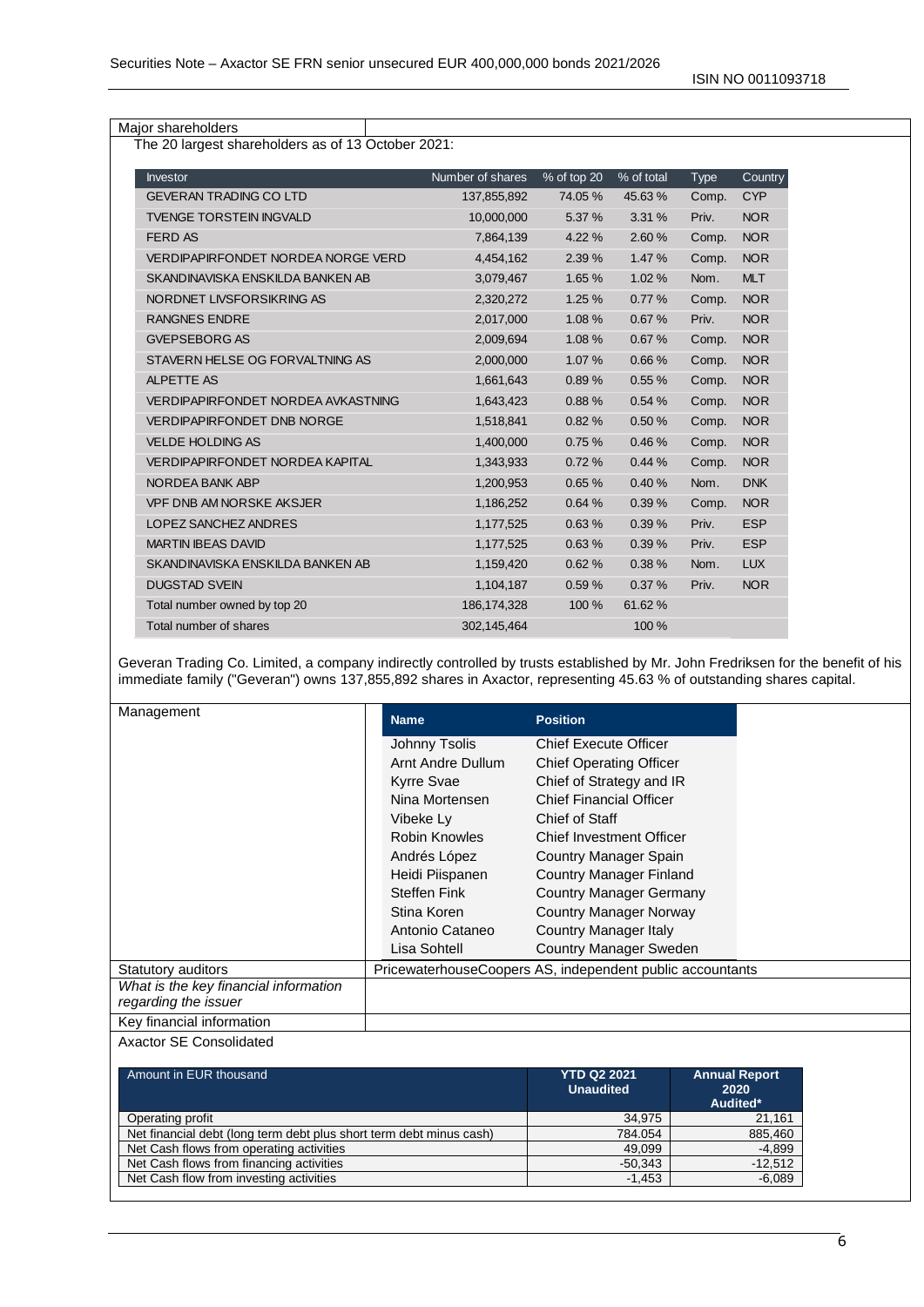Major shareholders

The 20 largest shareholders as of 13 October 2021:

| Investor | Number of shares | % of top 20 | % of total | Type | Country |
|---|---|---|---|---|---|
| GEVERAN TRADING CO LTD | 137,855,892 | 74.05 % | 45.63 % | Comp. | CYP |
| TVENGE TORSTEIN INGVALD | 10,000,000 | 5.37 % | 3.31 % | Priv. | NOR |
| FERD AS | 7,864,139 | 4.22 % | 2.60 % | Comp. | NOR |
| VERDIPAPIRFONDET NORDEA NORGE VERD | 4,454,162 | 2.39 % | 1.47 % | Comp. | NOR |
| SKANDINAVISKA ENSKILDA BANKEN AB | 3,079,467 | 1.65 % | 1.02 % | Nom. | MLT |
| NORDNET LIVSFORSIKRING AS | 2,320,272 | 1.25 % | 0.77 % | Comp. | NOR |
| RANGNES ENDRE | 2,017,000 | 1.08 % | 0.67 % | Priv. | NOR |
| GVEPSEBORG AS | 2,009,694 | 1.08 % | 0.67 % | Comp. | NOR |
| STAVERN HELSE OG FORVALTNING AS | 2,000,000 | 1.07 % | 0.66 % | Comp. | NOR |
| ALPETTE AS | 1,661,643 | 0.89 % | 0.55 % | Comp. | NOR |
| VERDIPAPIRFONDET NORDEA AVKASTNING | 1,643,423 | 0.88 % | 0.54 % | Comp. | NOR |
| VERDIPAPIRFONDET DNB NORGE | 1,518,841 | 0.82 % | 0.50 % | Comp. | NOR |
| VELDE HOLDING AS | 1,400,000 | 0.75 % | 0.46 % | Comp. | NOR |
| VERDIPAPIRFONDET NORDEA KAPITAL | 1,343,933 | 0.72 % | 0.44 % | Comp. | NOR |
| NORDEA BANK ABP | 1,200,953 | 0.65 % | 0.40 % | Nom. | DNK |
| VPF DNB AM NORSKE AKSJER | 1,186,252 | 0.64 % | 0.39 % | Comp. | NOR |
| LOPEZ SANCHEZ ANDRES | 1,177,525 | 0.63 % | 0.39 % | Priv. | ESP |
| MARTIN IBEAS DAVID | 1,177,525 | 0.63 % | 0.39 % | Priv. | ESP |
| SKANDINAVISKA ENSKILDA BANKEN AB | 1,159,420 | 0.62 % | 0.38 % | Nom. | LUX |
| DUGSTAD SVEIN | 1,104,187 | 0.59 % | 0.37 % | Priv. | NOR |
| Total number owned by top 20 | 186,174,328 | 100 % | 61.62 % | | |
| Total number of shares | 302,145,464 | | 100 % | | |

Geveran Trading Co. Limited, a company indirectly controlled by trusts established by Mr. John Fredriksen for the benefit of his immediate family ("Geveran") owns 137,855,892 shares in Axactor, representing 45.63 % of outstanding shares capital.

Management

| Name | Position |
|---|---|
| Johnny Tsolis | Chief Execute Officer |
| Arnt Andre Dullum | Chief Operating Officer |
| Kyrre Svae | Chief of Strategy and IR |
| Nina Mortensen | Chief Financial Officer |
| Vibeke Ly | Chief of Staff |
| Robin Knowles | Chief Investment Officer |
| Andrés López | Country Manager Spain |
| Heidi Piispanen | Country Manager Finland |
| Steffen Fink | Country Manager Germany |
| Stina Koren | Country Manager Norway |
| Antonio Cataneo | Country Manager Italy |
| Lisa Sohtell | Country Manager Sweden |

Statutory auditors: PricewaterhouseCoopers AS, independent public accountants

*What is the key financial information regarding the issuer*

Key financial information

Axactor SE Consolidated

| Amount in EUR thousand | YTD Q2 2021 Unaudited | Annual Report 2020 Audited* |
|---|---|---|
| Operating profit | 34,975 | 21,161 |
| Net financial debt (long term debt plus short term debt minus cash) | 784.054 | 885,460 |
| Net Cash flows from operating activities | 49,099 | -4,899 |
| Net Cash flows from financing activities | -50,343 | -12,512 |
| Net Cash flow from investing activities | -1,453 | -6,089 |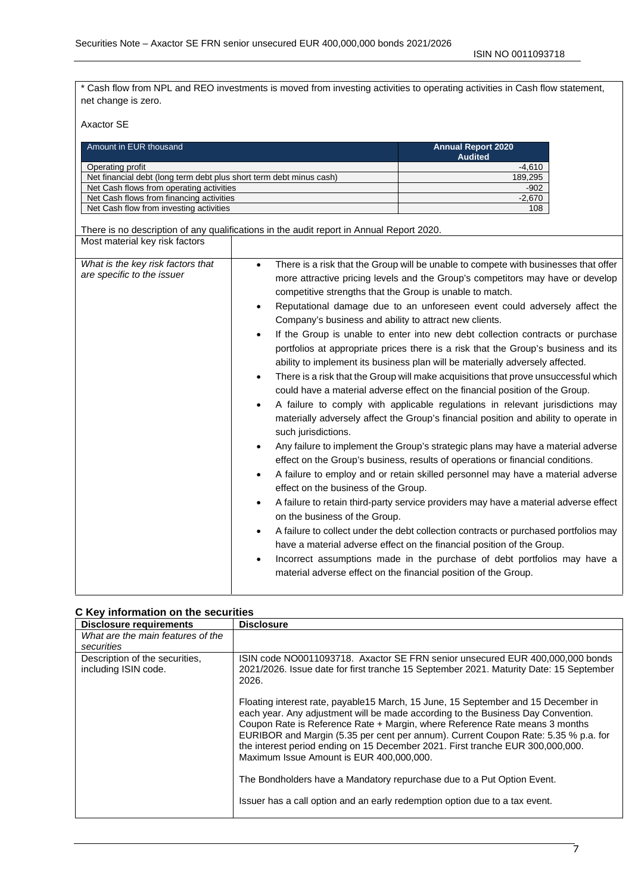* Cash flow from NPL and REO investments is moved from investing activities to operating activities in Cash flow statement, net change is zero.

Axactor SE

| Amount in EUR thousand | Annual Report 2020 Audited |
|---|---|
| Operating profit | -4,610 |
| Net financial debt (long term debt plus short term debt minus cash) | 189,295 |
| Net Cash flows from operating activities | -902 |
| Net Cash flows from financing activities | -2,670 |
| Net Cash flow from investing activities | 108 |

There is no description of any qualifications in the audit report in Annual Report 2020.

| Most material key risk factors | |
|---|---|
| *What is the key risk factors that are specific to the issuer* | • There is a risk that the Group will be unable to compete with businesses that offer more attractive pricing levels and the Group's competitors may have or develop competitive strengths that the Group is unable to match.<br>• Reputational damage due to an unforeseen event could adversely affect the Company's business and ability to attract new clients.<br>• If the Group is unable to enter into new debt collection contracts or purchase portfolios at appropriate prices there is a risk that the Group's business and its ability to implement its business plan will be materially adversely affected.<br>• There is a risk that the Group will make acquisitions that prove unsuccessful which could have a material adverse effect on the financial position of the Group.<br>• A failure to comply with applicable regulations in relevant jurisdictions may materially adversely affect the Group's financial position and ability to operate in such jurisdictions.<br>• Any failure to implement the Group's strategic plans may have a material adverse effect on the Group's business, results of operations or financial conditions.<br>• A failure to employ and or retain skilled personnel may have a material adverse effect on the business of the Group.<br>• A failure to retain third-party service providers may have a material adverse effect on the business of the Group.<br>• A failure to collect under the debt collection contracts or purchased portfolios may have a material adverse effect on the financial position of the Group.<br>• Incorrect assumptions made in the purchase of debt portfolios may have a material adverse effect on the financial position of the Group. |

## C Key information on the securities

| Disclosure requirements | Disclosure |
|---|---|
| *What are the main features of the securities* | |
| Description of the securities, including ISIN code. | ISIN code NO0011093718. Axactor SE FRN senior unsecured EUR 400,000,000 bonds 2021/2026. Issue date for first tranche 15 September 2021. Maturity Date: 15 September 2026.<br><br>Floating interest rate, payable15 March, 15 June, 15 September and 15 December in each year. Any adjustment will be made according to the Business Day Convention. Coupon Rate is Reference Rate + Margin, where Reference Rate means 3 months EURIBOR and Margin (5.35 per cent per annum). Current Coupon Rate: 5.35 % p.a. for the interest period ending on 15 December 2021. First tranche EUR 300,000,000. Maximum Issue Amount is EUR 400,000,000.<br><br>The Bondholders have a Mandatory repurchase due to a Put Option Event.<br><br>Issuer has a call option and an early redemption option due to a tax event. |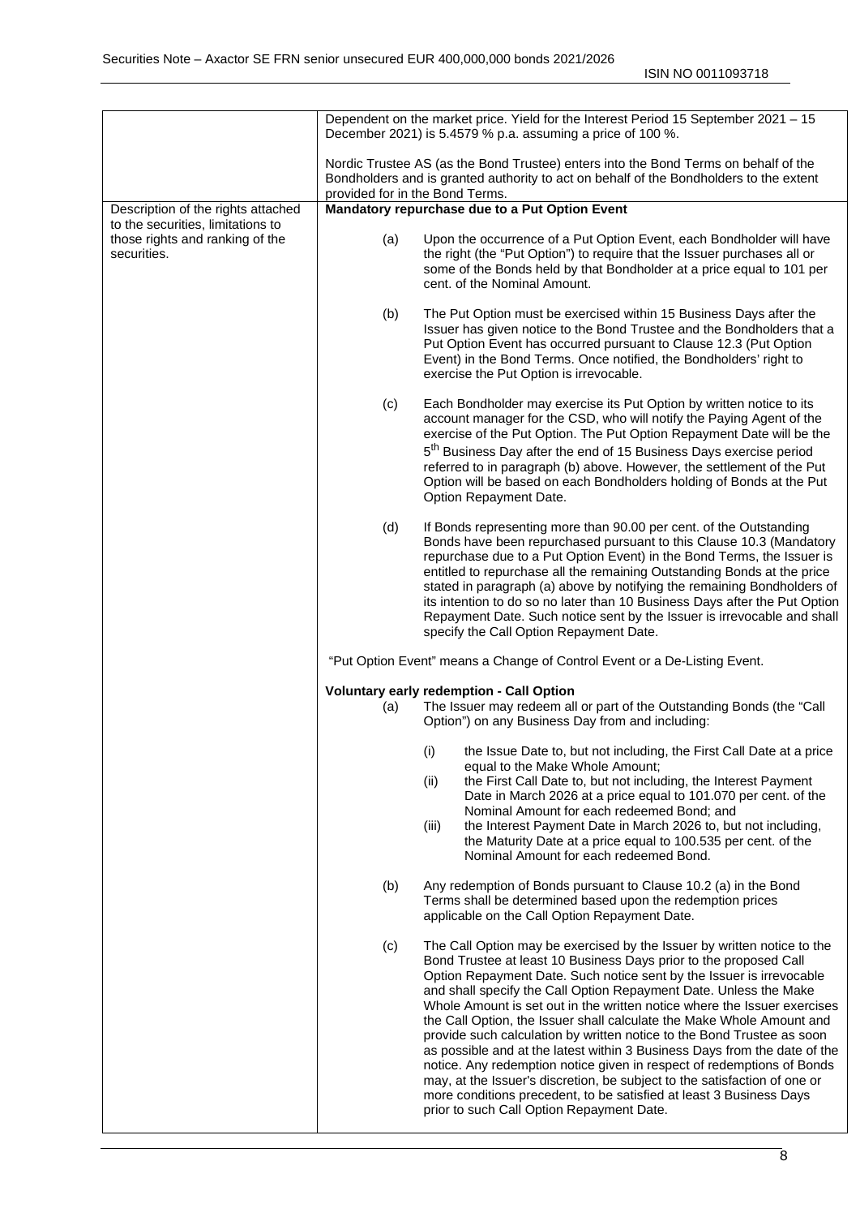| | |
|---|---|
| | Dependent on the market price. Yield for the Interest Period 15 September 2021 – 15 December 2021) is 5.4579 % p.a. assuming a price of 100 %.<br><br>Nordic Trustee AS (as the Bond Trustee) enters into the Bond Terms on behalf of the Bondholders and is granted authority to act on behalf of the Bondholders to the extent provided for in the Bond Terms. |
| Description of the rights attached to the securities, limitations to those rights and ranking of the securities. | **Mandatory repurchase due to a Put Option Event**<br><br>(a) Upon the occurrence of a Put Option Event, each Bondholder will have the right (the "Put Option") to require that the Issuer purchases all or some of the Bonds held by that Bondholder at a price equal to 101 per cent. of the Nominal Amount.<br><br>(b) The Put Option must be exercised within 15 Business Days after the Issuer has given notice to the Bond Trustee and the Bondholders that a Put Option Event has occurred pursuant to Clause 12.3 (Put Option Event) in the Bond Terms. Once notified, the Bondholders' right to exercise the Put Option is irrevocable.<br><br>(c) Each Bondholder may exercise its Put Option by written notice to its account manager for the CSD, who will notify the Paying Agent of the exercise of the Put Option. The Put Option Repayment Date will be the 5th Business Day after the end of 15 Business Days exercise period referred to in paragraph (b) above. However, the settlement of the Put Option will be based on each Bondholders holding of Bonds at the Put Option Repayment Date.<br><br>(d) If Bonds representing more than 90.00 per cent. of the Outstanding Bonds have been repurchased pursuant to this Clause 10.3 (Mandatory repurchase due to a Put Option Event) in the Bond Terms, the Issuer is entitled to repurchase all the remaining Outstanding Bonds at the price stated in paragraph (a) above by notifying the remaining Bondholders of its intention to do so no later than 10 Business Days after the Put Option Repayment Date. Such notice sent by the Issuer is irrevocable and shall specify the Call Option Repayment Date.<br><br>"Put Option Event" means a Change of Control Event or a De-Listing Event.<br><br>**Voluntary early redemption - Call Option**<br>(a) The Issuer may redeem all or part of the Outstanding Bonds (the "Call Option") on any Business Day from and including:<br><br>(i) the Issue Date to, but not including, the First Call Date at a price equal to the Make Whole Amount;<br>(ii) the First Call Date to, but not including, the Interest Payment Date in March 2026 at a price equal to 101.070 per cent. of the Nominal Amount for each redeemed Bond; and<br>(iii) the Interest Payment Date in March 2026 to, but not including, the Maturity Date at a price equal to 100.535 per cent. of the Nominal Amount for each redeemed Bond.<br><br>(b) Any redemption of Bonds pursuant to Clause 10.2 (a) in the Bond Terms shall be determined based upon the redemption prices applicable on the Call Option Repayment Date.<br><br>(c) The Call Option may be exercised by the Issuer by written notice to the Bond Trustee at least 10 Business Days prior to the proposed Call Option Repayment Date. Such notice sent by the Issuer is irrevocable and shall specify the Call Option Repayment Date. Unless the Make Whole Amount is set out in the written notice where the Issuer exercises the Call Option, the Issuer shall calculate the Make Whole Amount and provide such calculation by written notice to the Bond Trustee as soon as possible and at the latest within 3 Business Days from the date of the notice. Any redemption notice given in respect of redemptions of Bonds may, at the Issuer's discretion, be subject to the satisfaction of one or more conditions precedent, to be satisfied at least 3 Business Days prior to such Call Option Repayment Date. |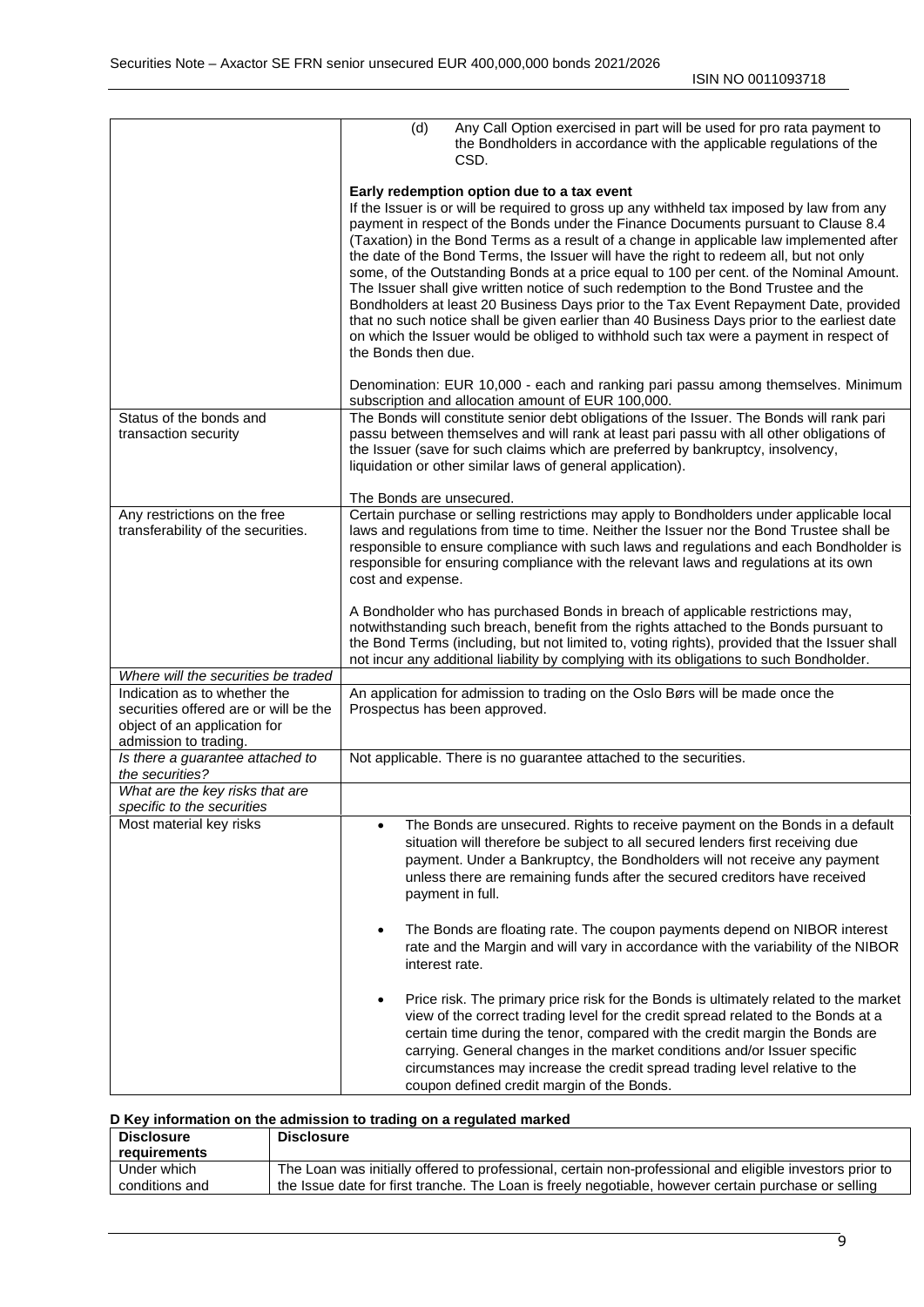| | |
|---|---|
| | (d) Any Call Option exercised in part will be used for pro rata payment to the Bondholders in accordance with the applicable regulations of the CSD.<br><br>**Early redemption option due to a tax event**<br>If the Issuer is or will be required to gross up any withheld tax imposed by law from any payment in respect of the Bonds under the Finance Documents pursuant to Clause 8.4 (Taxation) in the Bond Terms as a result of a change in applicable law implemented after the date of the Bond Terms, the Issuer will have the right to redeem all, but not only some, of the Outstanding Bonds at a price equal to 100 per cent. of the Nominal Amount. The Issuer shall give written notice of such redemption to the Bond Trustee and the Bondholders at least 20 Business Days prior to the Tax Event Repayment Date, provided that no such notice shall be given earlier than 40 Business Days prior to the earliest date on which the Issuer would be obliged to withhold such tax were a payment in respect of the Bonds then due.<br><br>Denomination: EUR 10,000 - each and ranking pari passu among themselves. Minimum subscription and allocation amount of EUR 100,000. |
| Status of the bonds and transaction security | The Bonds will constitute senior debt obligations of the Issuer. The Bonds will rank pari passu between themselves and will rank at least pari passu with all other obligations of the Issuer (save for such claims which are preferred by bankruptcy, insolvency, liquidation or other similar laws of general application).<br><br>The Bonds are unsecured. |
| Any restrictions on the free transferability of the securities. | Certain purchase or selling restrictions may apply to Bondholders under applicable local laws and regulations from time to time. Neither the Issuer nor the Bond Trustee shall be responsible to ensure compliance with such laws and regulations and each Bondholder is responsible for ensuring compliance with the relevant laws and regulations at its own cost and expense.<br><br>A Bondholder who has purchased Bonds in breach of applicable restrictions may, notwithstanding such breach, benefit from the rights attached to the Bonds pursuant to the Bond Terms (including, but not limited to, voting rights), provided that the Issuer shall not incur any additional liability by complying with its obligations to such Bondholder. |
| *Where will the securities be traded* | |
| Indication as to whether the securities offered are or will be the object of an application for admission to trading. | An application for admission to trading on the Oslo Børs will be made once the Prospectus has been approved. |
| *Is there a guarantee attached to the securities?* | Not applicable. There is no guarantee attached to the securities. |
| *What are the key risks that are specific to the securities* | |
| Most material key risks | • The Bonds are unsecured. Rights to receive payment on the Bonds in a default situation will therefore be subject to all secured lenders first receiving due payment. Under a Bankruptcy, the Bondholders will not receive any payment unless there are remaining funds after the secured creditors have received payment in full.<br><br>• The Bonds are floating rate. The coupon payments depend on NIBOR interest rate and the Margin and will vary in accordance with the variability of the NIBOR interest rate.<br><br>• Price risk. The primary price risk for the Bonds is ultimately related to the market view of the correct trading level for the credit spread related to the Bonds at a certain time during the tenor, compared with the credit margin the Bonds are carrying. General changes in the market conditions and/or Issuer specific circumstances may increase the credit spread trading level relative to the coupon defined credit margin of the Bonds. |

**D Key information on the admission to trading on a regulated marked**

| Disclosure requirements | Disclosure |
|---|---|
| Under which conditions and | The Loan was initially offered to professional, certain non-professional and eligible investors prior to the Issue date for first tranche. The Loan is freely negotiable, however certain purchase or selling |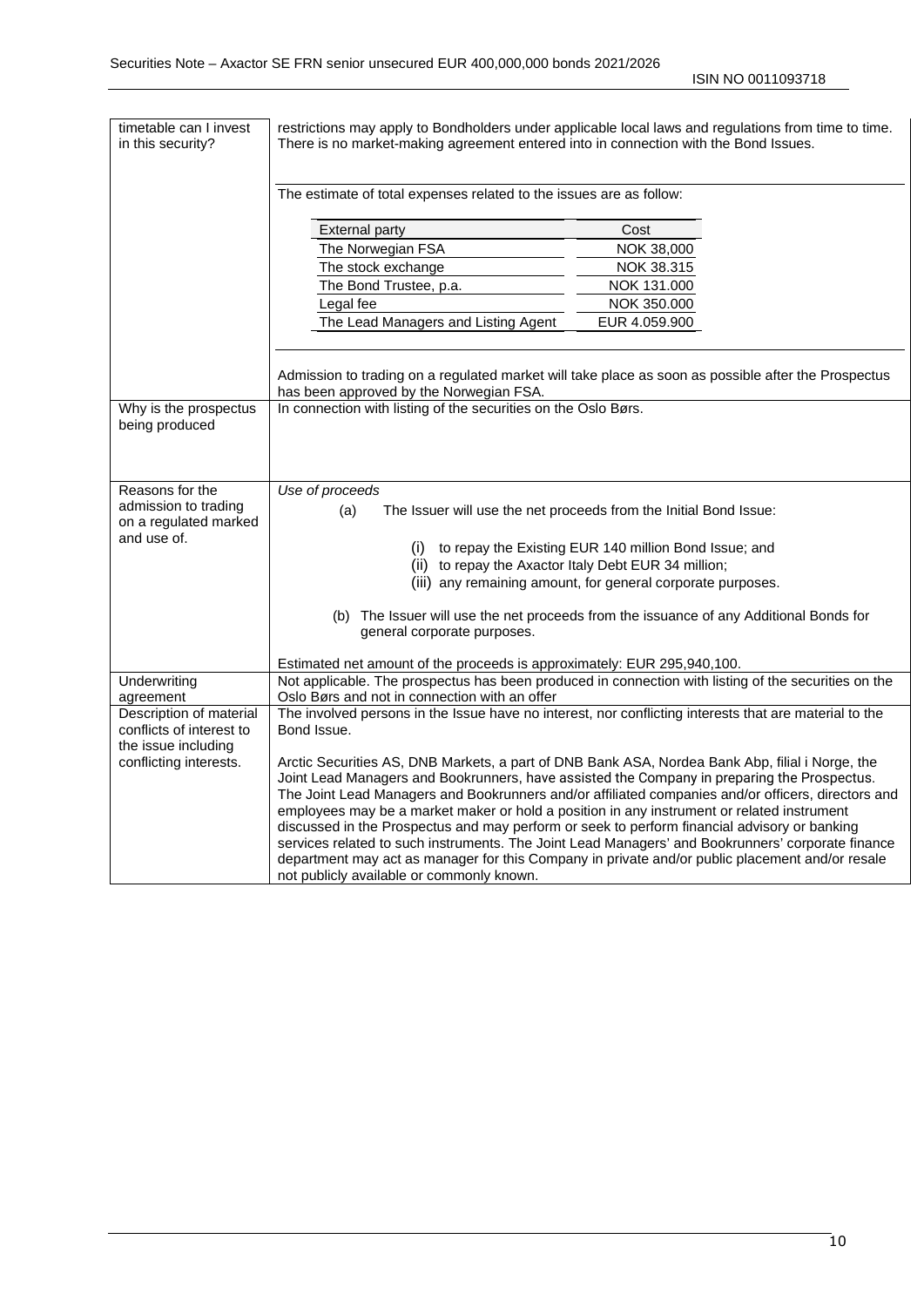| timetable can I invest in this security? | restrictions may apply to Bondholders under applicable local laws and regulations from time to time. There is no market-making agreement entered into in connection with the Bond Issues.<br><br>The estimate of total expenses related to the issues are as follow:<br><br>External party – Cost<br>The Norwegian FSA – NOK 38,000<br>The stock exchange – NOK 38.315<br>The Bond Trustee, p.a. – NOK 131.000<br>Legal fee – NOK 350.000<br>The Lead Managers and Listing Agent – EUR 4.059.900<br><br>Admission to trading on a regulated market will take place as soon as possible after the Prospectus has been approved by the Norwegian FSA. |
|---|---|
| Why is the prospectus being produced | In connection with listing of the securities on the Oslo Børs. |
| Reasons for the admission to trading on a regulated marked and use of. | *Use of proceeds*<br>(a) The Issuer will use the net proceeds from the Initial Bond Issue:<br>(i) to repay the Existing EUR 140 million Bond Issue; and<br>(ii) to repay the Axactor Italy Debt EUR 34 million;<br>(iii) any remaining amount, for general corporate purposes.<br><br>(b) The Issuer will use the net proceeds from the issuance of any Additional Bonds for general corporate purposes.<br><br>Estimated net amount of the proceeds is approximately: EUR 295,940,100. |
| Underwriting agreement | Not applicable. The prospectus has been produced in connection with listing of the securities on the Oslo Børs and not in connection with an offer |
| Description of material conflicts of interest to the issue including conflicting interests. | The involved persons in the Issue have no interest, nor conflicting interests that are material to the Bond Issue.<br><br>Arctic Securities AS, DNB Markets, a part of DNB Bank ASA, Nordea Bank Abp, filial i Norge, the Joint Lead Managers and Bookrunners, have assisted the Company in preparing the Prospectus. The Joint Lead Managers and Bookrunners and/or affiliated companies and/or officers, directors and employees may be a market maker or hold a position in any instrument or related instrument discussed in the Prospectus and may perform or seek to perform financial advisory or banking services related to such instruments. The Joint Lead Managers' and Bookrunners' corporate finance department may act as manager for this Company in private and/or public placement and/or resale not publicly available or commonly known. |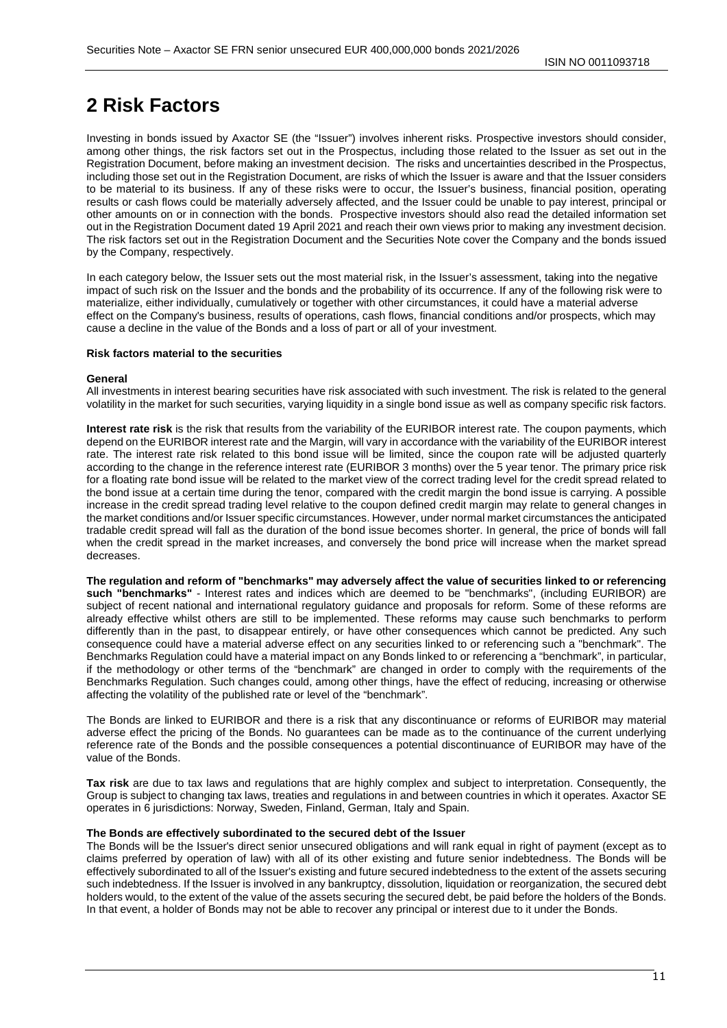# 2 Risk Factors

Investing in bonds issued by Axactor SE (the "Issuer") involves inherent risks. Prospective investors should consider, among other things, the risk factors set out in the Prospectus, including those related to the Issuer as set out in the Registration Document, before making an investment decision. The risks and uncertainties described in the Prospectus, including those set out in the Registration Document, are risks of which the Issuer is aware and that the Issuer considers to be material to its business. If any of these risks were to occur, the Issuer's business, financial position, operating results or cash flows could be materially adversely affected, and the Issuer could be unable to pay interest, principal or other amounts on or in connection with the bonds. Prospective investors should also read the detailed information set out in the Registration Document dated 19 April 2021 and reach their own views prior to making any investment decision. The risk factors set out in the Registration Document and the Securities Note cover the Company and the bonds issued by the Company, respectively.

In each category below, the Issuer sets out the most material risk, in the Issuer's assessment, taking into the negative impact of such risk on the Issuer and the bonds and the probability of its occurrence. If any of the following risk were to materialize, either individually, cumulatively or together with other circumstances, it could have a material adverse effect on the Company's business, results of operations, cash flows, financial conditions and/or prospects, which may cause a decline in the value of the Bonds and a loss of part or all of your investment.

**Risk factors material to the securities**

**General**

All investments in interest bearing securities have risk associated with such investment. The risk is related to the general volatility in the market for such securities, varying liquidity in a single bond issue as well as company specific risk factors.

**Interest rate risk** is the risk that results from the variability of the EURIBOR interest rate. The coupon payments, which depend on the EURIBOR interest rate and the Margin, will vary in accordance with the variability of the EURIBOR interest rate. The interest rate risk related to this bond issue will be limited, since the coupon rate will be adjusted quarterly according to the change in the reference interest rate (EURIBOR 3 months) over the 5 year tenor. The primary price risk for a floating rate bond issue will be related to the market view of the correct trading level for the credit spread related to the bond issue at a certain time during the tenor, compared with the credit margin the bond issue is carrying. A possible increase in the credit spread trading level relative to the coupon defined credit margin may relate to general changes in the market conditions and/or Issuer specific circumstances. However, under normal market circumstances the anticipated tradable credit spread will fall as the duration of the bond issue becomes shorter. In general, the price of bonds will fall when the credit spread in the market increases, and conversely the bond price will increase when the market spread decreases.

**The regulation and reform of "benchmarks" may adversely affect the value of securities linked to or referencing such "benchmarks"** - Interest rates and indices which are deemed to be "benchmarks", (including EURIBOR) are subject of recent national and international regulatory guidance and proposals for reform. Some of these reforms are already effective whilst others are still to be implemented. These reforms may cause such benchmarks to perform differently than in the past, to disappear entirely, or have other consequences which cannot be predicted. Any such consequence could have a material adverse effect on any securities linked to or referencing such a "benchmark". The Benchmarks Regulation could have a material impact on any Bonds linked to or referencing a "benchmark", in particular, if the methodology or other terms of the "benchmark" are changed in order to comply with the requirements of the Benchmarks Regulation. Such changes could, among other things, have the effect of reducing, increasing or otherwise affecting the volatility of the published rate or level of the "benchmark".

The Bonds are linked to EURIBOR and there is a risk that any discontinuance or reforms of EURIBOR may material adverse effect the pricing of the Bonds. No guarantees can be made as to the continuance of the current underlying reference rate of the Bonds and the possible consequences a potential discontinuance of EURIBOR may have of the value of the Bonds.

**Tax risk** are due to tax laws and regulations that are highly complex and subject to interpretation. Consequently, the Group is subject to changing tax laws, treaties and regulations in and between countries in which it operates. Axactor SE operates in 6 jurisdictions: Norway, Sweden, Finland, German, Italy and Spain.

**The Bonds are effectively subordinated to the secured debt of the Issuer**

The Bonds will be the Issuer's direct senior unsecured obligations and will rank equal in right of payment (except as to claims preferred by operation of law) with all of its other existing and future senior indebtedness. The Bonds will be effectively subordinated to all of the Issuer's existing and future secured indebtedness to the extent of the assets securing such indebtedness. If the Issuer is involved in any bankruptcy, dissolution, liquidation or reorganization, the secured debt holders would, to the extent of the value of the assets securing the secured debt, be paid before the holders of the Bonds. In that event, a holder of Bonds may not be able to recover any principal or interest due to it under the Bonds.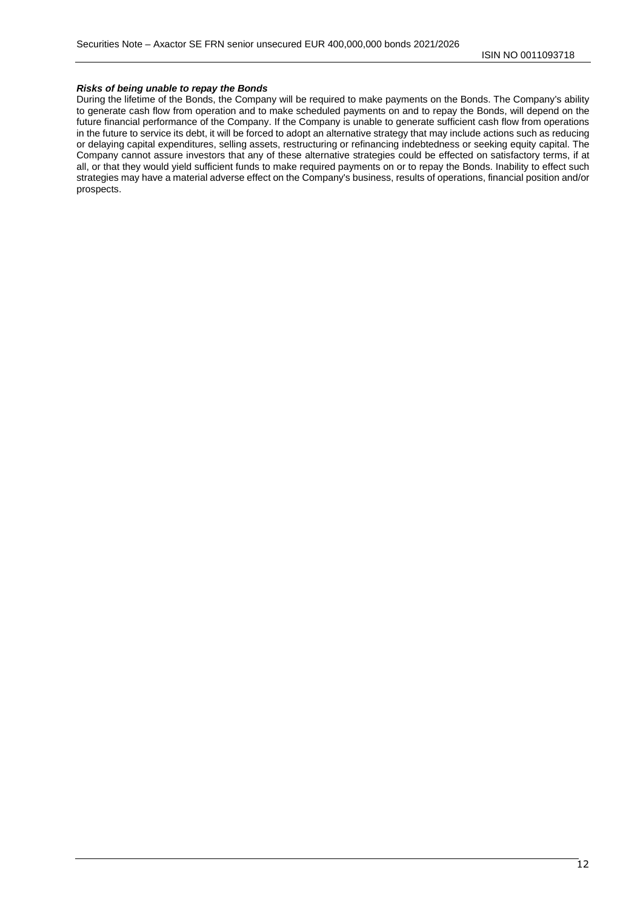***Risks of being unable to repay the Bonds***

During the lifetime of the Bonds, the Company will be required to make payments on the Bonds. The Company's ability to generate cash flow from operation and to make scheduled payments on and to repay the Bonds, will depend on the future financial performance of the Company. If the Company is unable to generate sufficient cash flow from operations in the future to service its debt, it will be forced to adopt an alternative strategy that may include actions such as reducing or delaying capital expenditures, selling assets, restructuring or refinancing indebtedness or seeking equity capital. The Company cannot assure investors that any of these alternative strategies could be effected on satisfactory terms, if at all, or that they would yield sufficient funds to make required payments on or to repay the Bonds. Inability to effect such strategies may have a material adverse effect on the Company's business, results of operations, financial position and/or prospects.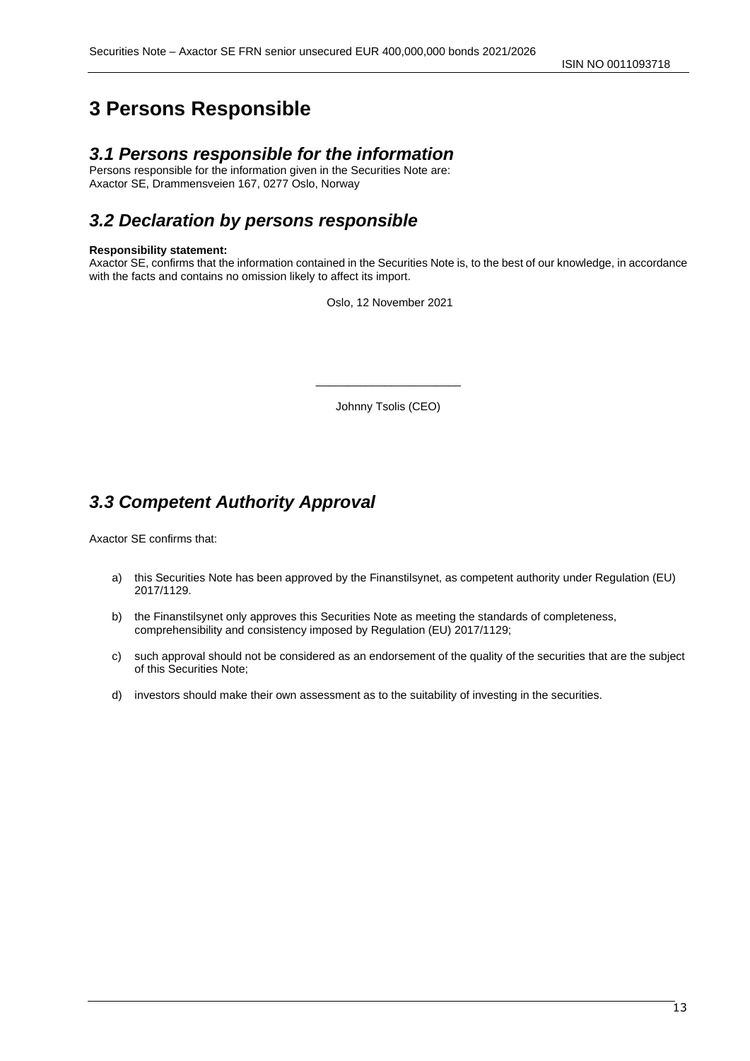# 3 Persons Responsible

## *3.1 Persons responsible for the information*

Persons responsible for the information given in the Securities Note are:
Axactor SE, Drammensveien 167, 0277 Oslo, Norway

## *3.2 Declaration by persons responsible*

**Responsibility statement:**
Axactor SE, confirms that the information contained in the Securities Note is, to the best of our knowledge, in accordance with the facts and contains no omission likely to affect its import.

Oslo, 12 November 2021

\_\_\_\_\_\_\_\_\_\_\_\_\_\_\_\_\_\_\_\_\_\_

Johnny Tsolis (CEO)

## *3.3 Competent Authority Approval*

Axactor SE confirms that:

a) this Securities Note has been approved by the Finanstilsynet, as competent authority under Regulation (EU) 2017/1129.

b) the Finanstilsynet only approves this Securities Note as meeting the standards of completeness, comprehensibility and consistency imposed by Regulation (EU) 2017/1129;

c) such approval should not be considered as an endorsement of the quality of the securities that are the subject of this Securities Note;

d) investors should make their own assessment as to the suitability of investing in the securities.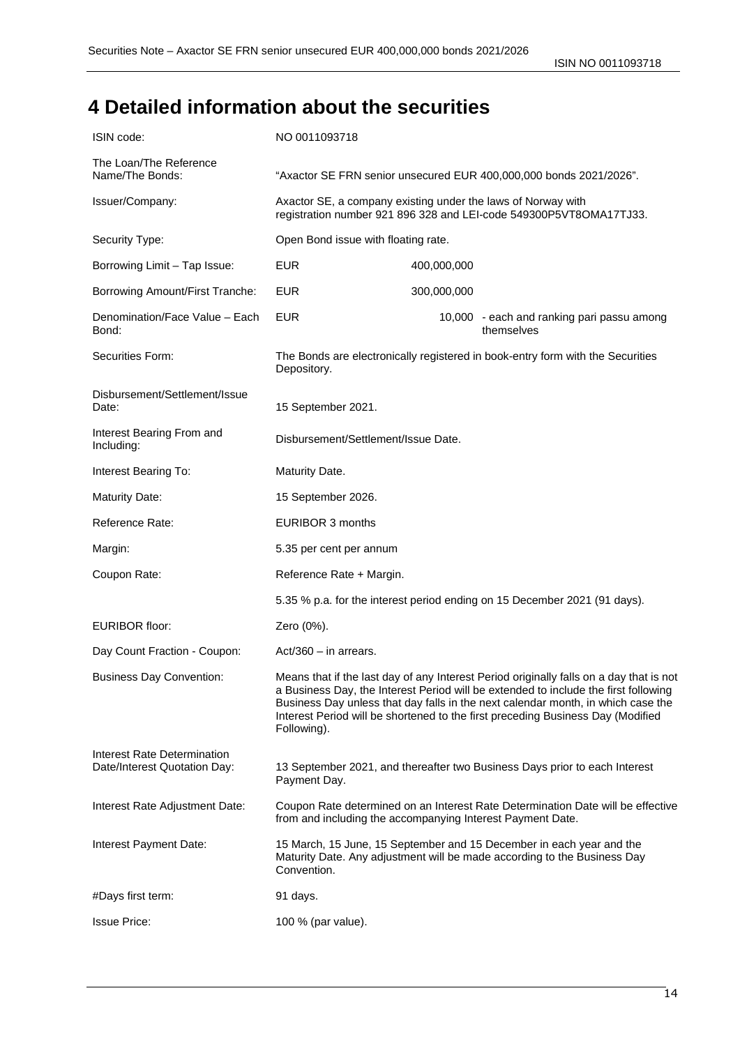# 4 Detailed information about the securities

| | | | |
|---|---|---|---|
| ISIN code: | NO 0011093718 | | |
| The Loan/The Reference Name/The Bonds: | "Axactor SE FRN senior unsecured EUR 400,000,000 bonds 2021/2026". | | |
| Issuer/Company: | Axactor SE, a company existing under the laws of Norway with registration number 921 896 328 and LEI-code 549300P5VT8OMA17TJ33. | | |
| Security Type: | Open Bond issue with floating rate. | | |
| Borrowing Limit – Tap Issue: | EUR | 400,000,000 | |
| Borrowing Amount/First Tranche: | EUR | 300,000,000 | |
| Denomination/Face Value – Each Bond: | EUR | 10,000 | - each and ranking pari passu among themselves |
| Securities Form: | The Bonds are electronically registered in book-entry form with the Securities Depository. | | |
| Disbursement/Settlement/Issue Date: | 15 September 2021. | | |
| Interest Bearing From and Including: | Disbursement/Settlement/Issue Date. | | |
| Interest Bearing To: | Maturity Date. | | |
| Maturity Date: | 15 September 2026. | | |
| Reference Rate: | EURIBOR 3 months | | |
| Margin: | 5.35 per cent per annum | | |
| Coupon Rate: | Reference Rate + Margin. | | |
| | 5.35 % p.a. for the interest period ending on 15 December 2021 (91 days). | | |
| EURIBOR floor: | Zero (0%). | | |
| Day Count Fraction - Coupon: | Act/360 – in arrears. | | |
| Business Day Convention: | Means that if the last day of any Interest Period originally falls on a day that is not a Business Day, the Interest Period will be extended to include the first following Business Day unless that day falls in the next calendar month, in which case the Interest Period will be shortened to the first preceding Business Day (Modified Following). | | |
| Interest Rate Determination Date/Interest Quotation Day: | 13 September 2021, and thereafter two Business Days prior to each Interest Payment Day. | | |
| Interest Rate Adjustment Date: | Coupon Rate determined on an Interest Rate Determination Date will be effective from and including the accompanying Interest Payment Date. | | |
| Interest Payment Date: | 15 March, 15 June, 15 September and 15 December in each year and the Maturity Date. Any adjustment will be made according to the Business Day Convention. | | |
| #Days first term: | 91 days. | | |
| Issue Price: | 100 % (par value). | | |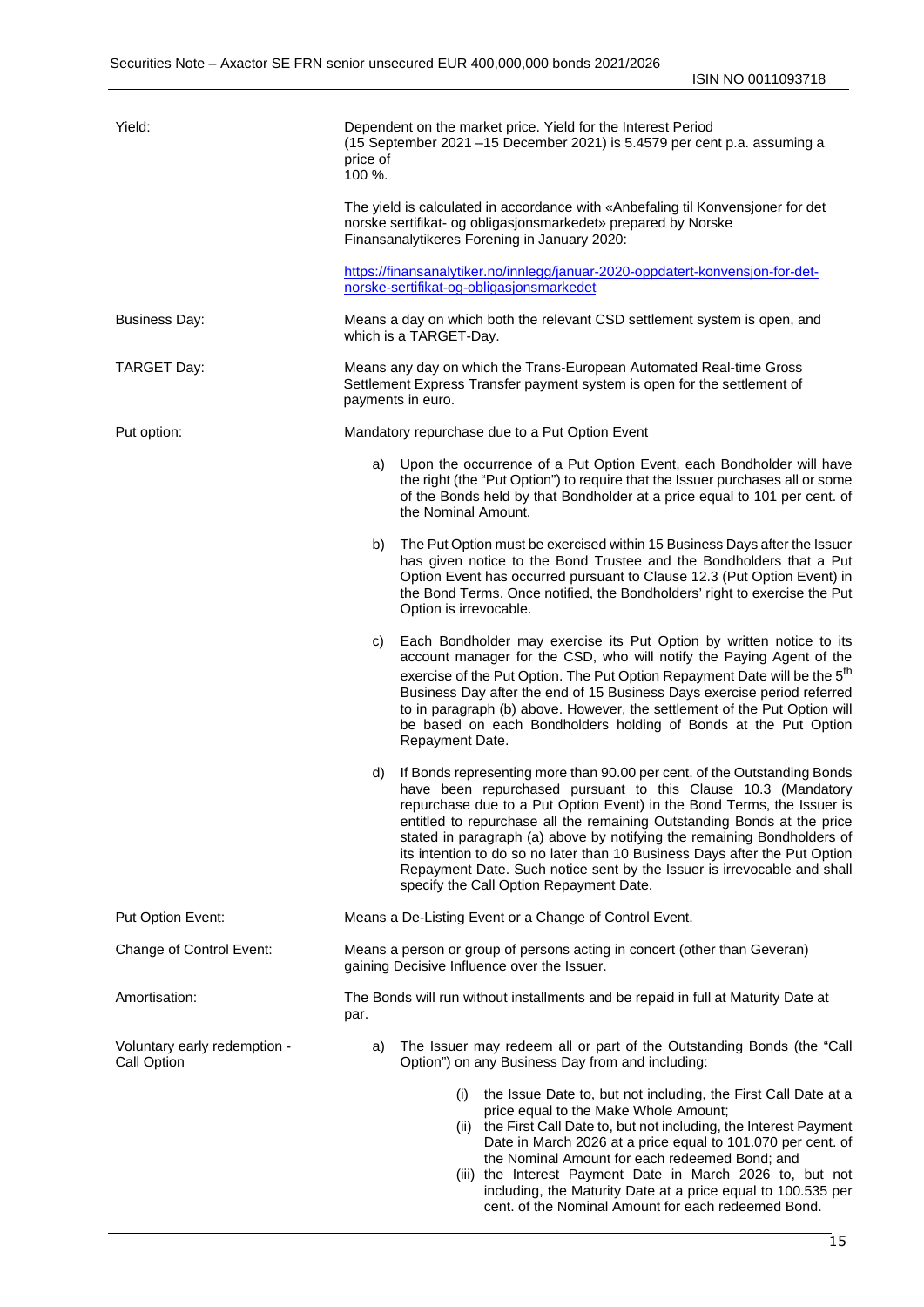| | |
|---|---|
| Yield: | Dependent on the market price. Yield for the Interest Period (15 September 2021 –15 December 2021) is 5.4579 per cent p.a. assuming a price of 100 %.<br><br>The yield is calculated in accordance with «Anbefaling til Konvensjoner for det norske sertifikat- og obligasjonsmarkedet» prepared by Norske Finansanalytikeres Forening in January 2020:<br><br>[https://finansanalytiker.no/innlegg/januar-2020-oppdatert-konvensjon-for-det-norske-sertifikat-og-obligasjonsmarkedet](https://finansanalytiker.no/innlegg/januar-2020-oppdatert-konvensjon-for-det-norske-sertifikat-og-obligasjonsmarkedet) |
| Business Day: | Means a day on which both the relevant CSD settlement system is open, and which is a TARGET-Day. |
| TARGET Day: | Means any day on which the Trans-European Automated Real-time Gross Settlement Express Transfer payment system is open for the settlement of payments in euro. |
| Put option: | Mandatory repurchase due to a Put Option Event<br><br>a) Upon the occurrence of a Put Option Event, each Bondholder will have the right (the "Put Option") to require that the Issuer purchases all or some of the Bonds held by that Bondholder at a price equal to 101 per cent. of the Nominal Amount.<br><br>b) The Put Option must be exercised within 15 Business Days after the Issuer has given notice to the Bond Trustee and the Bondholders that a Put Option Event has occurred pursuant to Clause 12.3 (Put Option Event) in the Bond Terms. Once notified, the Bondholders' right to exercise the Put Option is irrevocable.<br><br>c) Each Bondholder may exercise its Put Option by written notice to its account manager for the CSD, who will notify the Paying Agent of the exercise of the Put Option. The Put Option Repayment Date will be the 5th Business Day after the end of 15 Business Days exercise period referred to in paragraph (b) above. However, the settlement of the Put Option will be based on each Bondholders holding of Bonds at the Put Option Repayment Date.<br><br>d) If Bonds representing more than 90.00 per cent. of the Outstanding Bonds have been repurchased pursuant to this Clause 10.3 (Mandatory repurchase due to a Put Option Event) in the Bond Terms, the Issuer is entitled to repurchase all the remaining Outstanding Bonds at the price stated in paragraph (a) above by notifying the remaining Bondholders of its intention to do so no later than 10 Business Days after the Put Option Repayment Date. Such notice sent by the Issuer is irrevocable and shall specify the Call Option Repayment Date. |
| Put Option Event: | Means a De-Listing Event or a Change of Control Event. |
| Change of Control Event: | Means a person or group of persons acting in concert (other than Geveran) gaining Decisive Influence over the Issuer. |
| Amortisation: | The Bonds will run without installments and be repaid in full at Maturity Date at par. |
| Voluntary early redemption - Call Option | a) The Issuer may redeem all or part of the Outstanding Bonds (the "Call Option") on any Business Day from and including:<br><br>(i) the Issue Date to, but not including, the First Call Date at a price equal to the Make Whole Amount;<br>(ii) the First Call Date to, but not including, the Interest Payment Date in March 2026 at a price equal to 101.070 per cent. of the Nominal Amount for each redeemed Bond; and<br>(iii) the Interest Payment Date in March 2026 to, but not including, the Maturity Date at a price equal to 100.535 per cent. of the Nominal Amount for each redeemed Bond. |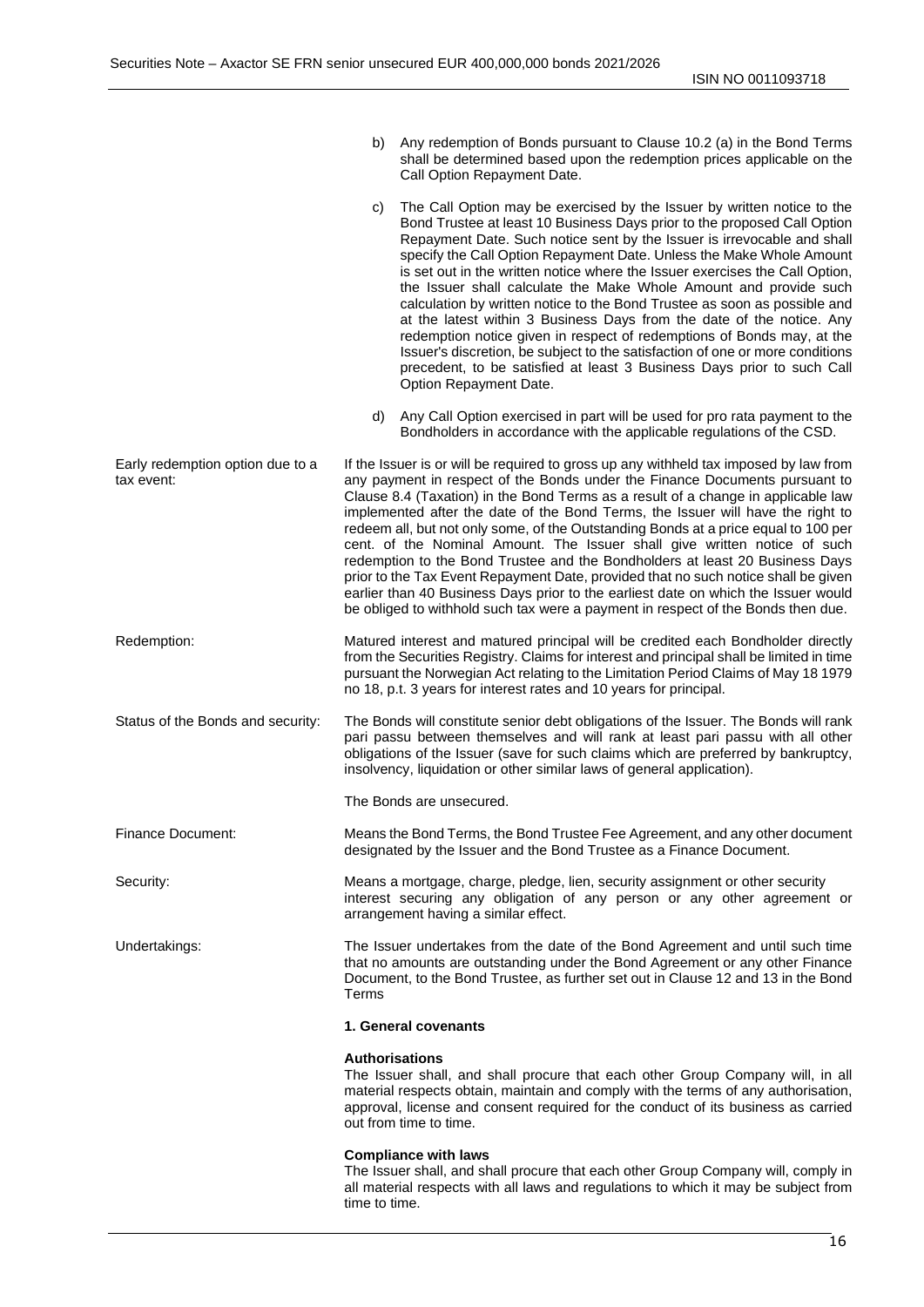b) Any redemption of Bonds pursuant to Clause 10.2 (a) in the Bond Terms shall be determined based upon the redemption prices applicable on the Call Option Repayment Date.

c) The Call Option may be exercised by the Issuer by written notice to the Bond Trustee at least 10 Business Days prior to the proposed Call Option Repayment Date. Such notice sent by the Issuer is irrevocable and shall specify the Call Option Repayment Date. Unless the Make Whole Amount is set out in the written notice where the Issuer exercises the Call Option, the Issuer shall calculate the Make Whole Amount and provide such calculation by written notice to the Bond Trustee as soon as possible and at the latest within 3 Business Days from the date of the notice. Any redemption notice given in respect of redemptions of Bonds may, at the Issuer's discretion, be subject to the satisfaction of one or more conditions precedent, to be satisfied at least 3 Business Days prior to such Call Option Repayment Date.

d) Any Call Option exercised in part will be used for pro rata payment to the Bondholders in accordance with the applicable regulations of the CSD.

| | |
|---|---|
| Early redemption option due to a tax event: | If the Issuer is or will be required to gross up any withheld tax imposed by law from any payment in respect of the Bonds under the Finance Documents pursuant to Clause 8.4 (Taxation) in the Bond Terms as a result of a change in applicable law implemented after the date of the Bond Terms, the Issuer will have the right to redeem all, but not only some, of the Outstanding Bonds at a price equal to 100 per cent. of the Nominal Amount. The Issuer shall give written notice of such redemption to the Bond Trustee and the Bondholders at least 20 Business Days prior to the Tax Event Repayment Date, provided that no such notice shall be given earlier than 40 Business Days prior to the earliest date on which the Issuer would be obliged to withhold such tax were a payment in respect of the Bonds then due. |
| Redemption: | Matured interest and matured principal will be credited each Bondholder directly from the Securities Registry. Claims for interest and principal shall be limited in time pursuant the Norwegian Act relating to the Limitation Period Claims of May 18 1979 no 18, p.t. 3 years for interest rates and 10 years for principal. |
| Status of the Bonds and security: | The Bonds will constitute senior debt obligations of the Issuer. The Bonds will rank pari passu between themselves and will rank at least pari passu with all other obligations of the Issuer (save for such claims which are preferred by bankruptcy, insolvency, liquidation or other similar laws of general application).<br><br>The Bonds are unsecured. |
| Finance Document: | Means the Bond Terms, the Bond Trustee Fee Agreement, and any other document designated by the Issuer and the Bond Trustee as a Finance Document. |
| Security: | Means a mortgage, charge, pledge, lien, security assignment or other security interest securing any obligation of any person or any other agreement or arrangement having a similar effect. |
| Undertakings: | The Issuer undertakes from the date of the Bond Agreement and until such time that no amounts are outstanding under the Bond Agreement or any other Finance Document, to the Bond Trustee, as further set out in Clause 12 and 13 in the Bond Terms |

**1. General covenants**

**Authorisations**
The Issuer shall, and shall procure that each other Group Company will, in all material respects obtain, maintain and comply with the terms of any authorisation, approval, license and consent required for the conduct of its business as carried out from time to time.

**Compliance with laws**
The Issuer shall, and shall procure that each other Group Company will, comply in all material respects with all laws and regulations to which it may be subject from time to time.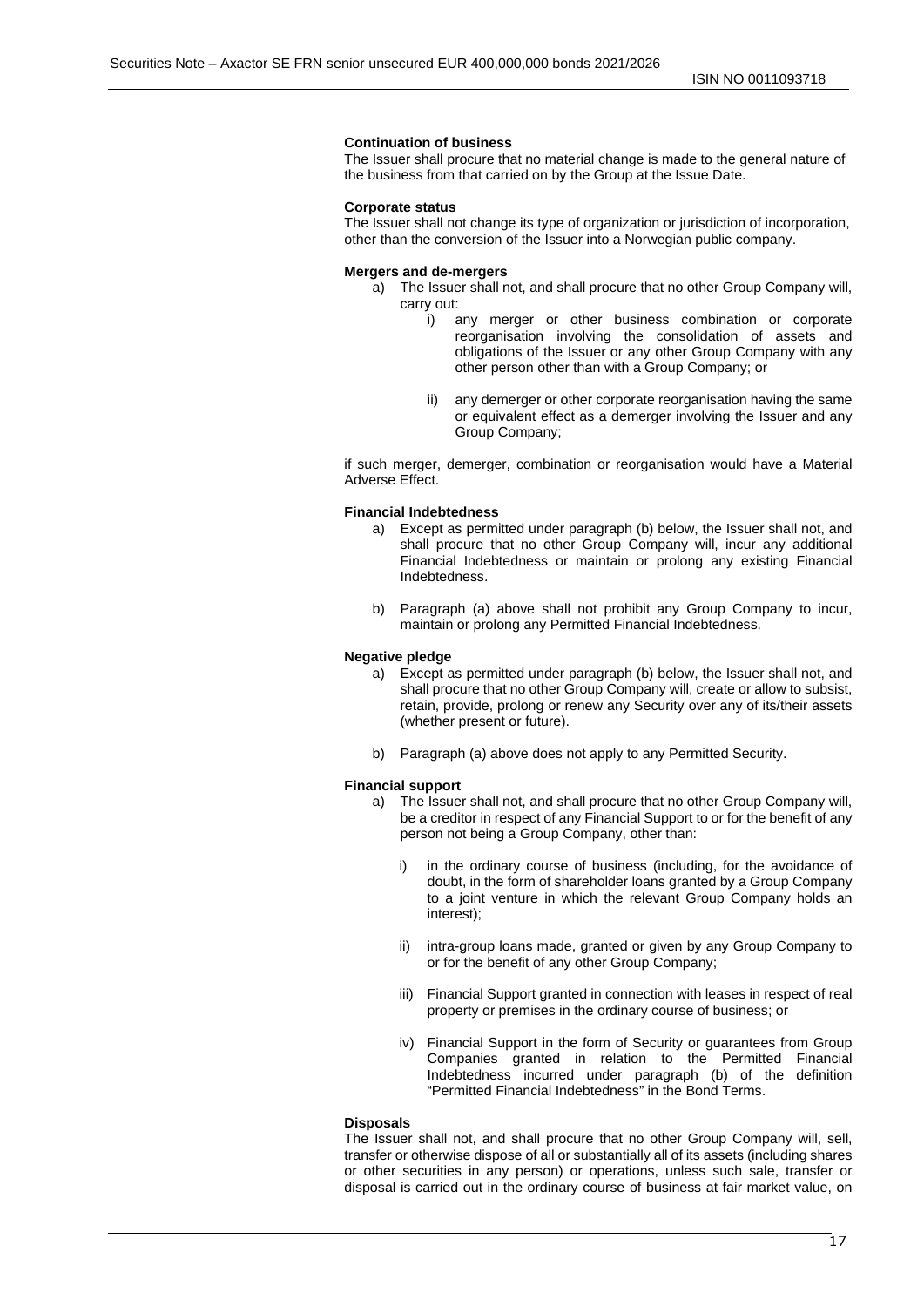**Continuation of business**

The Issuer shall procure that no material change is made to the general nature of the business from that carried on by the Group at the Issue Date.

**Corporate status**

The Issuer shall not change its type of organization or jurisdiction of incorporation, other than the conversion of the Issuer into a Norwegian public company.

**Mergers and de-mergers**

a) The Issuer shall not, and shall procure that no other Group Company will, carry out:

   i) any merger or other business combination or corporate reorganisation involving the consolidation of assets and obligations of the Issuer or any other Group Company with any other person other than with a Group Company; or

   ii) any demerger or other corporate reorganisation having the same or equivalent effect as a demerger involving the Issuer and any Group Company;

if such merger, demerger, combination or reorganisation would have a Material Adverse Effect.

**Financial Indebtedness**

a) Except as permitted under paragraph (b) below, the Issuer shall not, and shall procure that no other Group Company will, incur any additional Financial Indebtedness or maintain or prolong any existing Financial Indebtedness.

b) Paragraph (a) above shall not prohibit any Group Company to incur, maintain or prolong any Permitted Financial Indebtedness.

**Negative pledge**

a) Except as permitted under paragraph (b) below, the Issuer shall not, and shall procure that no other Group Company will, create or allow to subsist, retain, provide, prolong or renew any Security over any of its/their assets (whether present or future).

b) Paragraph (a) above does not apply to any Permitted Security.

**Financial support**

a) The Issuer shall not, and shall procure that no other Group Company will, be a creditor in respect of any Financial Support to or for the benefit of any person not being a Group Company, other than:

   i) in the ordinary course of business (including, for the avoidance of doubt, in the form of shareholder loans granted by a Group Company to a joint venture in which the relevant Group Company holds an interest);

   ii) intra-group loans made, granted or given by any Group Company to or for the benefit of any other Group Company;

   iii) Financial Support granted in connection with leases in respect of real property or premises in the ordinary course of business; or

   iv) Financial Support in the form of Security or guarantees from Group Companies granted in relation to the Permitted Financial Indebtedness incurred under paragraph (b) of the definition "Permitted Financial Indebtedness" in the Bond Terms.

**Disposals**

The Issuer shall not, and shall procure that no other Group Company will, sell, transfer or otherwise dispose of all or substantially all of its assets (including shares or other securities in any person) or operations, unless such sale, transfer or disposal is carried out in the ordinary course of business at fair market value, on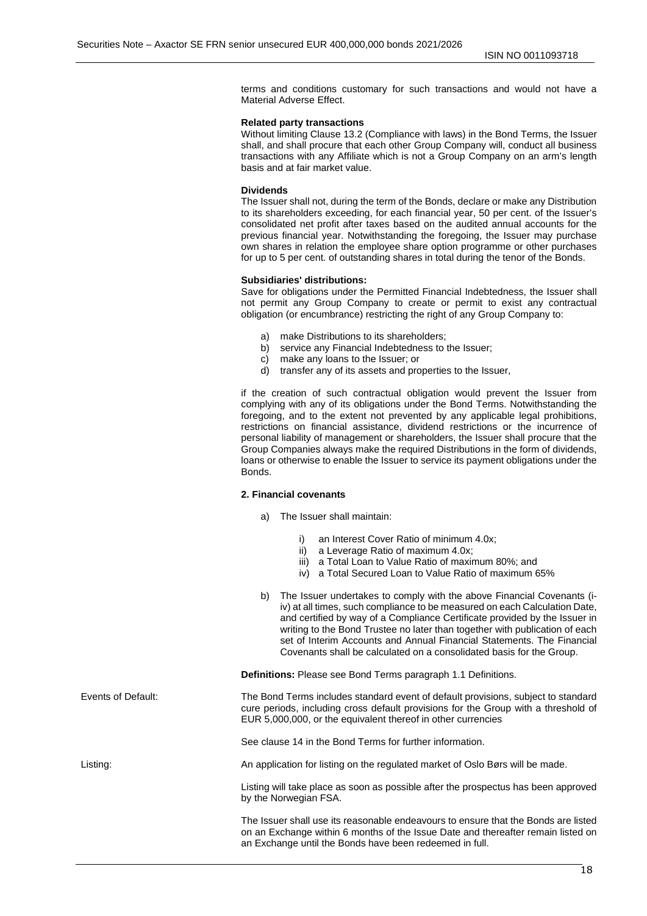terms and conditions customary for such transactions and would not have a Material Adverse Effect.

**Related party transactions**

Without limiting Clause 13.2 (Compliance with laws) in the Bond Terms, the Issuer shall, and shall procure that each other Group Company will, conduct all business transactions with any Affiliate which is not a Group Company on an arm's length basis and at fair market value.

**Dividends**

The Issuer shall not, during the term of the Bonds, declare or make any Distribution to its shareholders exceeding, for each financial year, 50 per cent. of the Issuer's consolidated net profit after taxes based on the audited annual accounts for the previous financial year. Notwithstanding the foregoing, the Issuer may purchase own shares in relation the employee share option programme or other purchases for up to 5 per cent. of outstanding shares in total during the tenor of the Bonds.

**Subsidiaries' distributions:**

Save for obligations under the Permitted Financial Indebtedness, the Issuer shall not permit any Group Company to create or permit to exist any contractual obligation (or encumbrance) restricting the right of any Group Company to:

a) make Distributions to its shareholders;
b) service any Financial Indebtedness to the Issuer;
c) make any loans to the Issuer; or
d) transfer any of its assets and properties to the Issuer,

if the creation of such contractual obligation would prevent the Issuer from complying with any of its obligations under the Bond Terms. Notwithstanding the foregoing, and to the extent not prevented by any applicable legal prohibitions, restrictions on financial assistance, dividend restrictions or the incurrence of personal liability of management or shareholders, the Issuer shall procure that the Group Companies always make the required Distributions in the form of dividends, loans or otherwise to enable the Issuer to service its payment obligations under the Bonds.

**2. Financial covenants**

a) The Issuer shall maintain:

   i) an Interest Cover Ratio of minimum 4.0x;
   ii) a Leverage Ratio of maximum 4.0x;
   iii) a Total Loan to Value Ratio of maximum 80%; and
   iv) a Total Secured Loan to Value Ratio of maximum 65%

b) The Issuer undertakes to comply with the above Financial Covenants (i-iv) at all times, such compliance to be measured on each Calculation Date, and certified by way of a Compliance Certificate provided by the Issuer in writing to the Bond Trustee no later than together with publication of each set of Interim Accounts and Annual Financial Statements. The Financial Covenants shall be calculated on a consolidated basis for the Group.

**Definitions:** Please see Bond Terms paragraph 1.1 Definitions.

Events of Default: The Bond Terms includes standard event of default provisions, subject to standard cure periods, including cross default provisions for the Group with a threshold of EUR 5,000,000, or the equivalent thereof in other currencies

See clause 14 in the Bond Terms for further information.

Listing: An application for listing on the regulated market of Oslo Børs will be made.

Listing will take place as soon as possible after the prospectus has been approved by the Norwegian FSA.

The Issuer shall use its reasonable endeavours to ensure that the Bonds are listed on an Exchange within 6 months of the Issue Date and thereafter remain listed on an Exchange until the Bonds have been redeemed in full.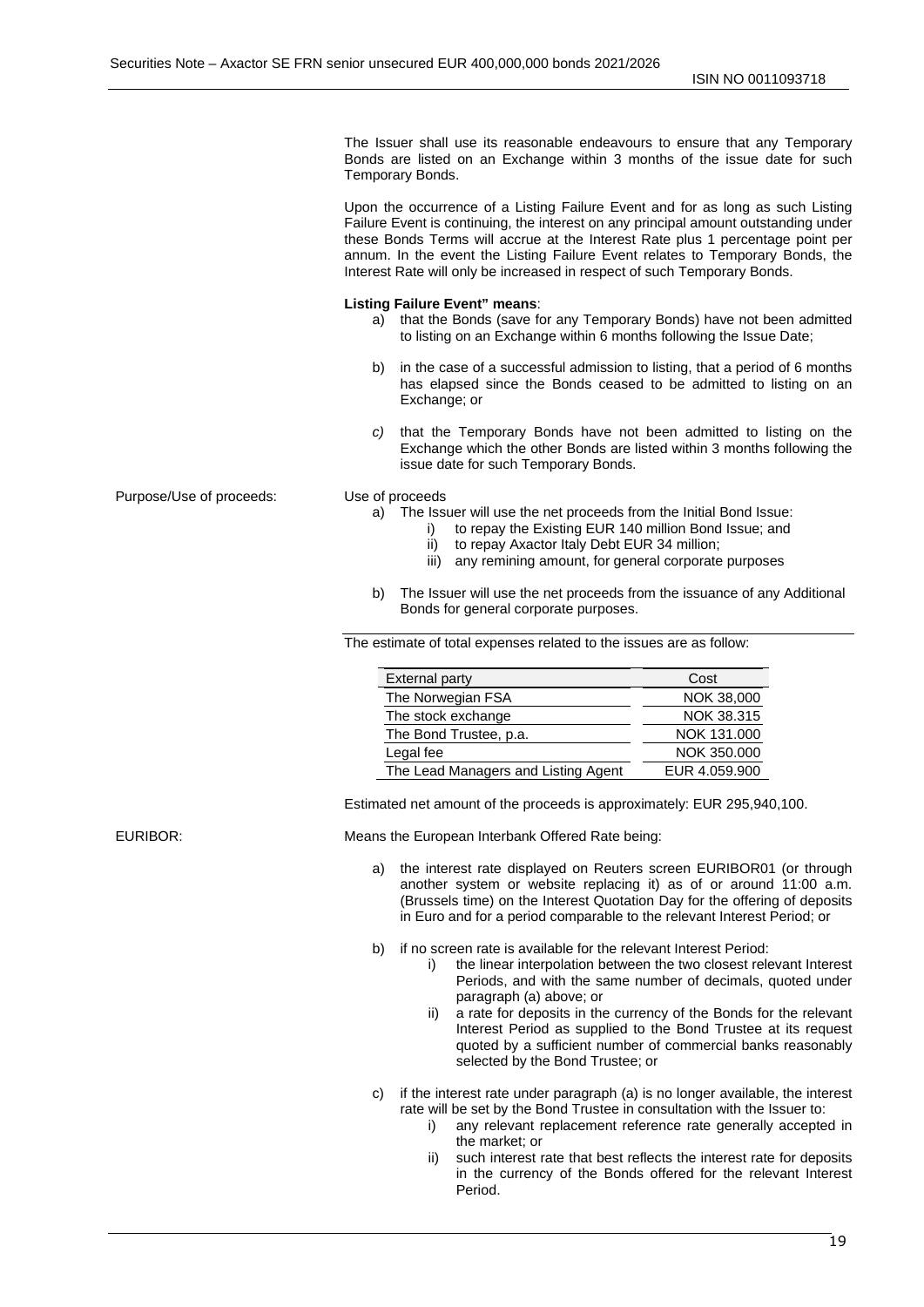The Issuer shall use its reasonable endeavours to ensure that any Temporary Bonds are listed on an Exchange within 3 months of the issue date for such Temporary Bonds.

Upon the occurrence of a Listing Failure Event and for as long as such Listing Failure Event is continuing, the interest on any principal amount outstanding under these Bonds Terms will accrue at the Interest Rate plus 1 percentage point per annum. In the event the Listing Failure Event relates to Temporary Bonds, the Interest Rate will only be increased in respect of such Temporary Bonds.

**Listing Failure Event" means**:

a) that the Bonds (save for any Temporary Bonds) have not been admitted to listing on an Exchange within 6 months following the Issue Date;

b) in the case of a successful admission to listing, that a period of 6 months has elapsed since the Bonds ceased to be admitted to listing on an Exchange; or

*c)* that the Temporary Bonds have not been admitted to listing on the Exchange which the other Bonds are listed within 3 months following the issue date for such Temporary Bonds.

Purpose/Use of proceeds:

Use of proceeds

a) The Issuer will use the net proceeds from the Initial Bond Issue:
   i) to repay the Existing EUR 140 million Bond Issue; and
   ii) to repay Axactor Italy Debt EUR 34 million;
   iii) any remining amount, for general corporate purposes

b) The Issuer will use the net proceeds from the issuance of any Additional Bonds for general corporate purposes.

The estimate of total expenses related to the issues are as follow:

| External party | Cost |
|---|---|
| The Norwegian FSA | NOK 38,000 |
| The stock exchange | NOK 38.315 |
| The Bond Trustee, p.a. | NOK 131.000 |
| Legal fee | NOK 350.000 |
| The Lead Managers and Listing Agent | EUR 4.059.900 |

Estimated net amount of the proceeds is approximately: EUR 295,940,100.

EURIBOR:

Means the European Interbank Offered Rate being:

a) the interest rate displayed on Reuters screen EURIBOR01 (or through another system or website replacing it) as of or around 11:00 a.m. (Brussels time) on the Interest Quotation Day for the offering of deposits in Euro and for a period comparable to the relevant Interest Period; or

b) if no screen rate is available for the relevant Interest Period:
   i) the linear interpolation between the two closest relevant Interest Periods, and with the same number of decimals, quoted under paragraph (a) above; or
   ii) a rate for deposits in the currency of the Bonds for the relevant Interest Period as supplied to the Bond Trustee at its request quoted by a sufficient number of commercial banks reasonably selected by the Bond Trustee; or

c) if the interest rate under paragraph (a) is no longer available, the interest rate will be set by the Bond Trustee in consultation with the Issuer to:
   i) any relevant replacement reference rate generally accepted in the market; or
   ii) such interest rate that best reflects the interest rate for deposits in the currency of the Bonds offered for the relevant Interest Period.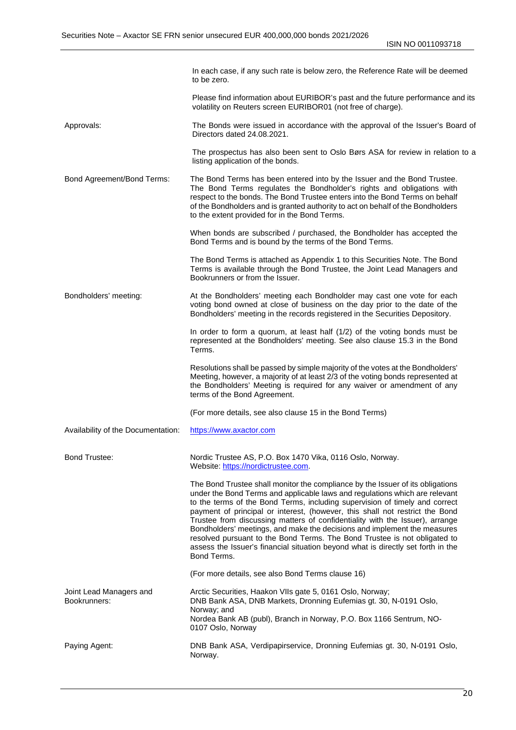| | |
|---|---|
| | In each case, if any such rate is below zero, the Reference Rate will be deemed to be zero. |
| | Please find information about EURIBOR's past and the future performance and its volatility on Reuters screen EURIBOR01 (not free of charge). |
| Approvals: | The Bonds were issued in accordance with the approval of the Issuer's Board of Directors dated 24.08.2021. |
| | The prospectus has also been sent to Oslo Børs ASA for review in relation to a listing application of the bonds. |
| Bond Agreement/Bond Terms: | The Bond Terms has been entered into by the Issuer and the Bond Trustee. The Bond Terms regulates the Bondholder's rights and obligations with respect to the bonds. The Bond Trustee enters into the Bond Terms on behalf of the Bondholders and is granted authority to act on behalf of the Bondholders to the extent provided for in the Bond Terms. |
| | When bonds are subscribed / purchased, the Bondholder has accepted the Bond Terms and is bound by the terms of the Bond Terms. |
| | The Bond Terms is attached as Appendix 1 to this Securities Note. The Bond Terms is available through the Bond Trustee, the Joint Lead Managers and Bookrunners or from the Issuer. |
| Bondholders' meeting: | At the Bondholders' meeting each Bondholder may cast one vote for each voting bond owned at close of business on the day prior to the date of the Bondholders' meeting in the records registered in the Securities Depository. |
| | In order to form a quorum, at least half (1/2) of the voting bonds must be represented at the Bondholders' meeting. See also clause 15.3 in the Bond Terms. |
| | Resolutions shall be passed by simple majority of the votes at the Bondholders' Meeting, however, a majority of at least 2/3 of the voting bonds represented at the Bondholders' Meeting is required for any waiver or amendment of any terms of the Bond Agreement. |
| | (For more details, see also clause 15 in the Bond Terms) |
| Availability of the Documentation: | https://www.axactor.com |
| Bond Trustee: | Nordic Trustee AS, P.O. Box 1470 Vika, 0116 Oslo, Norway.<br>Website: https://nordictrustee.com. |
| | The Bond Trustee shall monitor the compliance by the Issuer of its obligations under the Bond Terms and applicable laws and regulations which are relevant to the terms of the Bond Terms, including supervision of timely and correct payment of principal or interest, (however, this shall not restrict the Bond Trustee from discussing matters of confidentiality with the Issuer), arrange Bondholders' meetings, and make the decisions and implement the measures resolved pursuant to the Bond Terms. The Bond Trustee is not obligated to assess the Issuer's financial situation beyond what is directly set forth in the Bond Terms. |
| | (For more details, see also Bond Terms clause 16) |
| Joint Lead Managers and Bookrunners: | Arctic Securities, Haakon VIIs gate 5, 0161 Oslo, Norway;<br>DNB Bank ASA, DNB Markets, Dronning Eufemias gt. 30, N-0191 Oslo, Norway; and<br>Nordea Bank AB (publ), Branch in Norway, P.O. Box 1166 Sentrum, NO-0107 Oslo, Norway |
| Paying Agent: | DNB Bank ASA, Verdipapirservice, Dronning Eufemias gt. 30, N-0191 Oslo, Norway. |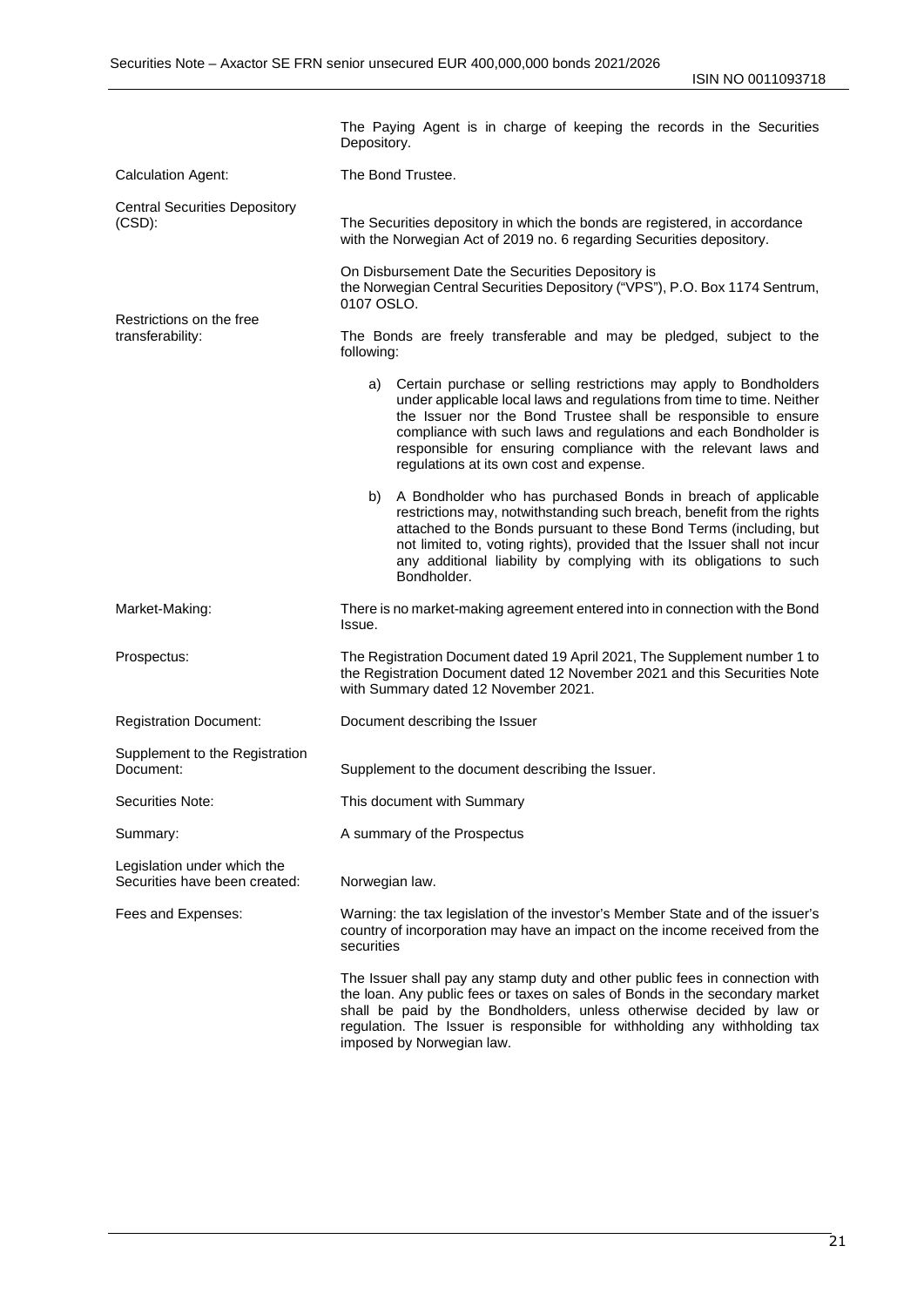| | |
|---|---|
| | The Paying Agent is in charge of keeping the records in the Securities Depository. |
| Calculation Agent: | The Bond Trustee. |
| Central Securities Depository (CSD): | The Securities depository in which the bonds are registered, in accordance with the Norwegian Act of 2019 no. 6 regarding Securities depository.<br><br>On Disbursement Date the Securities Depository is the Norwegian Central Securities Depository ("VPS"), P.O. Box 1174 Sentrum, 0107 OSLO. |
| Restrictions on the free transferability: | The Bonds are freely transferable and may be pledged, subject to the following:<br><br>a) Certain purchase or selling restrictions may apply to Bondholders under applicable local laws and regulations from time to time. Neither the Issuer nor the Bond Trustee shall be responsible to ensure compliance with such laws and regulations and each Bondholder is responsible for ensuring compliance with the relevant laws and regulations at its own cost and expense.<br><br>b) A Bondholder who has purchased Bonds in breach of applicable restrictions may, notwithstanding such breach, benefit from the rights attached to the Bonds pursuant to these Bond Terms (including, but not limited to, voting rights), provided that the Issuer shall not incur any additional liability by complying with its obligations to such Bondholder. |
| Market-Making: | There is no market-making agreement entered into in connection with the Bond Issue. |
| Prospectus: | The Registration Document dated 19 April 2021, The Supplement number 1 to the Registration Document dated 12 November 2021 and this Securities Note with Summary dated 12 November 2021. |
| Registration Document: | Document describing the Issuer |
| Supplement to the Registration Document: | Supplement to the document describing the Issuer. |
| Securities Note: | This document with Summary |
| Summary: | A summary of the Prospectus |
| Legislation under which the Securities have been created: | Norwegian law. |
| Fees and Expenses: | Warning: the tax legislation of the investor's Member State and of the issuer's country of incorporation may have an impact on the income received from the securities<br><br>The Issuer shall pay any stamp duty and other public fees in connection with the loan. Any public fees or taxes on sales of Bonds in the secondary market shall be paid by the Bondholders, unless otherwise decided by law or regulation. The Issuer is responsible for withholding any withholding tax imposed by Norwegian law. |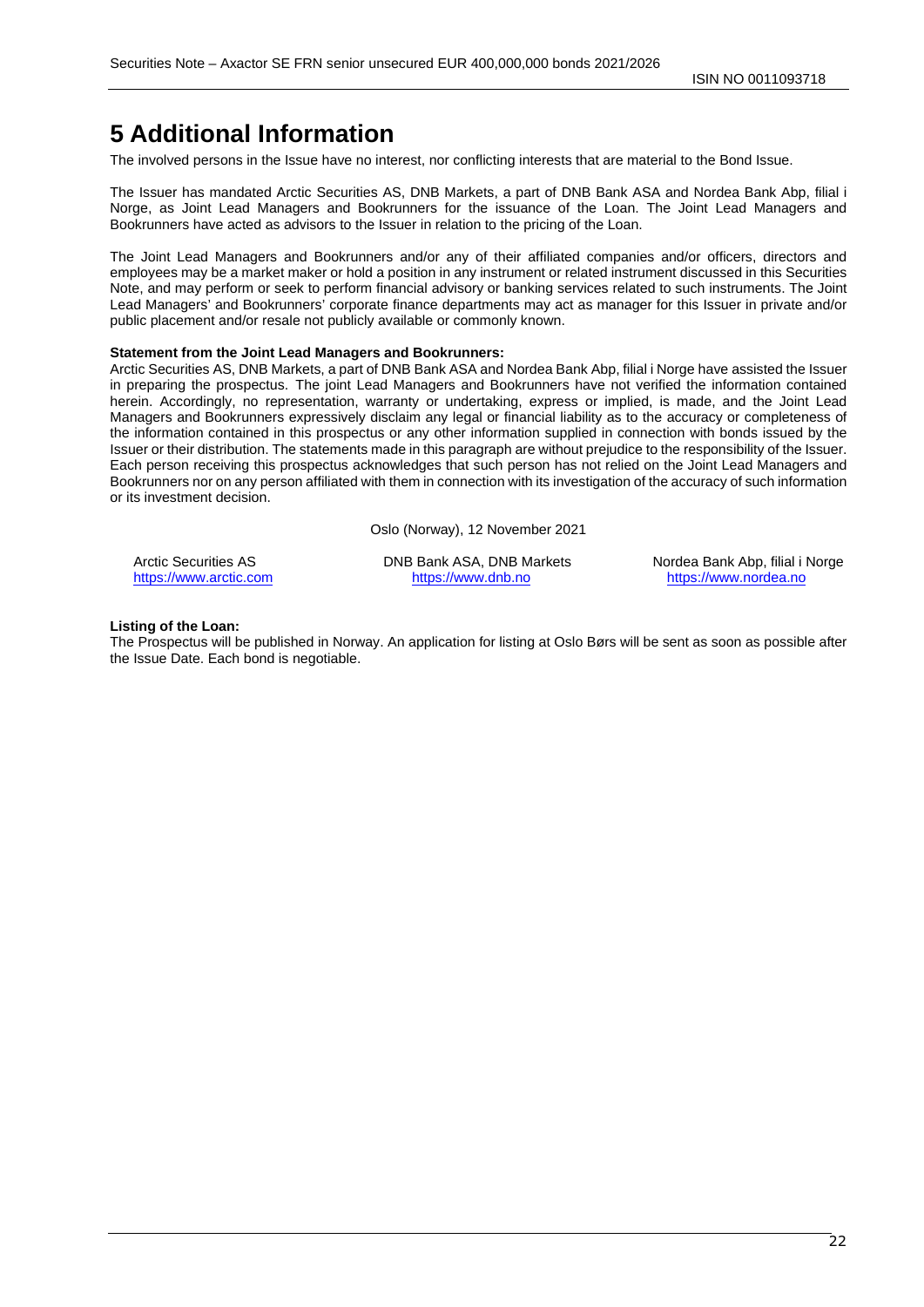# 5 Additional Information

The involved persons in the Issue have no interest, nor conflicting interests that are material to the Bond Issue.

The Issuer has mandated Arctic Securities AS, DNB Markets, a part of DNB Bank ASA and Nordea Bank Abp, filial i Norge, as Joint Lead Managers and Bookrunners for the issuance of the Loan. The Joint Lead Managers and Bookrunners have acted as advisors to the Issuer in relation to the pricing of the Loan.

The Joint Lead Managers and Bookrunners and/or any of their affiliated companies and/or officers, directors and employees may be a market maker or hold a position in any instrument or related instrument discussed in this Securities Note, and may perform or seek to perform financial advisory or banking services related to such instruments. The Joint Lead Managers' and Bookrunners' corporate finance departments may act as manager for this Issuer in private and/or public placement and/or resale not publicly available or commonly known.

**Statement from the Joint Lead Managers and Bookrunners:**
Arctic Securities AS, DNB Markets, a part of DNB Bank ASA and Nordea Bank Abp, filial i Norge have assisted the Issuer in preparing the prospectus. The joint Lead Managers and Bookrunners have not verified the information contained herein. Accordingly, no representation, warranty or undertaking, express or implied, is made, and the Joint Lead Managers and Bookrunners expressively disclaim any legal or financial liability as to the accuracy or completeness of the information contained in this prospectus or any other information supplied in connection with bonds issued by the Issuer or their distribution. The statements made in this paragraph are without prejudice to the responsibility of the Issuer. Each person receiving this prospectus acknowledges that such person has not relied on the Joint Lead Managers and Bookrunners nor on any person affiliated with them in connection with its investigation of the accuracy of such information or its investment decision.

Oslo (Norway), 12 November 2021

| Arctic Securities AS | DNB Bank ASA, DNB Markets | Nordea Bank Abp, filial i Norge |
|---|---|---|
| https://www.arctic.com | https://www.dnb.no | https://www.nordea.no |

**Listing of the Loan:**
The Prospectus will be published in Norway. An application for listing at Oslo Børs will be sent as soon as possible after the Issue Date. Each bond is negotiable.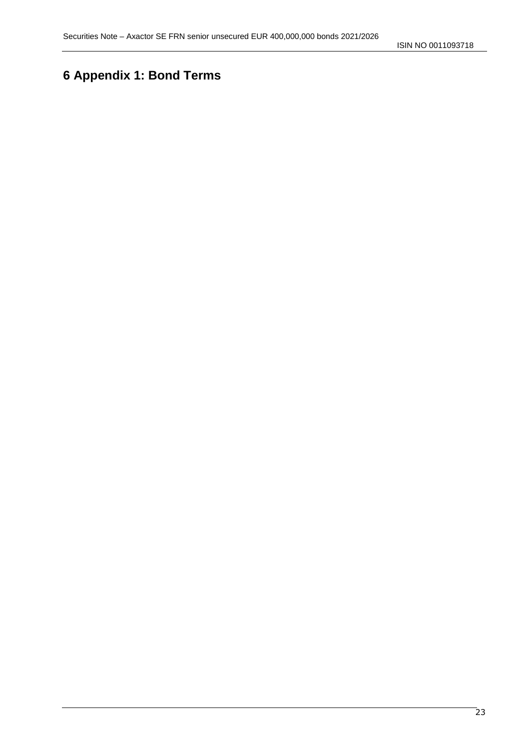# 6 Appendix 1: Bond Terms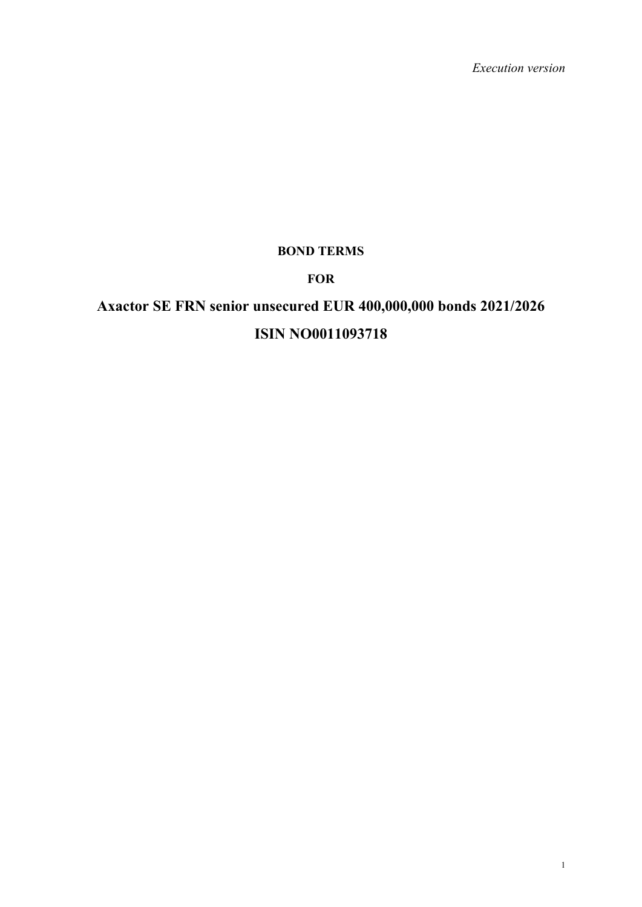*Execution version*

**BOND TERMS**

**FOR**

# Axactor SE FRN senior unsecured EUR 400,000,000 bonds 2021/2026

# ISIN NO0011093718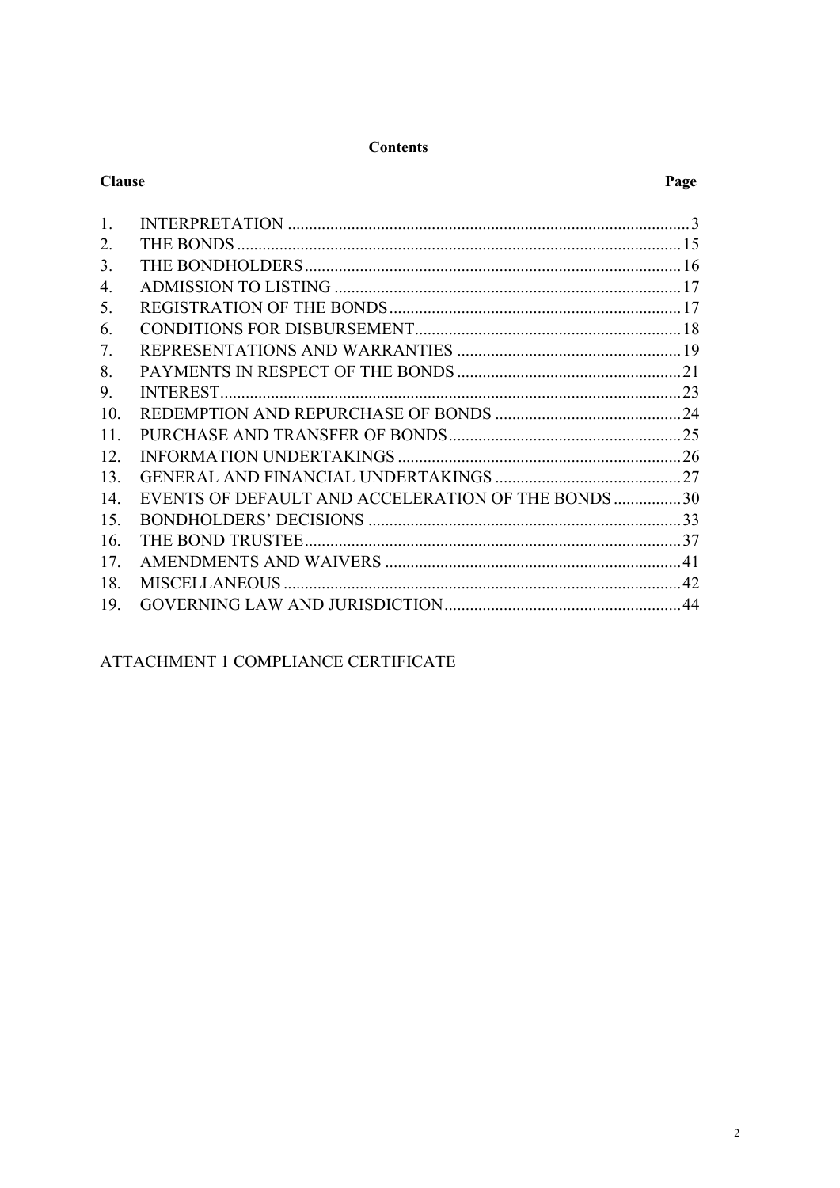**Contents**

| Clause | | Page |
|---|---|---|
| 1. | INTERPRETATION | 3 |
| 2. | THE BONDS | 15 |
| 3. | THE BONDHOLDERS | 16 |
| 4. | ADMISSION TO LISTING | 17 |
| 5. | REGISTRATION OF THE BONDS | 17 |
| 6. | CONDITIONS FOR DISBURSEMENT | 18 |
| 7. | REPRESENTATIONS AND WARRANTIES | 19 |
| 8. | PAYMENTS IN RESPECT OF THE BONDS | 21 |
| 9. | INTEREST | 23 |
| 10. | REDEMPTION AND REPURCHASE OF BONDS | 24 |
| 11. | PURCHASE AND TRANSFER OF BONDS | 25 |
| 12. | INFORMATION UNDERTAKINGS | 26 |
| 13. | GENERAL AND FINANCIAL UNDERTAKINGS | 27 |
| 14. | EVENTS OF DEFAULT AND ACCELERATION OF THE BONDS | 30 |
| 15. | BONDHOLDERS' DECISIONS | 33 |
| 16. | THE BOND TRUSTEE | 37 |
| 17. | AMENDMENTS AND WAIVERS | 41 |
| 18. | MISCELLANEOUS | 42 |
| 19. | GOVERNING LAW AND JURISDICTION | 44 |

ATTACHMENT 1 COMPLIANCE CERTIFICATE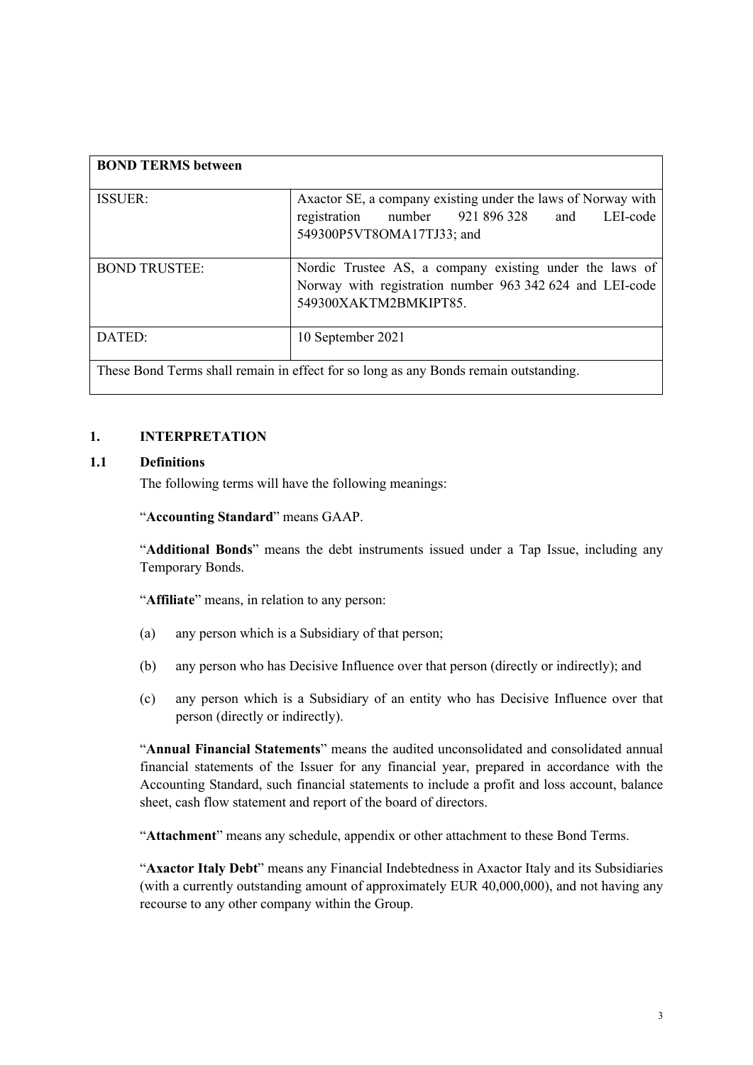| **BOND TERMS between** | |
|---|---|
| ISSUER: | Axactor SE, a company existing under the laws of Norway with registration number 921 896 328 and LEI-code 549300P5VT8OMA17TJ33; and |
| BOND TRUSTEE: | Nordic Trustee AS, a company existing under the laws of Norway with registration number 963 342 624 and LEI-code 549300XAKTM2BMKIPT85. |
| DATED: | 10 September 2021 |
| These Bond Terms shall remain in effect for so long as any Bonds remain outstanding. | |

## 1. INTERPRETATION

### 1.1 Definitions

The following terms will have the following meanings:

"**Accounting Standard**" means GAAP.

"**Additional Bonds**" means the debt instruments issued under a Tap Issue, including any Temporary Bonds.

"**Affiliate**" means, in relation to any person:

(a) any person which is a Subsidiary of that person;

(b) any person who has Decisive Influence over that person (directly or indirectly); and

(c) any person which is a Subsidiary of an entity who has Decisive Influence over that person (directly or indirectly).

"**Annual Financial Statements**" means the audited unconsolidated and consolidated annual financial statements of the Issuer for any financial year, prepared in accordance with the Accounting Standard, such financial statements to include a profit and loss account, balance sheet, cash flow statement and report of the board of directors.

"**Attachment**" means any schedule, appendix or other attachment to these Bond Terms.

"**Axactor Italy Debt**" means any Financial Indebtedness in Axactor Italy and its Subsidiaries (with a currently outstanding amount of approximately EUR 40,000,000), and not having any recourse to any other company within the Group.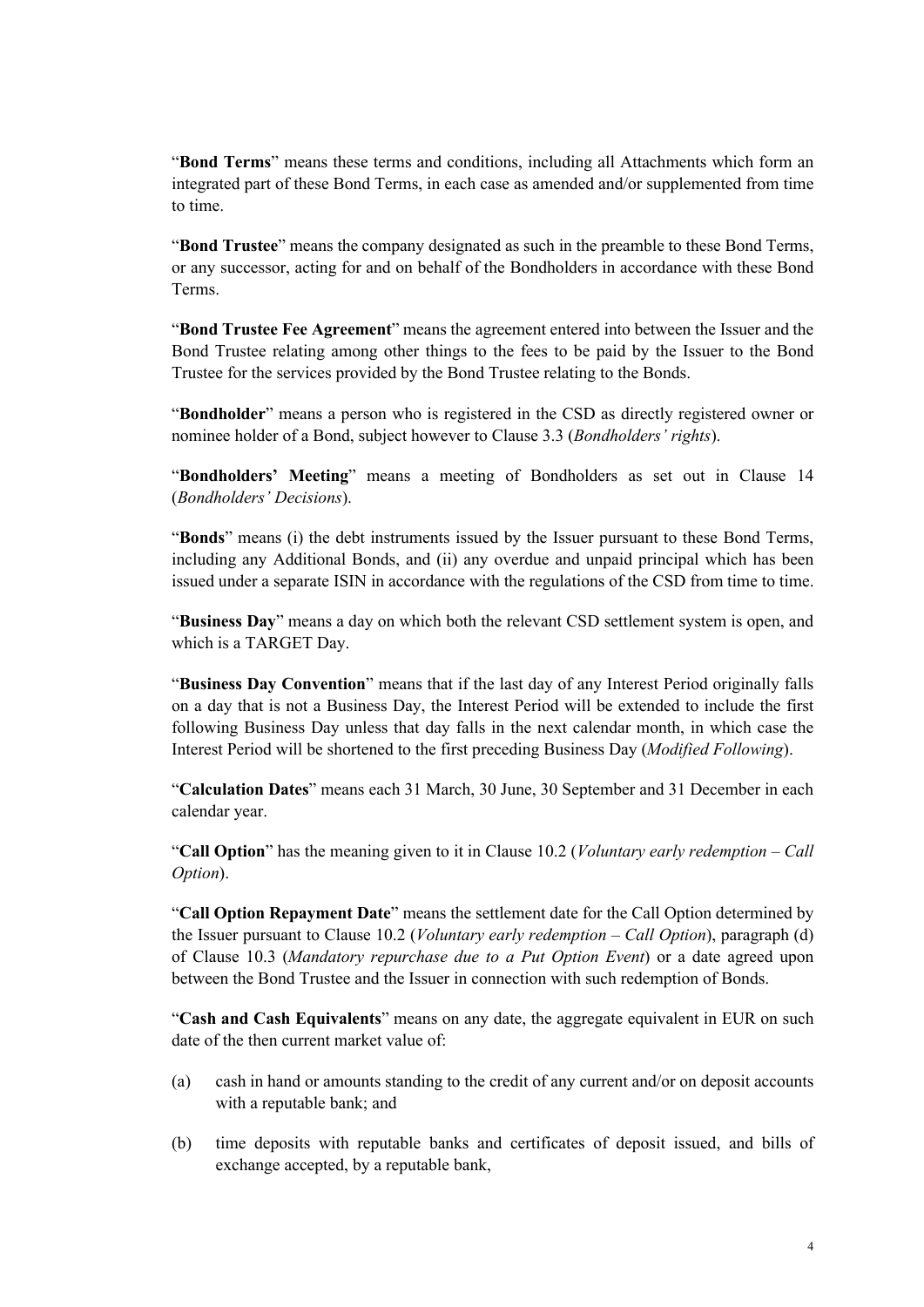"**Bond Terms**" means these terms and conditions, including all Attachments which form an integrated part of these Bond Terms, in each case as amended and/or supplemented from time to time.

"**Bond Trustee**" means the company designated as such in the preamble to these Bond Terms, or any successor, acting for and on behalf of the Bondholders in accordance with these Bond Terms.

"**Bond Trustee Fee Agreement**" means the agreement entered into between the Issuer and the Bond Trustee relating among other things to the fees to be paid by the Issuer to the Bond Trustee for the services provided by the Bond Trustee relating to the Bonds.

"**Bondholder**" means a person who is registered in the CSD as directly registered owner or nominee holder of a Bond, subject however to Clause 3.3 (*Bondholders' rights*).

"**Bondholders' Meeting**" means a meeting of Bondholders as set out in Clause 14 (*Bondholders' Decisions*).

"**Bonds**" means (i) the debt instruments issued by the Issuer pursuant to these Bond Terms, including any Additional Bonds, and (ii) any overdue and unpaid principal which has been issued under a separate ISIN in accordance with the regulations of the CSD from time to time.

"**Business Day**" means a day on which both the relevant CSD settlement system is open, and which is a TARGET Day.

"**Business Day Convention**" means that if the last day of any Interest Period originally falls on a day that is not a Business Day, the Interest Period will be extended to include the first following Business Day unless that day falls in the next calendar month, in which case the Interest Period will be shortened to the first preceding Business Day (*Modified Following*).

"**Calculation Dates**" means each 31 March, 30 June, 30 September and 31 December in each calendar year.

"**Call Option**" has the meaning given to it in Clause 10.2 (*Voluntary early redemption – Call Option*).

"**Call Option Repayment Date**" means the settlement date for the Call Option determined by the Issuer pursuant to Clause 10.2 (*Voluntary early redemption – Call Option*), paragraph (d) of Clause 10.3 (*Mandatory repurchase due to a Put Option Event*) or a date agreed upon between the Bond Trustee and the Issuer in connection with such redemption of Bonds.

"**Cash and Cash Equivalents**" means on any date, the aggregate equivalent in EUR on such date of the then current market value of:

(a) cash in hand or amounts standing to the credit of any current and/or on deposit accounts with a reputable bank; and

(b) time deposits with reputable banks and certificates of deposit issued, and bills of exchange accepted, by a reputable bank,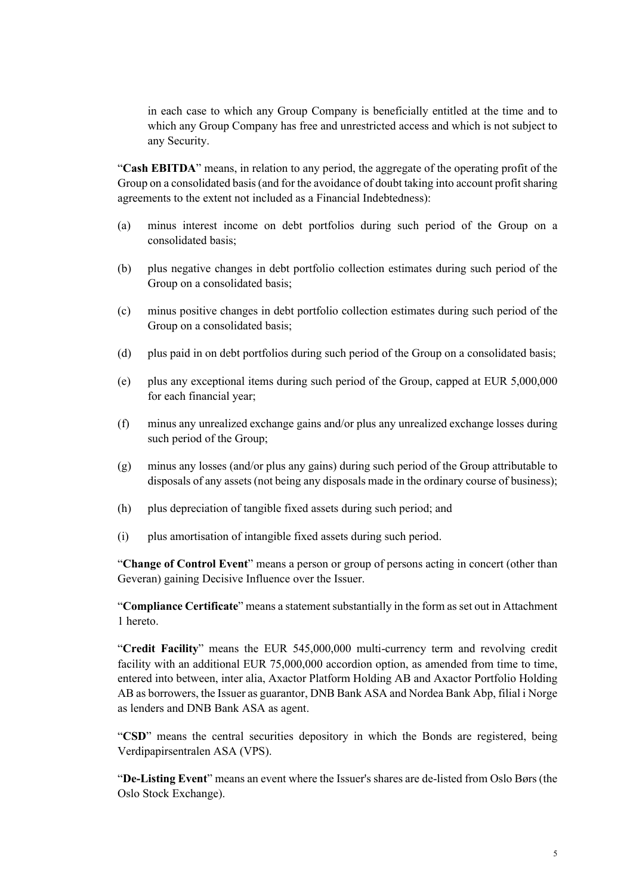in each case to which any Group Company is beneficially entitled at the time and to which any Group Company has free and unrestricted access and which is not subject to any Security.

"**Cash EBITDA**" means, in relation to any period, the aggregate of the operating profit of the Group on a consolidated basis (and for the avoidance of doubt taking into account profit sharing agreements to the extent not included as a Financial Indebtedness):

(a) minus interest income on debt portfolios during such period of the Group on a consolidated basis;

(b) plus negative changes in debt portfolio collection estimates during such period of the Group on a consolidated basis;

(c) minus positive changes in debt portfolio collection estimates during such period of the Group on a consolidated basis;

(d) plus paid in on debt portfolios during such period of the Group on a consolidated basis;

(e) plus any exceptional items during such period of the Group, capped at EUR 5,000,000 for each financial year;

(f) minus any unrealized exchange gains and/or plus any unrealized exchange losses during such period of the Group;

(g) minus any losses (and/or plus any gains) during such period of the Group attributable to disposals of any assets (not being any disposals made in the ordinary course of business);

(h) plus depreciation of tangible fixed assets during such period; and

(i) plus amortisation of intangible fixed assets during such period.

"**Change of Control Event**" means a person or group of persons acting in concert (other than Geveran) gaining Decisive Influence over the Issuer.

"**Compliance Certificate**" means a statement substantially in the form as set out in Attachment 1 hereto.

"**Credit Facility**" means the EUR 545,000,000 multi-currency term and revolving credit facility with an additional EUR 75,000,000 accordion option, as amended from time to time, entered into between, inter alia, Axactor Platform Holding AB and Axactor Portfolio Holding AB as borrowers, the Issuer as guarantor, DNB Bank ASA and Nordea Bank Abp, filial i Norge as lenders and DNB Bank ASA as agent.

"**CSD**" means the central securities depository in which the Bonds are registered, being Verdipapirsentralen ASA (VPS).

"**De-Listing Event**" means an event where the Issuer's shares are de-listed from Oslo Børs (the Oslo Stock Exchange).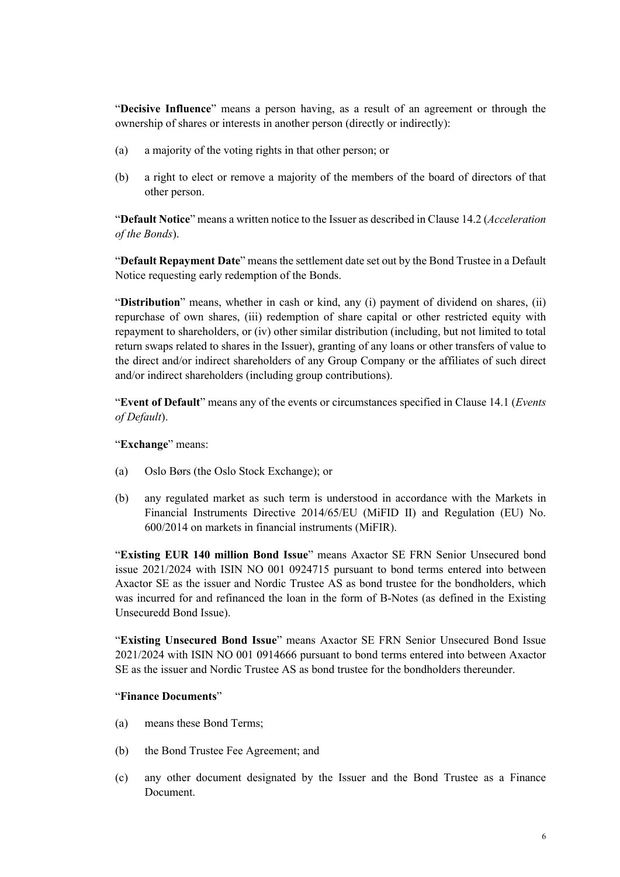"**Decisive Influence**" means a person having, as a result of an agreement or through the ownership of shares or interests in another person (directly or indirectly):

(a) a majority of the voting rights in that other person; or

(b) a right to elect or remove a majority of the members of the board of directors of that other person.

"**Default Notice**" means a written notice to the Issuer as described in Clause 14.2 (*Acceleration of the Bonds*).

"**Default Repayment Date**" means the settlement date set out by the Bond Trustee in a Default Notice requesting early redemption of the Bonds.

"**Distribution**" means, whether in cash or kind, any (i) payment of dividend on shares, (ii) repurchase of own shares, (iii) redemption of share capital or other restricted equity with repayment to shareholders, or (iv) other similar distribution (including, but not limited to total return swaps related to shares in the Issuer), granting of any loans or other transfers of value to the direct and/or indirect shareholders of any Group Company or the affiliates of such direct and/or indirect shareholders (including group contributions).

"**Event of Default**" means any of the events or circumstances specified in Clause 14.1 (*Events of Default*).

"**Exchange**" means:

(a) Oslo Børs (the Oslo Stock Exchange); or

(b) any regulated market as such term is understood in accordance with the Markets in Financial Instruments Directive 2014/65/EU (MiFID II) and Regulation (EU) No. 600/2014 on markets in financial instruments (MiFIR).

"**Existing EUR 140 million Bond Issue**" means Axactor SE FRN Senior Unsecured bond issue 2021/2024 with ISIN NO 001 0924715 pursuant to bond terms entered into between Axactor SE as the issuer and Nordic Trustee AS as bond trustee for the bondholders, which was incurred for and refinanced the loan in the form of B-Notes (as defined in the Existing Unsecuredd Bond Issue).

"**Existing Unsecured Bond Issue**" means Axactor SE FRN Senior Unsecured Bond Issue 2021/2024 with ISIN NO 001 0914666 pursuant to bond terms entered into between Axactor SE as the issuer and Nordic Trustee AS as bond trustee for the bondholders thereunder.

"**Finance Documents**"

(a) means these Bond Terms;

(b) the Bond Trustee Fee Agreement; and

(c) any other document designated by the Issuer and the Bond Trustee as a Finance Document.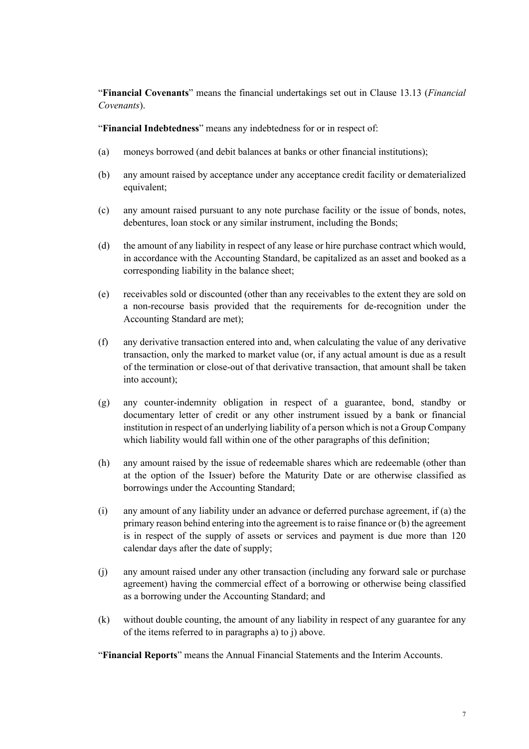"**Financial Covenants**" means the financial undertakings set out in Clause 13.13 (*Financial Covenants*).

"**Financial Indebtedness**" means any indebtedness for or in respect of:

(a) moneys borrowed (and debit balances at banks or other financial institutions);

(b) any amount raised by acceptance under any acceptance credit facility or dematerialized equivalent;

(c) any amount raised pursuant to any note purchase facility or the issue of bonds, notes, debentures, loan stock or any similar instrument, including the Bonds;

(d) the amount of any liability in respect of any lease or hire purchase contract which would, in accordance with the Accounting Standard, be capitalized as an asset and booked as a corresponding liability in the balance sheet;

(e) receivables sold or discounted (other than any receivables to the extent they are sold on a non-recourse basis provided that the requirements for de-recognition under the Accounting Standard are met);

(f) any derivative transaction entered into and, when calculating the value of any derivative transaction, only the marked to market value (or, if any actual amount is due as a result of the termination or close-out of that derivative transaction, that amount shall be taken into account);

(g) any counter-indemnity obligation in respect of a guarantee, bond, standby or documentary letter of credit or any other instrument issued by a bank or financial institution in respect of an underlying liability of a person which is not a Group Company which liability would fall within one of the other paragraphs of this definition;

(h) any amount raised by the issue of redeemable shares which are redeemable (other than at the option of the Issuer) before the Maturity Date or are otherwise classified as borrowings under the Accounting Standard;

(i) any amount of any liability under an advance or deferred purchase agreement, if (a) the primary reason behind entering into the agreement is to raise finance or (b) the agreement is in respect of the supply of assets or services and payment is due more than 120 calendar days after the date of supply;

(j) any amount raised under any other transaction (including any forward sale or purchase agreement) having the commercial effect of a borrowing or otherwise being classified as a borrowing under the Accounting Standard; and

(k) without double counting, the amount of any liability in respect of any guarantee for any of the items referred to in paragraphs a) to j) above.

"**Financial Reports**" means the Annual Financial Statements and the Interim Accounts.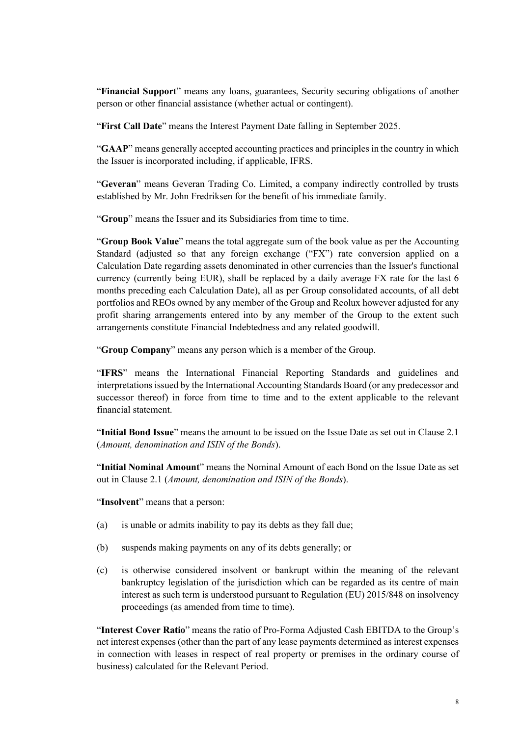"**Financial Support**" means any loans, guarantees, Security securing obligations of another person or other financial assistance (whether actual or contingent).

"**First Call Date**" means the Interest Payment Date falling in September 2025.

"**GAAP**" means generally accepted accounting practices and principles in the country in which the Issuer is incorporated including, if applicable, IFRS.

"**Geveran**" means Geveran Trading Co. Limited, a company indirectly controlled by trusts established by Mr. John Fredriksen for the benefit of his immediate family.

"**Group**" means the Issuer and its Subsidiaries from time to time.

"**Group Book Value**" means the total aggregate sum of the book value as per the Accounting Standard (adjusted so that any foreign exchange ("FX") rate conversion applied on a Calculation Date regarding assets denominated in other currencies than the Issuer's functional currency (currently being EUR), shall be replaced by a daily average FX rate for the last 6 months preceding each Calculation Date), all as per Group consolidated accounts, of all debt portfolios and REOs owned by any member of the Group and Reolux however adjusted for any profit sharing arrangements entered into by any member of the Group to the extent such arrangements constitute Financial Indebtedness and any related goodwill.

"**Group Company**" means any person which is a member of the Group.

"**IFRS**" means the International Financial Reporting Standards and guidelines and interpretations issued by the International Accounting Standards Board (or any predecessor and successor thereof) in force from time to time and to the extent applicable to the relevant financial statement.

"**Initial Bond Issue**" means the amount to be issued on the Issue Date as set out in Clause 2.1 (*Amount, denomination and ISIN of the Bonds*).

"**Initial Nominal Amount**" means the Nominal Amount of each Bond on the Issue Date as set out in Clause 2.1 (*Amount, denomination and ISIN of the Bonds*).

"**Insolvent**" means that a person:

(a) is unable or admits inability to pay its debts as they fall due;

(b) suspends making payments on any of its debts generally; or

(c) is otherwise considered insolvent or bankrupt within the meaning of the relevant bankruptcy legislation of the jurisdiction which can be regarded as its centre of main interest as such term is understood pursuant to Regulation (EU) 2015/848 on insolvency proceedings (as amended from time to time).

"**Interest Cover Ratio**" means the ratio of Pro-Forma Adjusted Cash EBITDA to the Group's net interest expenses (other than the part of any lease payments determined as interest expenses in connection with leases in respect of real property or premises in the ordinary course of business) calculated for the Relevant Period.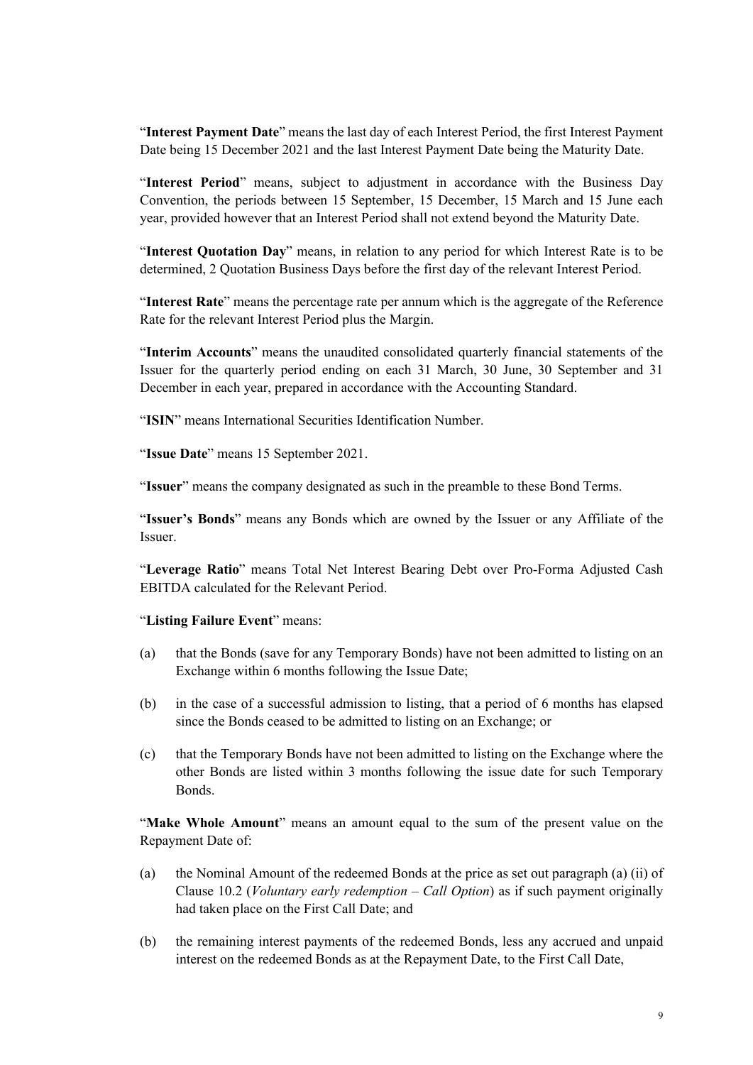"**Interest Payment Date**" means the last day of each Interest Period, the first Interest Payment Date being 15 December 2021 and the last Interest Payment Date being the Maturity Date.

"**Interest Period**" means, subject to adjustment in accordance with the Business Day Convention, the periods between 15 September, 15 December, 15 March and 15 June each year, provided however that an Interest Period shall not extend beyond the Maturity Date.

"**Interest Quotation Day**" means, in relation to any period for which Interest Rate is to be determined, 2 Quotation Business Days before the first day of the relevant Interest Period.

"**Interest Rate**" means the percentage rate per annum which is the aggregate of the Reference Rate for the relevant Interest Period plus the Margin.

"**Interim Accounts**" means the unaudited consolidated quarterly financial statements of the Issuer for the quarterly period ending on each 31 March, 30 June, 30 September and 31 December in each year, prepared in accordance with the Accounting Standard.

"**ISIN**" means International Securities Identification Number.

"**Issue Date**" means 15 September 2021.

"**Issuer**" means the company designated as such in the preamble to these Bond Terms.

"**Issuer's Bonds**" means any Bonds which are owned by the Issuer or any Affiliate of the Issuer.

"**Leverage Ratio**" means Total Net Interest Bearing Debt over Pro-Forma Adjusted Cash EBITDA calculated for the Relevant Period.

"**Listing Failure Event**" means:

(a) that the Bonds (save for any Temporary Bonds) have not been admitted to listing on an Exchange within 6 months following the Issue Date;

(b) in the case of a successful admission to listing, that a period of 6 months has elapsed since the Bonds ceased to be admitted to listing on an Exchange; or

(c) that the Temporary Bonds have not been admitted to listing on the Exchange where the other Bonds are listed within 3 months following the issue date for such Temporary Bonds.

"**Make Whole Amount**" means an amount equal to the sum of the present value on the Repayment Date of:

(a) the Nominal Amount of the redeemed Bonds at the price as set out paragraph (a) (ii) of Clause 10.2 (*Voluntary early redemption – Call Option*) as if such payment originally had taken place on the First Call Date; and

(b) the remaining interest payments of the redeemed Bonds, less any accrued and unpaid interest on the redeemed Bonds as at the Repayment Date, to the First Call Date,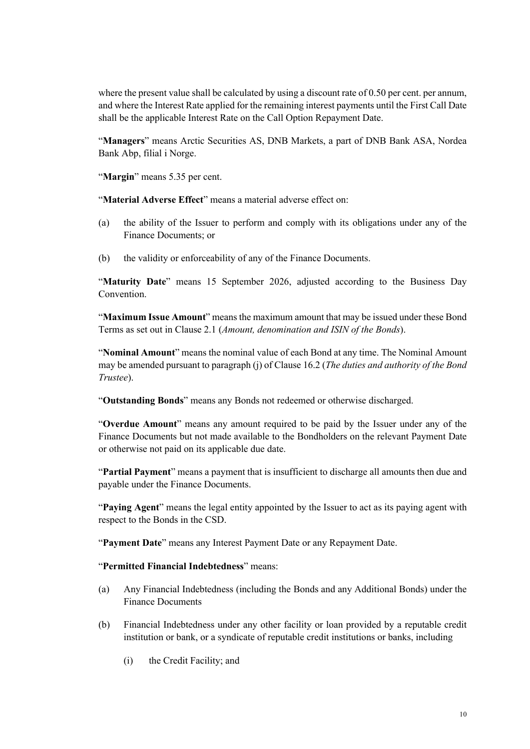where the present value shall be calculated by using a discount rate of 0.50 per cent. per annum, and where the Interest Rate applied for the remaining interest payments until the First Call Date shall be the applicable Interest Rate on the Call Option Repayment Date.

"**Managers**" means Arctic Securities AS, DNB Markets, a part of DNB Bank ASA, Nordea Bank Abp, filial i Norge.

"**Margin**" means 5.35 per cent.

"**Material Adverse Effect**" means a material adverse effect on:

(a) the ability of the Issuer to perform and comply with its obligations under any of the Finance Documents; or

(b) the validity or enforceability of any of the Finance Documents.

"**Maturity Date**" means 15 September 2026, adjusted according to the Business Day Convention.

"**Maximum Issue Amount**" means the maximum amount that may be issued under these Bond Terms as set out in Clause 2.1 (*Amount, denomination and ISIN of the Bonds*).

"**Nominal Amount**" means the nominal value of each Bond at any time. The Nominal Amount may be amended pursuant to paragraph (j) of Clause 16.2 (*The duties and authority of the Bond Trustee*).

"**Outstanding Bonds**" means any Bonds not redeemed or otherwise discharged.

"**Overdue Amount**" means any amount required to be paid by the Issuer under any of the Finance Documents but not made available to the Bondholders on the relevant Payment Date or otherwise not paid on its applicable due date.

"**Partial Payment**" means a payment that is insufficient to discharge all amounts then due and payable under the Finance Documents.

"**Paying Agent**" means the legal entity appointed by the Issuer to act as its paying agent with respect to the Bonds in the CSD.

"**Payment Date**" means any Interest Payment Date or any Repayment Date.

"**Permitted Financial Indebtedness**" means:

(a) Any Financial Indebtedness (including the Bonds and any Additional Bonds) under the Finance Documents

(b) Financial Indebtedness under any other facility or loan provided by a reputable credit institution or bank, or a syndicate of reputable credit institutions or banks, including

  (i) the Credit Facility; and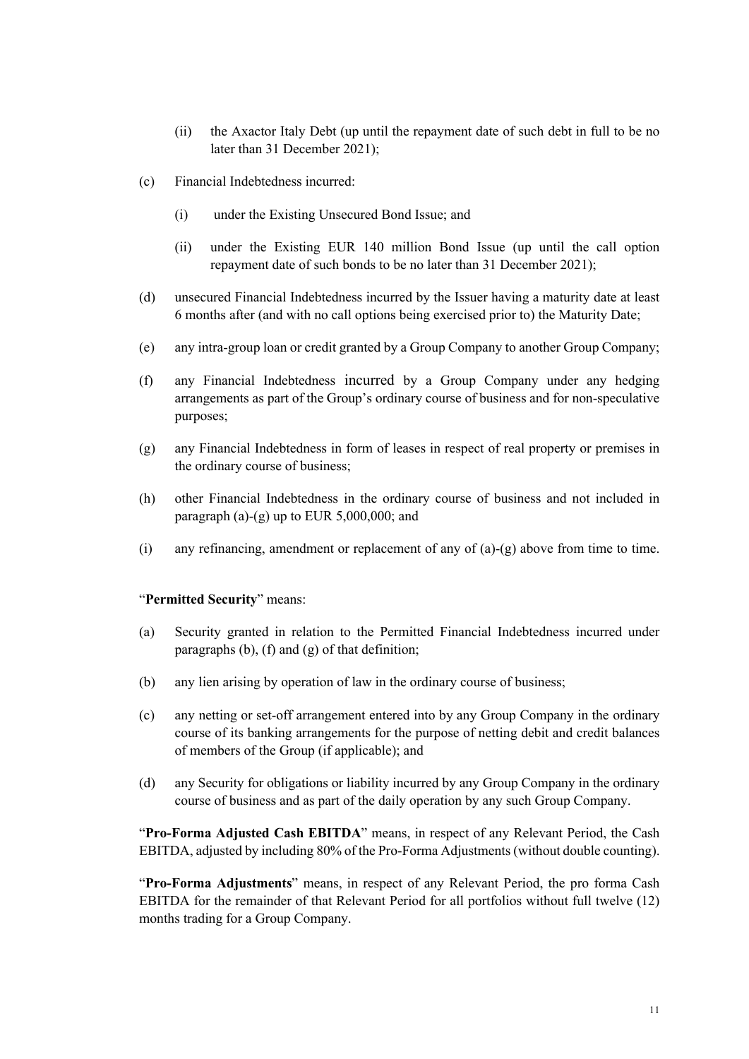(ii) the Axactor Italy Debt (up until the repayment date of such debt in full to be no later than 31 December 2021);

(c) Financial Indebtedness incurred:

(i) under the Existing Unsecured Bond Issue; and

(ii) under the Existing EUR 140 million Bond Issue (up until the call option repayment date of such bonds to be no later than 31 December 2021);

(d) unsecured Financial Indebtedness incurred by the Issuer having a maturity date at least 6 months after (and with no call options being exercised prior to) the Maturity Date;

(e) any intra-group loan or credit granted by a Group Company to another Group Company;

(f) any Financial Indebtedness incurred by a Group Company under any hedging arrangements as part of the Group's ordinary course of business and for non-speculative purposes;

(g) any Financial Indebtedness in form of leases in respect of real property or premises in the ordinary course of business;

(h) other Financial Indebtedness in the ordinary course of business and not included in paragraph (a)-(g) up to EUR 5,000,000; and

(i) any refinancing, amendment or replacement of any of (a)-(g) above from time to time.

"**Permitted Security**" means:

(a) Security granted in relation to the Permitted Financial Indebtedness incurred under paragraphs (b), (f) and (g) of that definition;

(b) any lien arising by operation of law in the ordinary course of business;

(c) any netting or set-off arrangement entered into by any Group Company in the ordinary course of its banking arrangements for the purpose of netting debit and credit balances of members of the Group (if applicable); and

(d) any Security for obligations or liability incurred by any Group Company in the ordinary course of business and as part of the daily operation by any such Group Company.

"**Pro-Forma Adjusted Cash EBITDA**" means, in respect of any Relevant Period, the Cash EBITDA, adjusted by including 80% of the Pro-Forma Adjustments (without double counting).

"**Pro-Forma Adjustments**" means, in respect of any Relevant Period, the pro forma Cash EBITDA for the remainder of that Relevant Period for all portfolios without full twelve (12) months trading for a Group Company.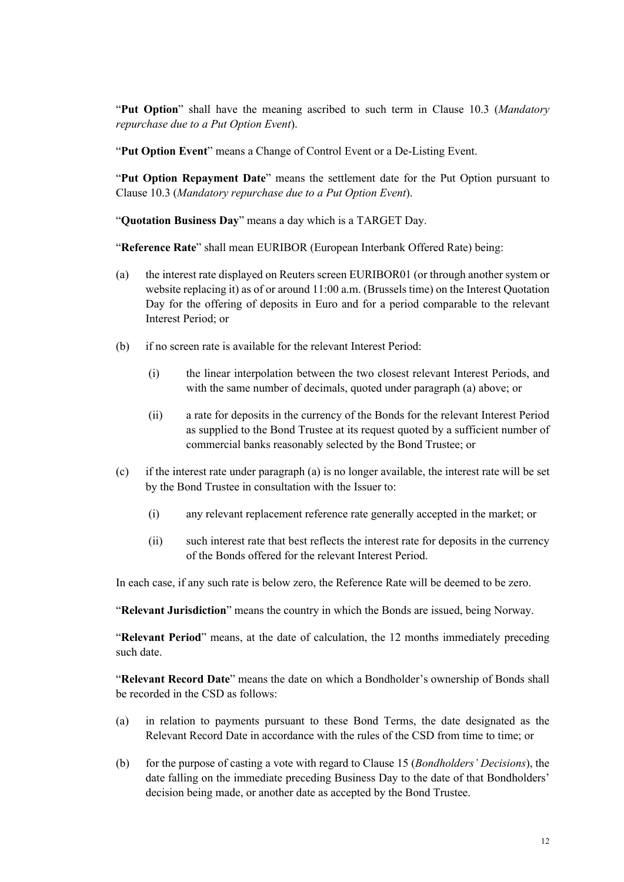"**Put Option**" shall have the meaning ascribed to such term in Clause 10.3 (*Mandatory repurchase due to a Put Option Event*).

"**Put Option Event**" means a Change of Control Event or a De-Listing Event.

"**Put Option Repayment Date**" means the settlement date for the Put Option pursuant to Clause 10.3 (*Mandatory repurchase due to a Put Option Event*).

"**Quotation Business Day**" means a day which is a TARGET Day.

"**Reference Rate**" shall mean EURIBOR (European Interbank Offered Rate) being:

(a) the interest rate displayed on Reuters screen EURIBOR01 (or through another system or website replacing it) as of or around 11:00 a.m. (Brussels time) on the Interest Quotation Day for the offering of deposits in Euro and for a period comparable to the relevant Interest Period; or

(b) if no screen rate is available for the relevant Interest Period:

  (i) the linear interpolation between the two closest relevant Interest Periods, and with the same number of decimals, quoted under paragraph (a) above; or

  (ii) a rate for deposits in the currency of the Bonds for the relevant Interest Period as supplied to the Bond Trustee at its request quoted by a sufficient number of commercial banks reasonably selected by the Bond Trustee; or

(c) if the interest rate under paragraph (a) is no longer available, the interest rate will be set by the Bond Trustee in consultation with the Issuer to:

  (i) any relevant replacement reference rate generally accepted in the market; or

  (ii) such interest rate that best reflects the interest rate for deposits in the currency of the Bonds offered for the relevant Interest Period.

In each case, if any such rate is below zero, the Reference Rate will be deemed to be zero.

"**Relevant Jurisdiction**" means the country in which the Bonds are issued, being Norway.

"**Relevant Period**" means, at the date of calculation, the 12 months immediately preceding such date.

"**Relevant Record Date**" means the date on which a Bondholder's ownership of Bonds shall be recorded in the CSD as follows:

(a) in relation to payments pursuant to these Bond Terms, the date designated as the Relevant Record Date in accordance with the rules of the CSD from time to time; or

(b) for the purpose of casting a vote with regard to Clause 15 (*Bondholders' Decisions*), the date falling on the immediate preceding Business Day to the date of that Bondholders' decision being made, or another date as accepted by the Bond Trustee.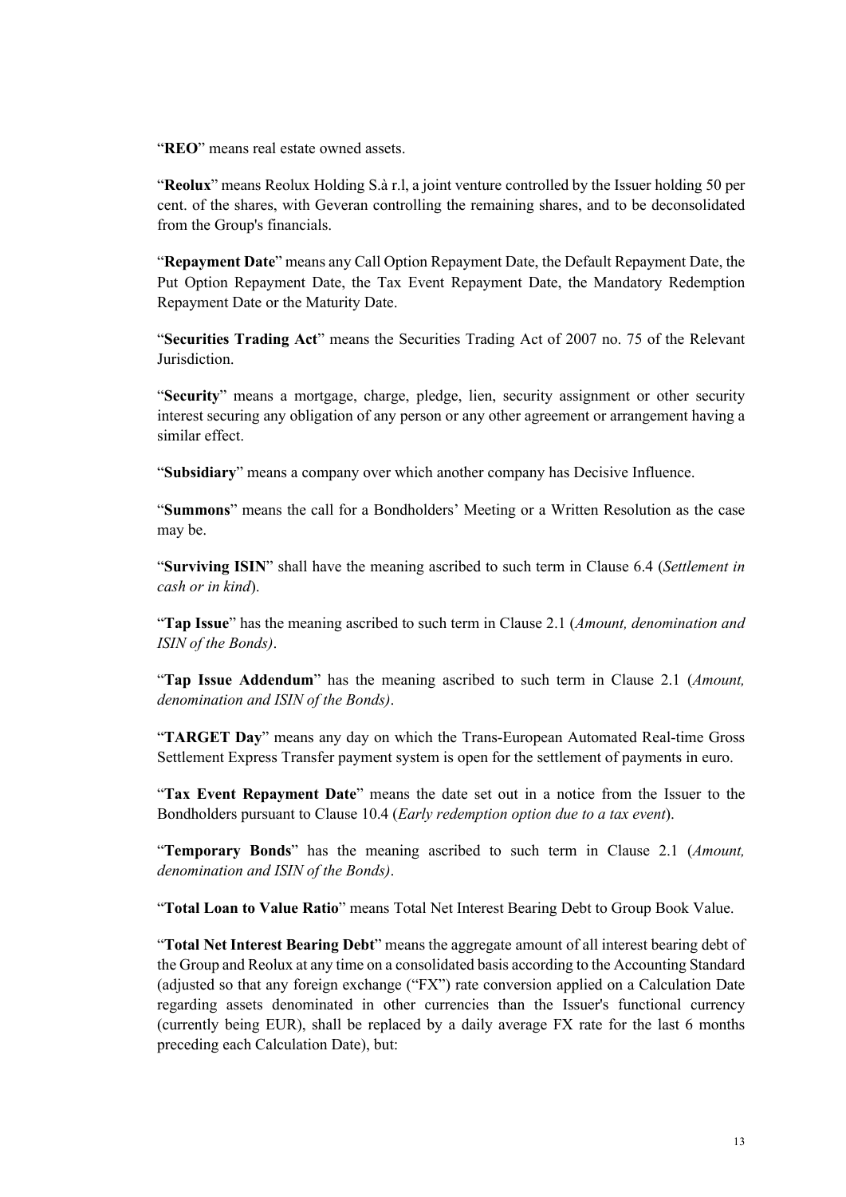"**REO**" means real estate owned assets.

"**Reolux**" means Reolux Holding S.à r.l, a joint venture controlled by the Issuer holding 50 per cent. of the shares, with Geveran controlling the remaining shares, and to be deconsolidated from the Group's financials.

"**Repayment Date**" means any Call Option Repayment Date, the Default Repayment Date, the Put Option Repayment Date, the Tax Event Repayment Date, the Mandatory Redemption Repayment Date or the Maturity Date.

"**Securities Trading Act**" means the Securities Trading Act of 2007 no. 75 of the Relevant Jurisdiction.

"**Security**" means a mortgage, charge, pledge, lien, security assignment or other security interest securing any obligation of any person or any other agreement or arrangement having a similar effect.

"**Subsidiary**" means a company over which another company has Decisive Influence.

"**Summons**" means the call for a Bondholders' Meeting or a Written Resolution as the case may be.

"**Surviving ISIN**" shall have the meaning ascribed to such term in Clause 6.4 (*Settlement in cash or in kind*).

"**Tap Issue**" has the meaning ascribed to such term in Clause 2.1 (*Amount, denomination and ISIN of the Bonds)*.

"**Tap Issue Addendum**" has the meaning ascribed to such term in Clause 2.1 (*Amount, denomination and ISIN of the Bonds)*.

"**TARGET Day**" means any day on which the Trans-European Automated Real-time Gross Settlement Express Transfer payment system is open for the settlement of payments in euro.

"**Tax Event Repayment Date**" means the date set out in a notice from the Issuer to the Bondholders pursuant to Clause 10.4 (*Early redemption option due to a tax event*).

"**Temporary Bonds**" has the meaning ascribed to such term in Clause 2.1 (*Amount, denomination and ISIN of the Bonds)*.

"**Total Loan to Value Ratio**" means Total Net Interest Bearing Debt to Group Book Value.

"**Total Net Interest Bearing Debt**" means the aggregate amount of all interest bearing debt of the Group and Reolux at any time on a consolidated basis according to the Accounting Standard (adjusted so that any foreign exchange ("FX") rate conversion applied on a Calculation Date regarding assets denominated in other currencies than the Issuer's functional currency (currently being EUR), shall be replaced by a daily average FX rate for the last 6 months preceding each Calculation Date), but: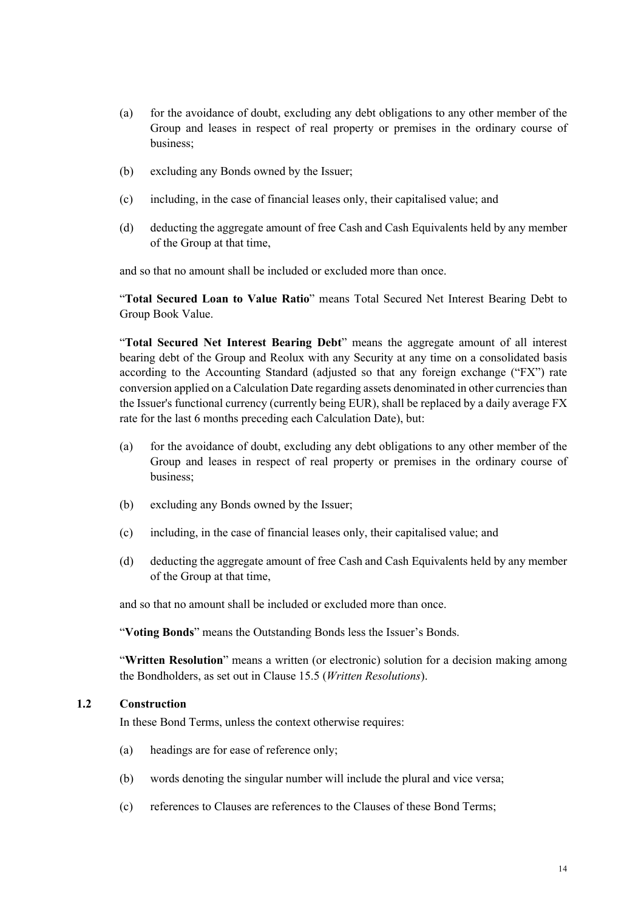(a) for the avoidance of doubt, excluding any debt obligations to any other member of the Group and leases in respect of real property or premises in the ordinary course of business;

(b) excluding any Bonds owned by the Issuer;

(c) including, in the case of financial leases only, their capitalised value; and

(d) deducting the aggregate amount of free Cash and Cash Equivalents held by any member of the Group at that time,

and so that no amount shall be included or excluded more than once.

"**Total Secured Loan to Value Ratio**" means Total Secured Net Interest Bearing Debt to Group Book Value.

"**Total Secured Net Interest Bearing Debt**" means the aggregate amount of all interest bearing debt of the Group and Reolux with any Security at any time on a consolidated basis according to the Accounting Standard (adjusted so that any foreign exchange ("FX") rate conversion applied on a Calculation Date regarding assets denominated in other currencies than the Issuer's functional currency (currently being EUR), shall be replaced by a daily average FX rate for the last 6 months preceding each Calculation Date), but:

(a) for the avoidance of doubt, excluding any debt obligations to any other member of the Group and leases in respect of real property or premises in the ordinary course of business;

(b) excluding any Bonds owned by the Issuer;

(c) including, in the case of financial leases only, their capitalised value; and

(d) deducting the aggregate amount of free Cash and Cash Equivalents held by any member of the Group at that time,

and so that no amount shall be included or excluded more than once.

"**Voting Bonds**" means the Outstanding Bonds less the Issuer's Bonds.

"**Written Resolution**" means a written (or electronic) solution for a decision making among the Bondholders, as set out in Clause 15.5 (*Written Resolutions*).

### 1.2 Construction

In these Bond Terms, unless the context otherwise requires:

(a) headings are for ease of reference only;

(b) words denoting the singular number will include the plural and vice versa;

(c) references to Clauses are references to the Clauses of these Bond Terms;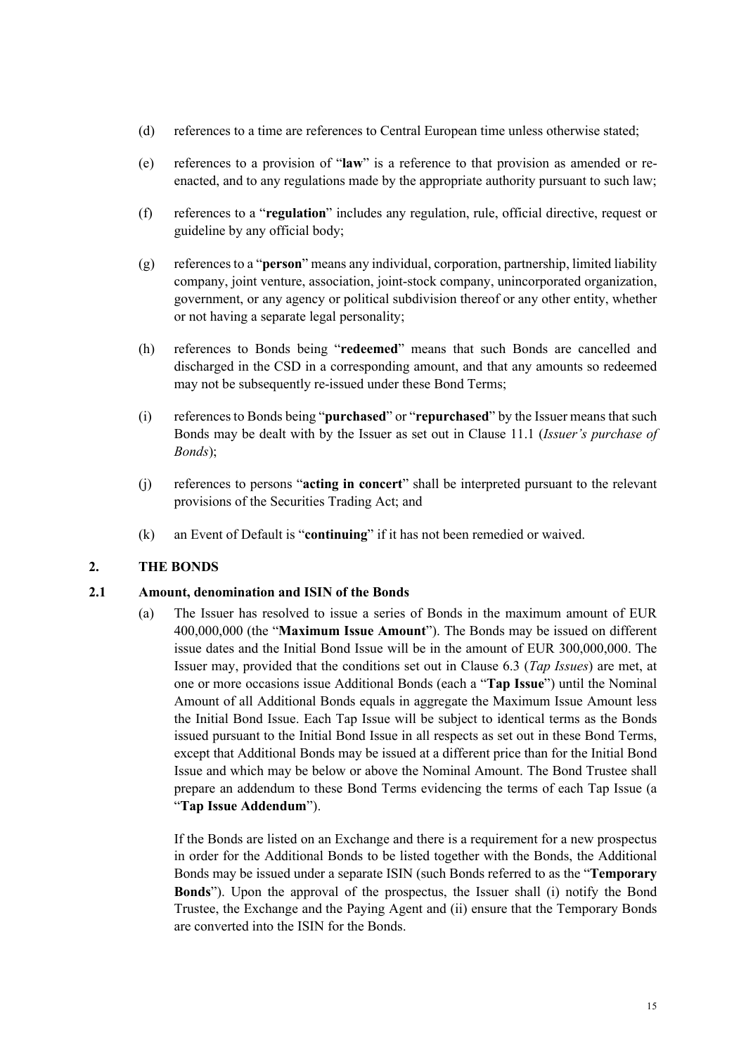(d) references to a time are references to Central European time unless otherwise stated;

(e) references to a provision of "**law**" is a reference to that provision as amended or re-enacted, and to any regulations made by the appropriate authority pursuant to such law;

(f) references to a "**regulation**" includes any regulation, rule, official directive, request or guideline by any official body;

(g) references to a "**person**" means any individual, corporation, partnership, limited liability company, joint venture, association, joint-stock company, unincorporated organization, government, or any agency or political subdivision thereof or any other entity, whether or not having a separate legal personality;

(h) references to Bonds being "**redeemed**" means that such Bonds are cancelled and discharged in the CSD in a corresponding amount, and that any amounts so redeemed may not be subsequently re-issued under these Bond Terms;

(i) references to Bonds being "**purchased**" or "**repurchased**" by the Issuer means that such Bonds may be dealt with by the Issuer as set out in Clause 11.1 (*Issuer's purchase of Bonds*);

(j) references to persons "**acting in concert**" shall be interpreted pursuant to the relevant provisions of the Securities Trading Act; and

(k) an Event of Default is "**continuing**" if it has not been remedied or waived.

## 2. THE BONDS

### 2.1 Amount, denomination and ISIN of the Bonds

(a) The Issuer has resolved to issue a series of Bonds in the maximum amount of EUR 400,000,000 (the "**Maximum Issue Amount**"). The Bonds may be issued on different issue dates and the Initial Bond Issue will be in the amount of EUR 300,000,000. The Issuer may, provided that the conditions set out in Clause 6.3 (*Tap Issues*) are met, at one or more occasions issue Additional Bonds (each a "**Tap Issue**") until the Nominal Amount of all Additional Bonds equals in aggregate the Maximum Issue Amount less the Initial Bond Issue. Each Tap Issue will be subject to identical terms as the Bonds issued pursuant to the Initial Bond Issue in all respects as set out in these Bond Terms, except that Additional Bonds may be issued at a different price than for the Initial Bond Issue and which may be below or above the Nominal Amount. The Bond Trustee shall prepare an addendum to these Bond Terms evidencing the terms of each Tap Issue (a "**Tap Issue Addendum**").

If the Bonds are listed on an Exchange and there is a requirement for a new prospectus in order for the Additional Bonds to be listed together with the Bonds, the Additional Bonds may be issued under a separate ISIN (such Bonds referred to as the "**Temporary Bonds**"). Upon the approval of the prospectus, the Issuer shall (i) notify the Bond Trustee, the Exchange and the Paying Agent and (ii) ensure that the Temporary Bonds are converted into the ISIN for the Bonds.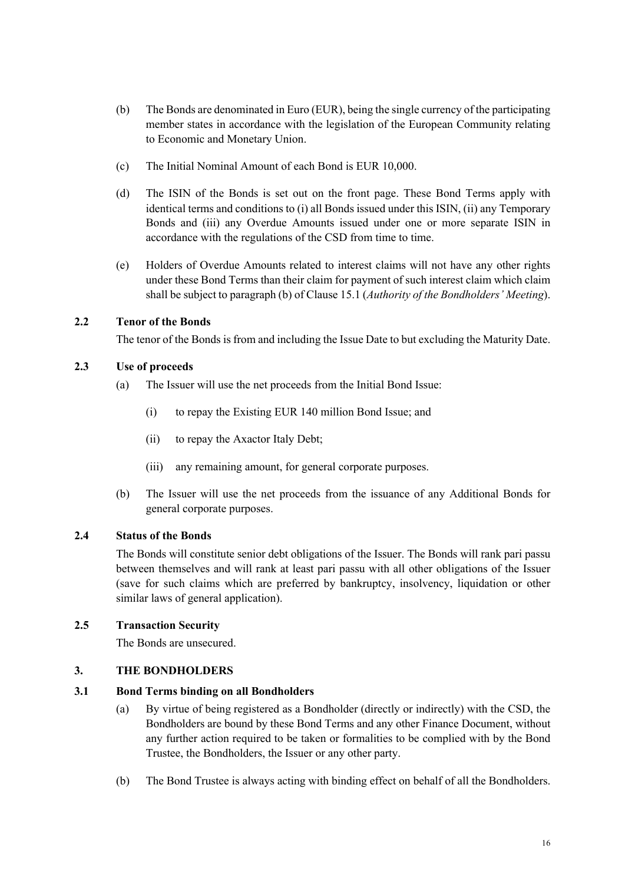(b) The Bonds are denominated in Euro (EUR), being the single currency of the participating member states in accordance with the legislation of the European Community relating to Economic and Monetary Union.

(c) The Initial Nominal Amount of each Bond is EUR 10,000.

(d) The ISIN of the Bonds is set out on the front page. These Bond Terms apply with identical terms and conditions to (i) all Bonds issued under this ISIN, (ii) any Temporary Bonds and (iii) any Overdue Amounts issued under one or more separate ISIN in accordance with the regulations of the CSD from time to time.

(e) Holders of Overdue Amounts related to interest claims will not have any other rights under these Bond Terms than their claim for payment of such interest claim which claim shall be subject to paragraph (b) of Clause 15.1 (*Authority of the Bondholders' Meeting*).

### 2.2 Tenor of the Bonds

The tenor of the Bonds is from and including the Issue Date to but excluding the Maturity Date.

### 2.3 Use of proceeds

(a) The Issuer will use the net proceeds from the Initial Bond Issue:

(i) to repay the Existing EUR 140 million Bond Issue; and

(ii) to repay the Axactor Italy Debt;

(iii) any remaining amount, for general corporate purposes.

(b) The Issuer will use the net proceeds from the issuance of any Additional Bonds for general corporate purposes.

### 2.4 Status of the Bonds

The Bonds will constitute senior debt obligations of the Issuer. The Bonds will rank pari passu between themselves and will rank at least pari passu with all other obligations of the Issuer (save for such claims which are preferred by bankruptcy, insolvency, liquidation or other similar laws of general application).

### 2.5 Transaction Security

The Bonds are unsecured.

## 3. THE BONDHOLDERS

### 3.1 Bond Terms binding on all Bondholders

(a) By virtue of being registered as a Bondholder (directly or indirectly) with the CSD, the Bondholders are bound by these Bond Terms and any other Finance Document, without any further action required to be taken or formalities to be complied with by the Bond Trustee, the Bondholders, the Issuer or any other party.

(b) The Bond Trustee is always acting with binding effect on behalf of all the Bondholders.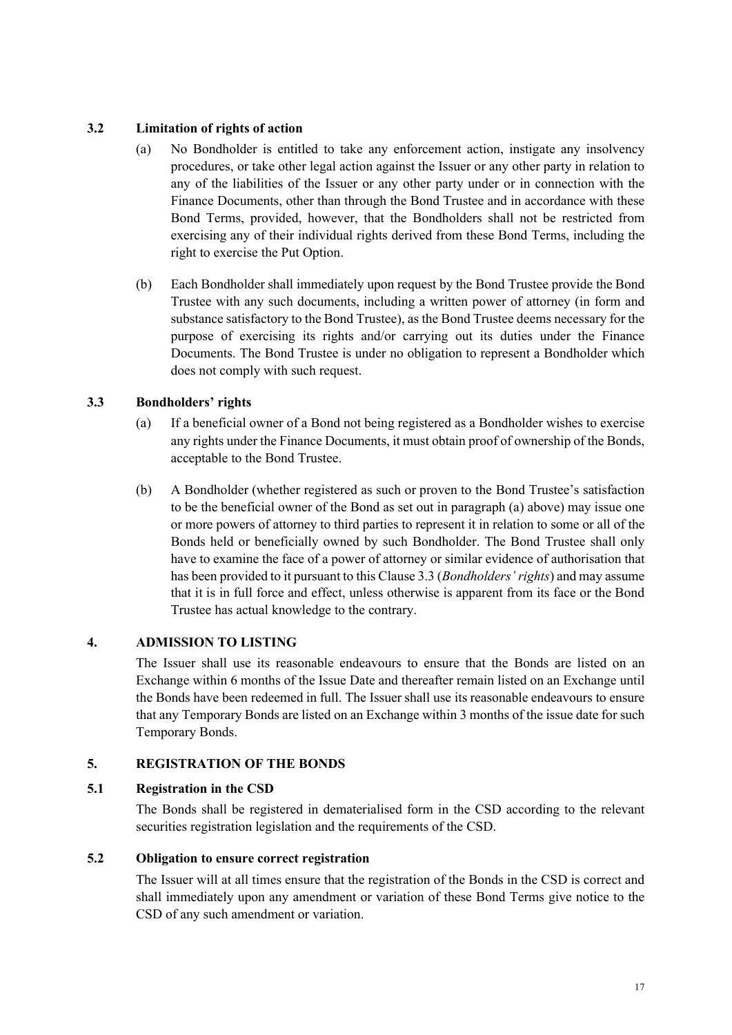### 3.2 Limitation of rights of action

(a) No Bondholder is entitled to take any enforcement action, instigate any insolvency procedures, or take other legal action against the Issuer or any other party in relation to any of the liabilities of the Issuer or any other party under or in connection with the Finance Documents, other than through the Bond Trustee and in accordance with these Bond Terms, provided, however, that the Bondholders shall not be restricted from exercising any of their individual rights derived from these Bond Terms, including the right to exercise the Put Option.

(b) Each Bondholder shall immediately upon request by the Bond Trustee provide the Bond Trustee with any such documents, including a written power of attorney (in form and substance satisfactory to the Bond Trustee), as the Bond Trustee deems necessary for the purpose of exercising its rights and/or carrying out its duties under the Finance Documents. The Bond Trustee is under no obligation to represent a Bondholder which does not comply with such request.

### 3.3 Bondholders' rights

(a) If a beneficial owner of a Bond not being registered as a Bondholder wishes to exercise any rights under the Finance Documents, it must obtain proof of ownership of the Bonds, acceptable to the Bond Trustee.

(b) A Bondholder (whether registered as such or proven to the Bond Trustee's satisfaction to be the beneficial owner of the Bond as set out in paragraph (a) above) may issue one or more powers of attorney to third parties to represent it in relation to some or all of the Bonds held or beneficially owned by such Bondholder. The Bond Trustee shall only have to examine the face of a power of attorney or similar evidence of authorisation that has been provided to it pursuant to this Clause 3.3 (*Bondholders' rights*) and may assume that it is in full force and effect, unless otherwise is apparent from its face or the Bond Trustee has actual knowledge to the contrary.

## 4. ADMISSION TO LISTING

The Issuer shall use its reasonable endeavours to ensure that the Bonds are listed on an Exchange within 6 months of the Issue Date and thereafter remain listed on an Exchange until the Bonds have been redeemed in full. The Issuer shall use its reasonable endeavours to ensure that any Temporary Bonds are listed on an Exchange within 3 months of the issue date for such Temporary Bonds.

## 5. REGISTRATION OF THE BONDS

### 5.1 Registration in the CSD

The Bonds shall be registered in dematerialised form in the CSD according to the relevant securities registration legislation and the requirements of the CSD.

### 5.2 Obligation to ensure correct registration

The Issuer will at all times ensure that the registration of the Bonds in the CSD is correct and shall immediately upon any amendment or variation of these Bond Terms give notice to the CSD of any such amendment or variation.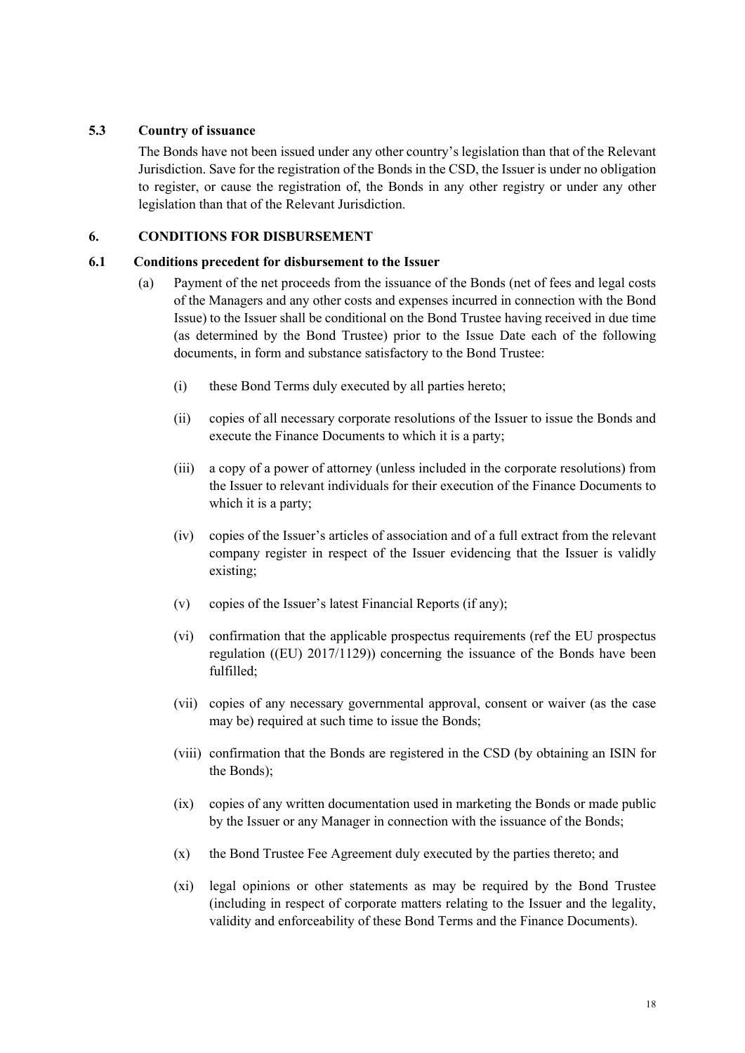### 5.3 Country of issuance

The Bonds have not been issued under any other country's legislation than that of the Relevant Jurisdiction. Save for the registration of the Bonds in the CSD, the Issuer is under no obligation to register, or cause the registration of, the Bonds in any other registry or under any other legislation than that of the Relevant Jurisdiction.

## 6. CONDITIONS FOR DISBURSEMENT

### 6.1 Conditions precedent for disbursement to the Issuer

(a) Payment of the net proceeds from the issuance of the Bonds (net of fees and legal costs of the Managers and any other costs and expenses incurred in connection with the Bond Issue) to the Issuer shall be conditional on the Bond Trustee having received in due time (as determined by the Bond Trustee) prior to the Issue Date each of the following documents, in form and substance satisfactory to the Bond Trustee:

   (i) these Bond Terms duly executed by all parties hereto;

   (ii) copies of all necessary corporate resolutions of the Issuer to issue the Bonds and execute the Finance Documents to which it is a party;

   (iii) a copy of a power of attorney (unless included in the corporate resolutions) from the Issuer to relevant individuals for their execution of the Finance Documents to which it is a party;

   (iv) copies of the Issuer's articles of association and of a full extract from the relevant company register in respect of the Issuer evidencing that the Issuer is validly existing;

   (v) copies of the Issuer's latest Financial Reports (if any);

   (vi) confirmation that the applicable prospectus requirements (ref the EU prospectus regulation ((EU) 2017/1129)) concerning the issuance of the Bonds have been fulfilled;

   (vii) copies of any necessary governmental approval, consent or waiver (as the case may be) required at such time to issue the Bonds;

   (viii) confirmation that the Bonds are registered in the CSD (by obtaining an ISIN for the Bonds);

   (ix) copies of any written documentation used in marketing the Bonds or made public by the Issuer or any Manager in connection with the issuance of the Bonds;

   (x) the Bond Trustee Fee Agreement duly executed by the parties thereto; and

   (xi) legal opinions or other statements as may be required by the Bond Trustee (including in respect of corporate matters relating to the Issuer and the legality, validity and enforceability of these Bond Terms and the Finance Documents).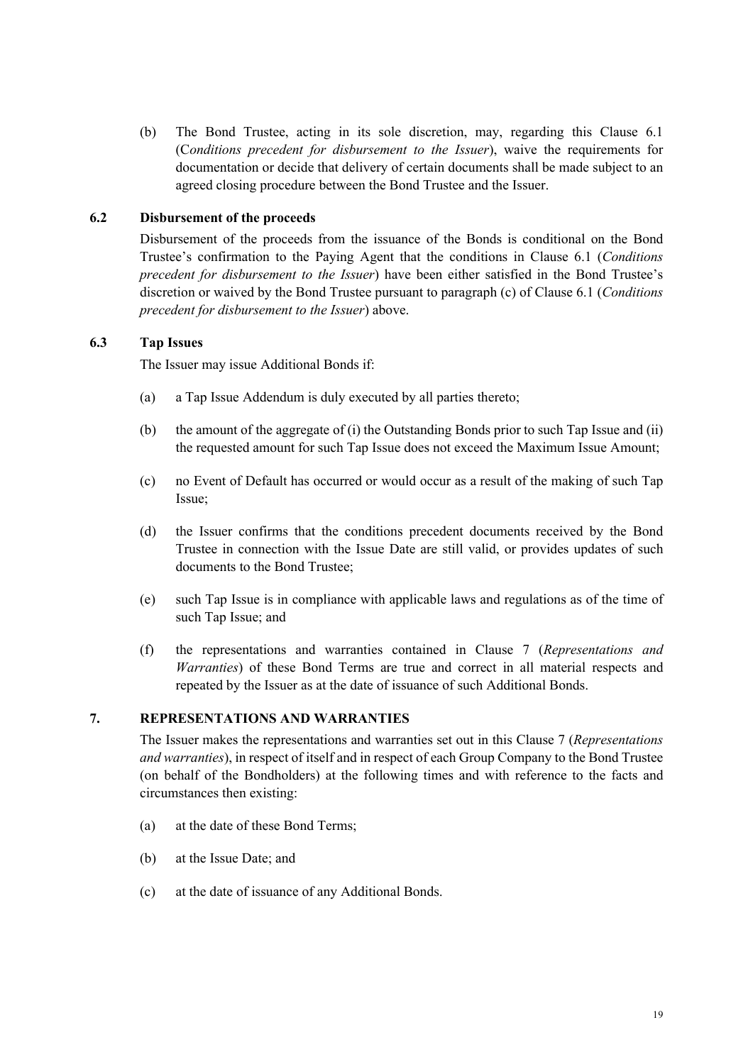(b) The Bond Trustee, acting in its sole discretion, may, regarding this Clause 6.1 (*Conditions precedent for disbursement to the Issuer*), waive the requirements for documentation or decide that delivery of certain documents shall be made subject to an agreed closing procedure between the Bond Trustee and the Issuer.

### 6.2 Disbursement of the proceeds

Disbursement of the proceeds from the issuance of the Bonds is conditional on the Bond Trustee's confirmation to the Paying Agent that the conditions in Clause 6.1 (*Conditions precedent for disbursement to the Issuer*) have been either satisfied in the Bond Trustee's discretion or waived by the Bond Trustee pursuant to paragraph (c) of Clause 6.1 (*Conditions precedent for disbursement to the Issuer*) above.

### 6.3 Tap Issues

The Issuer may issue Additional Bonds if:

(a) a Tap Issue Addendum is duly executed by all parties thereto;

(b) the amount of the aggregate of (i) the Outstanding Bonds prior to such Tap Issue and (ii) the requested amount for such Tap Issue does not exceed the Maximum Issue Amount;

(c) no Event of Default has occurred or would occur as a result of the making of such Tap Issue;

(d) the Issuer confirms that the conditions precedent documents received by the Bond Trustee in connection with the Issue Date are still valid, or provides updates of such documents to the Bond Trustee;

(e) such Tap Issue is in compliance with applicable laws and regulations as of the time of such Tap Issue; and

(f) the representations and warranties contained in Clause 7 (*Representations and Warranties*) of these Bond Terms are true and correct in all material respects and repeated by the Issuer as at the date of issuance of such Additional Bonds.

## 7. REPRESENTATIONS AND WARRANTIES

The Issuer makes the representations and warranties set out in this Clause 7 (*Representations and warranties*), in respect of itself and in respect of each Group Company to the Bond Trustee (on behalf of the Bondholders) at the following times and with reference to the facts and circumstances then existing:

(a) at the date of these Bond Terms;

(b) at the Issue Date; and

(c) at the date of issuance of any Additional Bonds.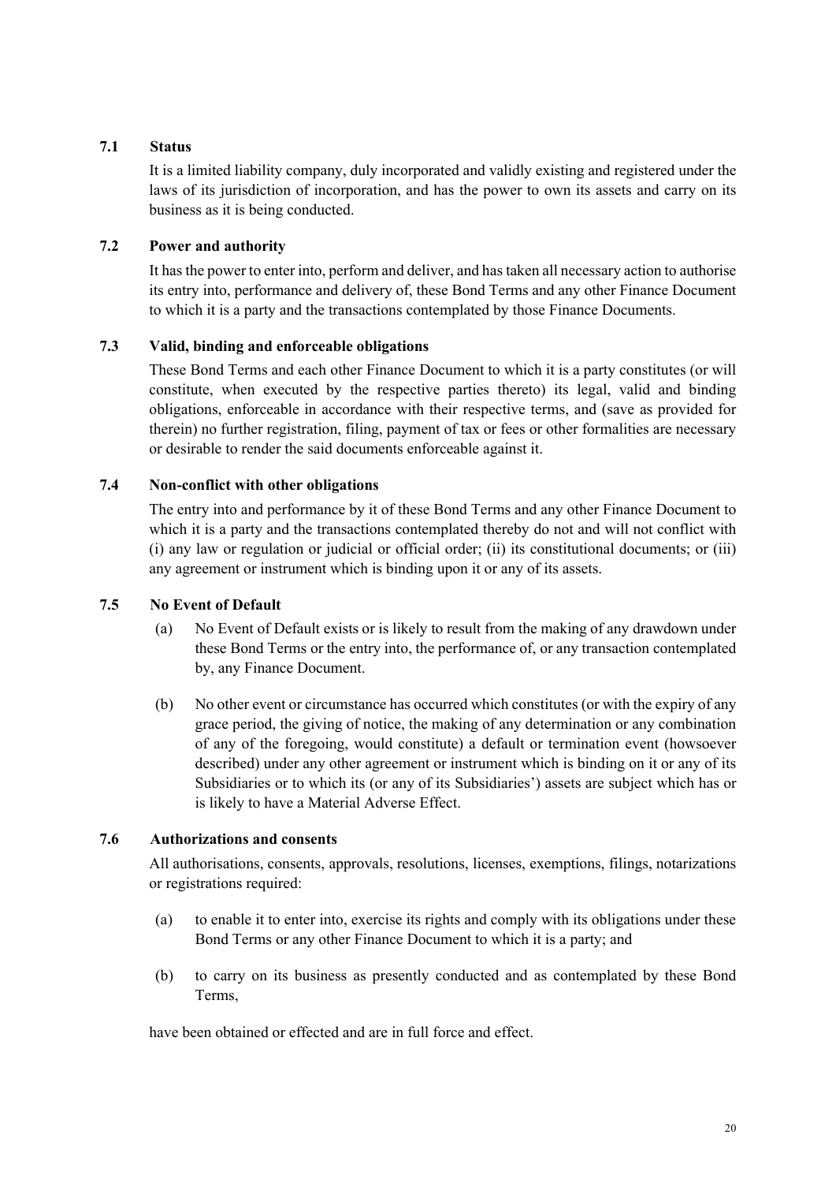### 7.1 Status

It is a limited liability company, duly incorporated and validly existing and registered under the laws of its jurisdiction of incorporation, and has the power to own its assets and carry on its business as it is being conducted.

### 7.2 Power and authority

It has the power to enter into, perform and deliver, and has taken all necessary action to authorise its entry into, performance and delivery of, these Bond Terms and any other Finance Document to which it is a party and the transactions contemplated by those Finance Documents.

### 7.3 Valid, binding and enforceable obligations

These Bond Terms and each other Finance Document to which it is a party constitutes (or will constitute, when executed by the respective parties thereto) its legal, valid and binding obligations, enforceable in accordance with their respective terms, and (save as provided for therein) no further registration, filing, payment of tax or fees or other formalities are necessary or desirable to render the said documents enforceable against it.

### 7.4 Non-conflict with other obligations

The entry into and performance by it of these Bond Terms and any other Finance Document to which it is a party and the transactions contemplated thereby do not and will not conflict with (i) any law or regulation or judicial or official order; (ii) its constitutional documents; or (iii) any agreement or instrument which is binding upon it or any of its assets.

### 7.5 No Event of Default

(a) No Event of Default exists or is likely to result from the making of any drawdown under these Bond Terms or the entry into, the performance of, or any transaction contemplated by, any Finance Document.

(b) No other event or circumstance has occurred which constitutes (or with the expiry of any grace period, the giving of notice, the making of any determination or any combination of any of the foregoing, would constitute) a default or termination event (howsoever described) under any other agreement or instrument which is binding on it or any of its Subsidiaries or to which its (or any of its Subsidiaries') assets are subject which has or is likely to have a Material Adverse Effect.

### 7.6 Authorizations and consents

All authorisations, consents, approvals, resolutions, licenses, exemptions, filings, notarizations or registrations required:

(a) to enable it to enter into, exercise its rights and comply with its obligations under these Bond Terms or any other Finance Document to which it is a party; and

(b) to carry on its business as presently conducted and as contemplated by these Bond Terms,

have been obtained or effected and are in full force and effect.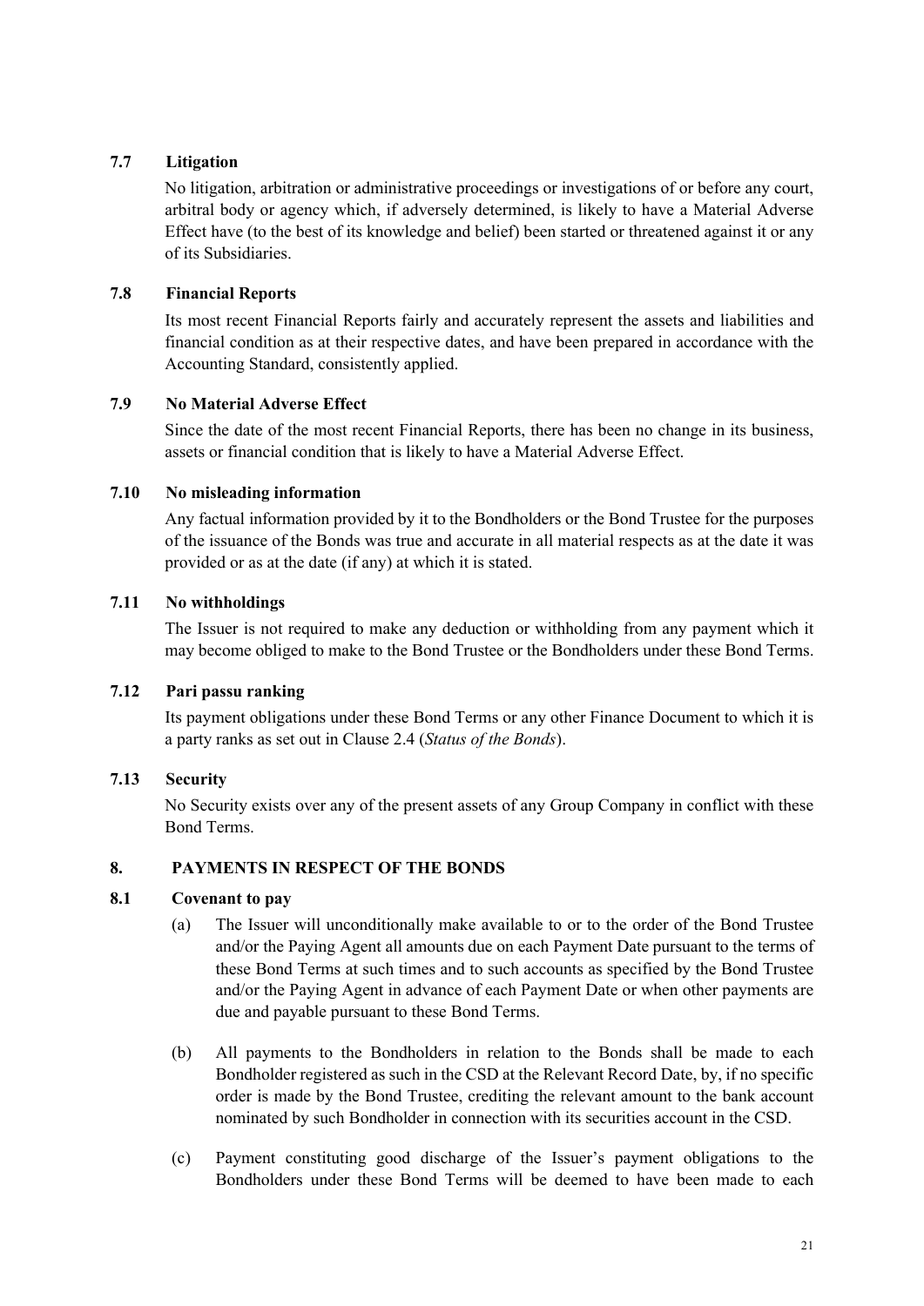### 7.7 Litigation

No litigation, arbitration or administrative proceedings or investigations of or before any court, arbitral body or agency which, if adversely determined, is likely to have a Material Adverse Effect have (to the best of its knowledge and belief) been started or threatened against it or any of its Subsidiaries.

### 7.8 Financial Reports

Its most recent Financial Reports fairly and accurately represent the assets and liabilities and financial condition as at their respective dates, and have been prepared in accordance with the Accounting Standard, consistently applied.

### 7.9 No Material Adverse Effect

Since the date of the most recent Financial Reports, there has been no change in its business, assets or financial condition that is likely to have a Material Adverse Effect.

### 7.10 No misleading information

Any factual information provided by it to the Bondholders or the Bond Trustee for the purposes of the issuance of the Bonds was true and accurate in all material respects as at the date it was provided or as at the date (if any) at which it is stated.

### 7.11 No withholdings

The Issuer is not required to make any deduction or withholding from any payment which it may become obliged to make to the Bond Trustee or the Bondholders under these Bond Terms.

### 7.12 Pari passu ranking

Its payment obligations under these Bond Terms or any other Finance Document to which it is a party ranks as set out in Clause 2.4 (*Status of the Bonds*).

### 7.13 Security

No Security exists over any of the present assets of any Group Company in conflict with these Bond Terms.

## 8. PAYMENTS IN RESPECT OF THE BONDS

### 8.1 Covenant to pay

(a) The Issuer will unconditionally make available to or to the order of the Bond Trustee and/or the Paying Agent all amounts due on each Payment Date pursuant to the terms of these Bond Terms at such times and to such accounts as specified by the Bond Trustee and/or the Paying Agent in advance of each Payment Date or when other payments are due and payable pursuant to these Bond Terms.

(b) All payments to the Bondholders in relation to the Bonds shall be made to each Bondholder registered as such in the CSD at the Relevant Record Date, by, if no specific order is made by the Bond Trustee, crediting the relevant amount to the bank account nominated by such Bondholder in connection with its securities account in the CSD.

(c) Payment constituting good discharge of the Issuer's payment obligations to the Bondholders under these Bond Terms will be deemed to have been made to each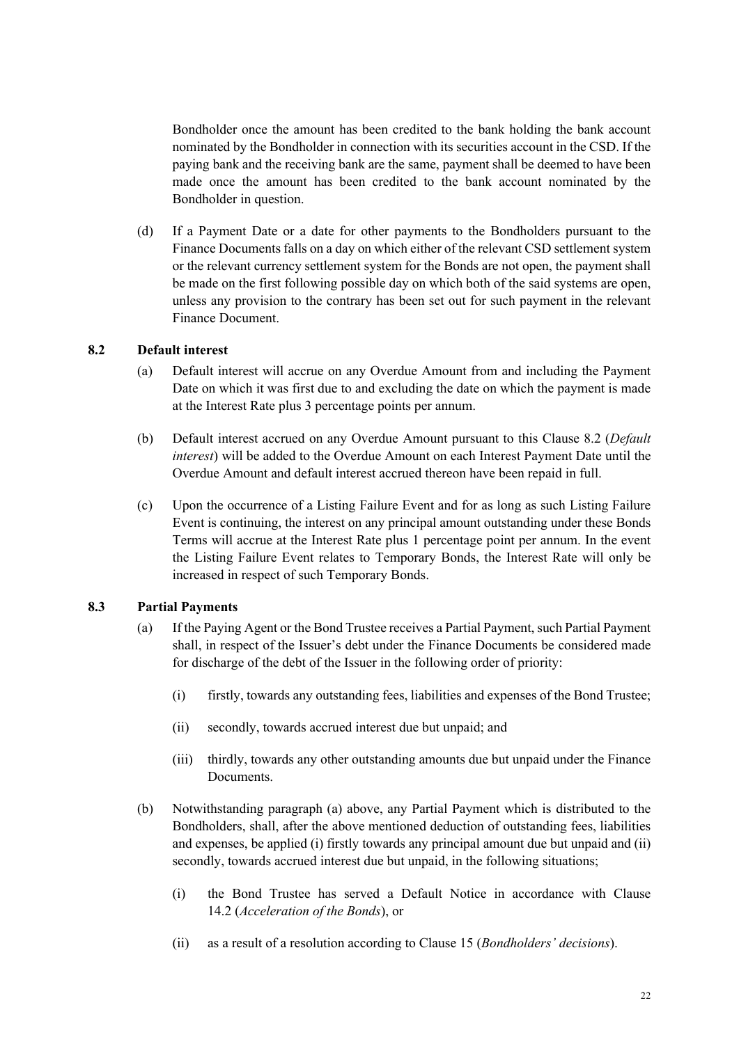Bondholder once the amount has been credited to the bank holding the bank account nominated by the Bondholder in connection with its securities account in the CSD. If the paying bank and the receiving bank are the same, payment shall be deemed to have been made once the amount has been credited to the bank account nominated by the Bondholder in question.

(d) If a Payment Date or a date for other payments to the Bondholders pursuant to the Finance Documents falls on a day on which either of the relevant CSD settlement system or the relevant currency settlement system for the Bonds are not open, the payment shall be made on the first following possible day on which both of the said systems are open, unless any provision to the contrary has been set out for such payment in the relevant Finance Document.

### 8.2 Default interest

(a) Default interest will accrue on any Overdue Amount from and including the Payment Date on which it was first due to and excluding the date on which the payment is made at the Interest Rate plus 3 percentage points per annum.

(b) Default interest accrued on any Overdue Amount pursuant to this Clause 8.2 (*Default interest*) will be added to the Overdue Amount on each Interest Payment Date until the Overdue Amount and default interest accrued thereon have been repaid in full.

(c) Upon the occurrence of a Listing Failure Event and for as long as such Listing Failure Event is continuing, the interest on any principal amount outstanding under these Bonds Terms will accrue at the Interest Rate plus 1 percentage point per annum. In the event the Listing Failure Event relates to Temporary Bonds, the Interest Rate will only be increased in respect of such Temporary Bonds.

### 8.3 Partial Payments

(a) If the Paying Agent or the Bond Trustee receives a Partial Payment, such Partial Payment shall, in respect of the Issuer's debt under the Finance Documents be considered made for discharge of the debt of the Issuer in the following order of priority:

(i) firstly, towards any outstanding fees, liabilities and expenses of the Bond Trustee;

(ii) secondly, towards accrued interest due but unpaid; and

(iii) thirdly, towards any other outstanding amounts due but unpaid under the Finance Documents.

(b) Notwithstanding paragraph (a) above, any Partial Payment which is distributed to the Bondholders, shall, after the above mentioned deduction of outstanding fees, liabilities and expenses, be applied (i) firstly towards any principal amount due but unpaid and (ii) secondly, towards accrued interest due but unpaid, in the following situations;

(i) the Bond Trustee has served a Default Notice in accordance with Clause 14.2 (*Acceleration of the Bonds*), or

(ii) as a result of a resolution according to Clause 15 (*Bondholders' decisions*).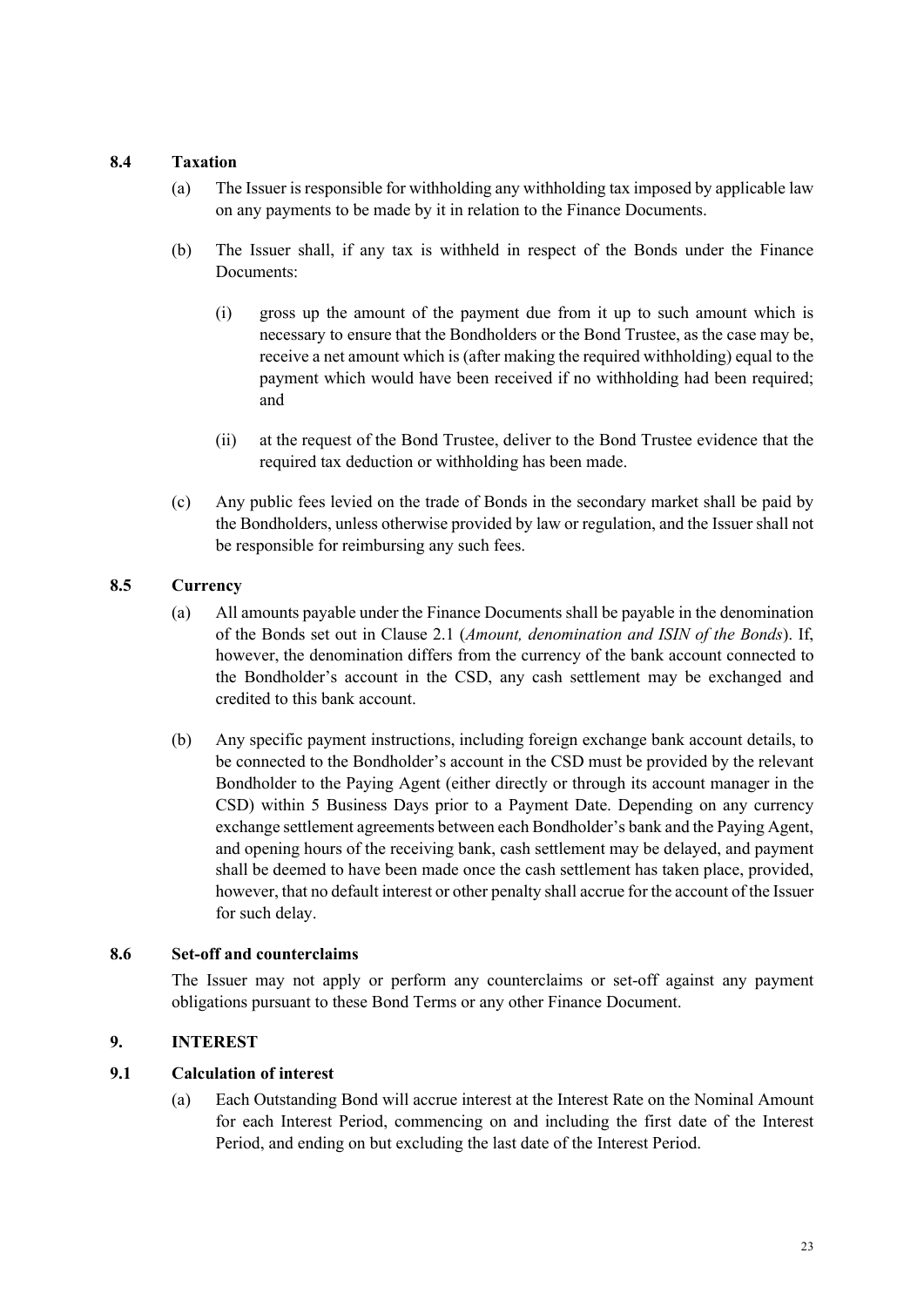### 8.4 Taxation

(a) The Issuer is responsible for withholding any withholding tax imposed by applicable law on any payments to be made by it in relation to the Finance Documents.

(b) The Issuer shall, if any tax is withheld in respect of the Bonds under the Finance Documents:

(i) gross up the amount of the payment due from it up to such amount which is necessary to ensure that the Bondholders or the Bond Trustee, as the case may be, receive a net amount which is (after making the required withholding) equal to the payment which would have been received if no withholding had been required; and

(ii) at the request of the Bond Trustee, deliver to the Bond Trustee evidence that the required tax deduction or withholding has been made.

(c) Any public fees levied on the trade of Bonds in the secondary market shall be paid by the Bondholders, unless otherwise provided by law or regulation, and the Issuer shall not be responsible for reimbursing any such fees.

### 8.5 Currency

(a) All amounts payable under the Finance Documents shall be payable in the denomination of the Bonds set out in Clause 2.1 (*Amount, denomination and ISIN of the Bonds*). If, however, the denomination differs from the currency of the bank account connected to the Bondholder's account in the CSD, any cash settlement may be exchanged and credited to this bank account.

(b) Any specific payment instructions, including foreign exchange bank account details, to be connected to the Bondholder's account in the CSD must be provided by the relevant Bondholder to the Paying Agent (either directly or through its account manager in the CSD) within 5 Business Days prior to a Payment Date. Depending on any currency exchange settlement agreements between each Bondholder's bank and the Paying Agent, and opening hours of the receiving bank, cash settlement may be delayed, and payment shall be deemed to have been made once the cash settlement has taken place, provided, however, that no default interest or other penalty shall accrue for the account of the Issuer for such delay.

### 8.6 Set-off and counterclaims

The Issuer may not apply or perform any counterclaims or set-off against any payment obligations pursuant to these Bond Terms or any other Finance Document.

## 9. INTEREST

### 9.1 Calculation of interest

(a) Each Outstanding Bond will accrue interest at the Interest Rate on the Nominal Amount for each Interest Period, commencing on and including the first date of the Interest Period, and ending on but excluding the last date of the Interest Period.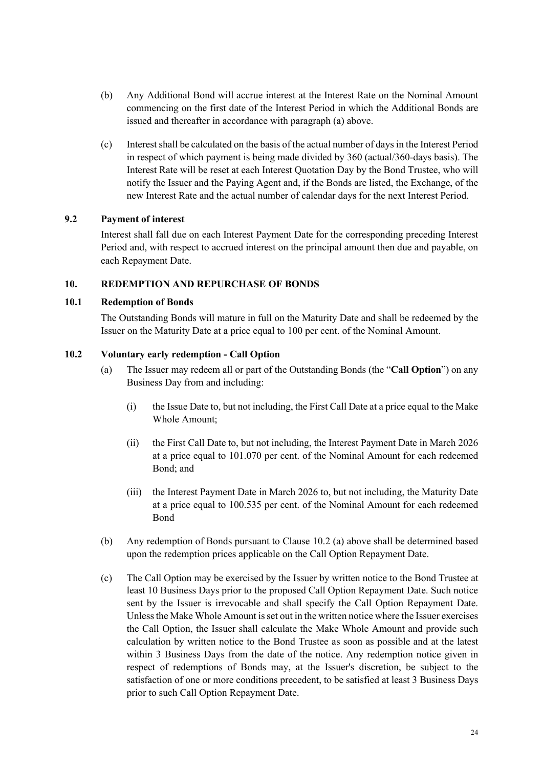(b) Any Additional Bond will accrue interest at the Interest Rate on the Nominal Amount commencing on the first date of the Interest Period in which the Additional Bonds are issued and thereafter in accordance with paragraph (a) above.

(c) Interest shall be calculated on the basis of the actual number of days in the Interest Period in respect of which payment is being made divided by 360 (actual/360-days basis). The Interest Rate will be reset at each Interest Quotation Day by the Bond Trustee, who will notify the Issuer and the Paying Agent and, if the Bonds are listed, the Exchange, of the new Interest Rate and the actual number of calendar days for the next Interest Period.

### 9.2 Payment of interest

Interest shall fall due on each Interest Payment Date for the corresponding preceding Interest Period and, with respect to accrued interest on the principal amount then due and payable, on each Repayment Date.

## 10. REDEMPTION AND REPURCHASE OF BONDS

### 10.1 Redemption of Bonds

The Outstanding Bonds will mature in full on the Maturity Date and shall be redeemed by the Issuer on the Maturity Date at a price equal to 100 per cent. of the Nominal Amount.

### 10.2 Voluntary early redemption - Call Option

(a) The Issuer may redeem all or part of the Outstanding Bonds (the "**Call Option**") on any Business Day from and including:

  (i) the Issue Date to, but not including, the First Call Date at a price equal to the Make Whole Amount;

  (ii) the First Call Date to, but not including, the Interest Payment Date in March 2026 at a price equal to 101.070 per cent. of the Nominal Amount for each redeemed Bond; and

  (iii) the Interest Payment Date in March 2026 to, but not including, the Maturity Date at a price equal to 100.535 per cent. of the Nominal Amount for each redeemed Bond

(b) Any redemption of Bonds pursuant to Clause 10.2 (a) above shall be determined based upon the redemption prices applicable on the Call Option Repayment Date.

(c) The Call Option may be exercised by the Issuer by written notice to the Bond Trustee at least 10 Business Days prior to the proposed Call Option Repayment Date. Such notice sent by the Issuer is irrevocable and shall specify the Call Option Repayment Date. Unless the Make Whole Amount is set out in the written notice where the Issuer exercises the Call Option, the Issuer shall calculate the Make Whole Amount and provide such calculation by written notice to the Bond Trustee as soon as possible and at the latest within 3 Business Days from the date of the notice. Any redemption notice given in respect of redemptions of Bonds may, at the Issuer's discretion, be subject to the satisfaction of one or more conditions precedent, to be satisfied at least 3 Business Days prior to such Call Option Repayment Date.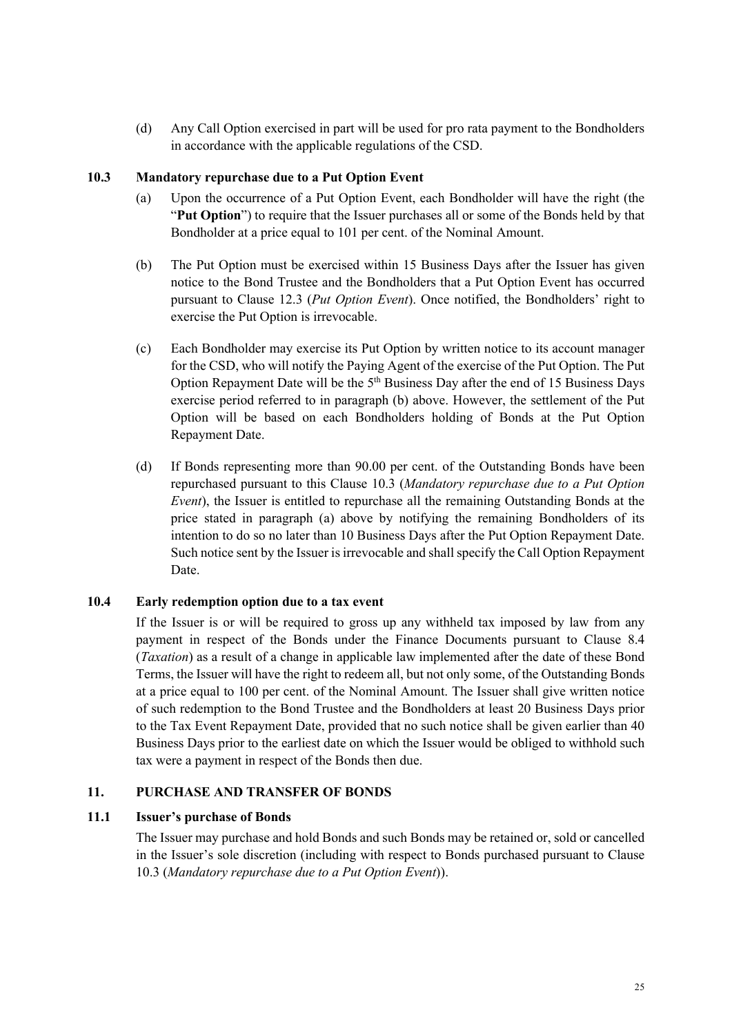(d) Any Call Option exercised in part will be used for pro rata payment to the Bondholders in accordance with the applicable regulations of the CSD.

### 10.3 Mandatory repurchase due to a Put Option Event

(a) Upon the occurrence of a Put Option Event, each Bondholder will have the right (the "**Put Option**") to require that the Issuer purchases all or some of the Bonds held by that Bondholder at a price equal to 101 per cent. of the Nominal Amount.

(b) The Put Option must be exercised within 15 Business Days after the Issuer has given notice to the Bond Trustee and the Bondholders that a Put Option Event has occurred pursuant to Clause 12.3 (*Put Option Event*). Once notified, the Bondholders' right to exercise the Put Option is irrevocable.

(c) Each Bondholder may exercise its Put Option by written notice to its account manager for the CSD, who will notify the Paying Agent of the exercise of the Put Option. The Put Option Repayment Date will be the 5th Business Day after the end of 15 Business Days exercise period referred to in paragraph (b) above. However, the settlement of the Put Option will be based on each Bondholders holding of Bonds at the Put Option Repayment Date.

(d) If Bonds representing more than 90.00 per cent. of the Outstanding Bonds have been repurchased pursuant to this Clause 10.3 (*Mandatory repurchase due to a Put Option Event*), the Issuer is entitled to repurchase all the remaining Outstanding Bonds at the price stated in paragraph (a) above by notifying the remaining Bondholders of its intention to do so no later than 10 Business Days after the Put Option Repayment Date. Such notice sent by the Issuer is irrevocable and shall specify the Call Option Repayment Date.

### 10.4 Early redemption option due to a tax event

If the Issuer is or will be required to gross up any withheld tax imposed by law from any payment in respect of the Bonds under the Finance Documents pursuant to Clause 8.4 (*Taxation*) as a result of a change in applicable law implemented after the date of these Bond Terms, the Issuer will have the right to redeem all, but not only some, of the Outstanding Bonds at a price equal to 100 per cent. of the Nominal Amount. The Issuer shall give written notice of such redemption to the Bond Trustee and the Bondholders at least 20 Business Days prior to the Tax Event Repayment Date, provided that no such notice shall be given earlier than 40 Business Days prior to the earliest date on which the Issuer would be obliged to withhold such tax were a payment in respect of the Bonds then due.

## 11. PURCHASE AND TRANSFER OF BONDS

### 11.1 Issuer's purchase of Bonds

The Issuer may purchase and hold Bonds and such Bonds may be retained or, sold or cancelled in the Issuer's sole discretion (including with respect to Bonds purchased pursuant to Clause 10.3 (*Mandatory repurchase due to a Put Option Event*)).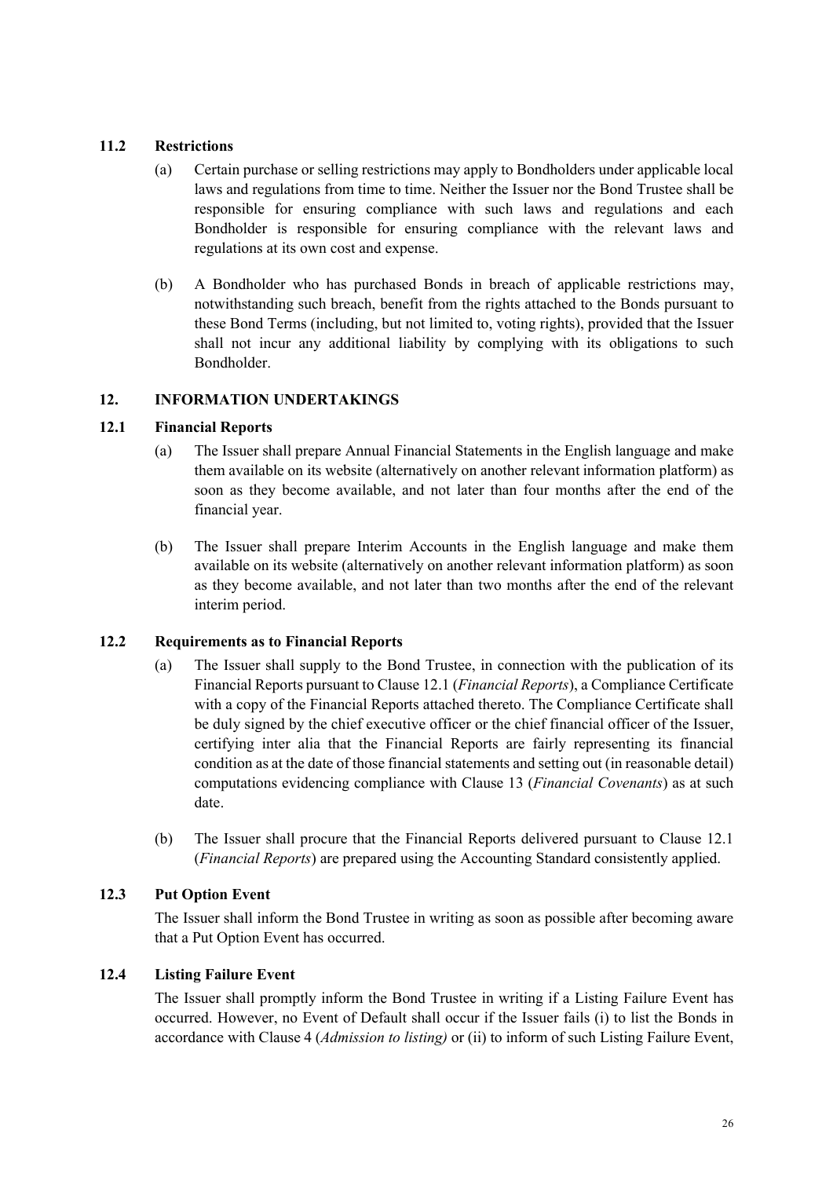### 11.2 Restrictions

(a) Certain purchase or selling restrictions may apply to Bondholders under applicable local laws and regulations from time to time. Neither the Issuer nor the Bond Trustee shall be responsible for ensuring compliance with such laws and regulations and each Bondholder is responsible for ensuring compliance with the relevant laws and regulations at its own cost and expense.

(b) A Bondholder who has purchased Bonds in breach of applicable restrictions may, notwithstanding such breach, benefit from the rights attached to the Bonds pursuant to these Bond Terms (including, but not limited to, voting rights), provided that the Issuer shall not incur any additional liability by complying with its obligations to such Bondholder.

## 12. INFORMATION UNDERTAKINGS

### 12.1 Financial Reports

(a) The Issuer shall prepare Annual Financial Statements in the English language and make them available on its website (alternatively on another relevant information platform) as soon as they become available, and not later than four months after the end of the financial year.

(b) The Issuer shall prepare Interim Accounts in the English language and make them available on its website (alternatively on another relevant information platform) as soon as they become available, and not later than two months after the end of the relevant interim period.

### 12.2 Requirements as to Financial Reports

(a) The Issuer shall supply to the Bond Trustee, in connection with the publication of its Financial Reports pursuant to Clause 12.1 (*Financial Reports*), a Compliance Certificate with a copy of the Financial Reports attached thereto. The Compliance Certificate shall be duly signed by the chief executive officer or the chief financial officer of the Issuer, certifying inter alia that the Financial Reports are fairly representing its financial condition as at the date of those financial statements and setting out (in reasonable detail) computations evidencing compliance with Clause 13 (*Financial Covenants*) as at such date.

(b) The Issuer shall procure that the Financial Reports delivered pursuant to Clause 12.1 (*Financial Reports*) are prepared using the Accounting Standard consistently applied.

### 12.3 Put Option Event

The Issuer shall inform the Bond Trustee in writing as soon as possible after becoming aware that a Put Option Event has occurred.

### 12.4 Listing Failure Event

The Issuer shall promptly inform the Bond Trustee in writing if a Listing Failure Event has occurred. However, no Event of Default shall occur if the Issuer fails (i) to list the Bonds in accordance with Clause 4 (*Admission to listing)* or (ii) to inform of such Listing Failure Event,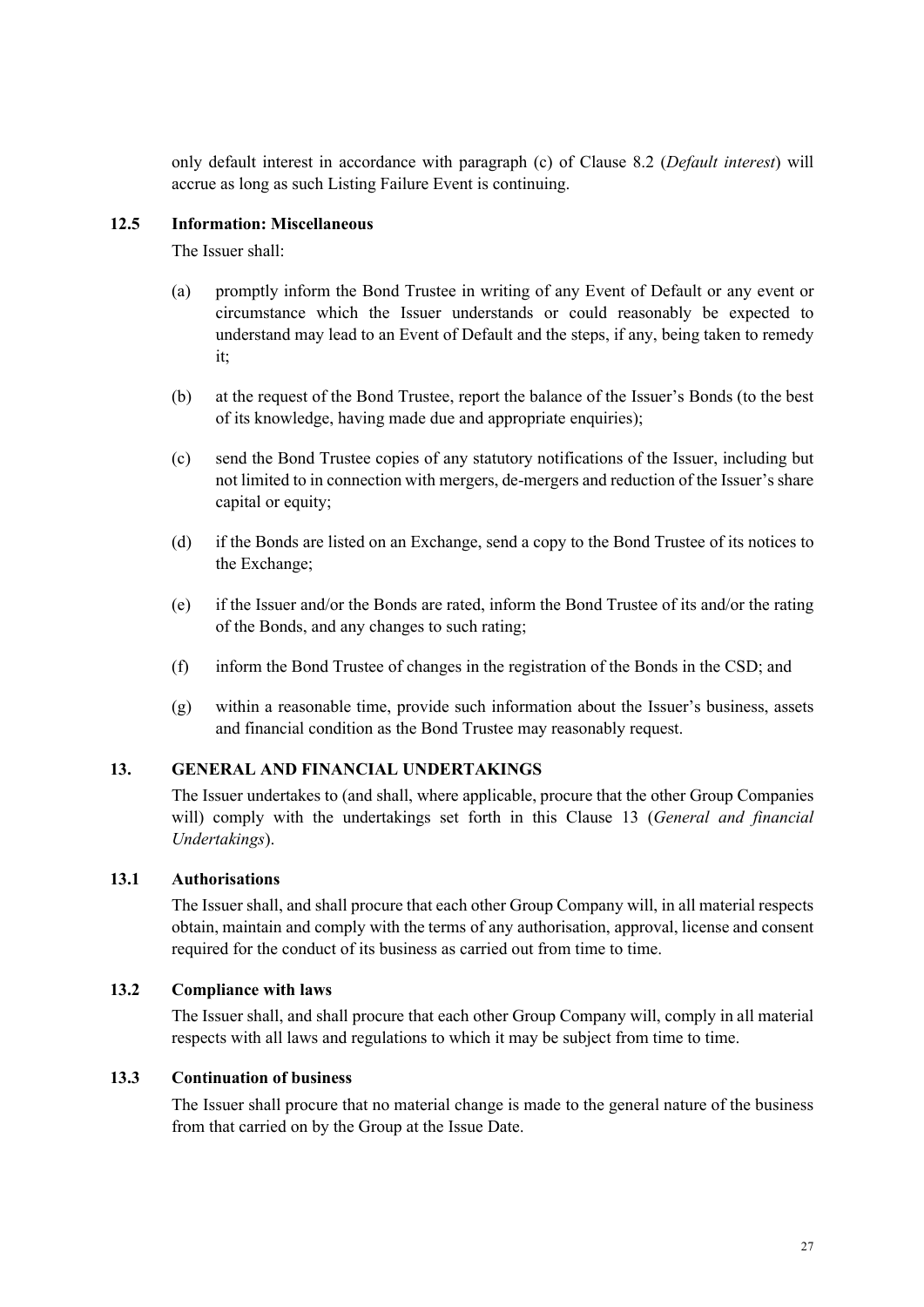only default interest in accordance with paragraph (c) of Clause 8.2 (*Default interest*) will accrue as long as such Listing Failure Event is continuing.

### 12.5 Information: Miscellaneous

The Issuer shall:

(a) promptly inform the Bond Trustee in writing of any Event of Default or any event or circumstance which the Issuer understands or could reasonably be expected to understand may lead to an Event of Default and the steps, if any, being taken to remedy it;

(b) at the request of the Bond Trustee, report the balance of the Issuer's Bonds (to the best of its knowledge, having made due and appropriate enquiries);

(c) send the Bond Trustee copies of any statutory notifications of the Issuer, including but not limited to in connection with mergers, de-mergers and reduction of the Issuer's share capital or equity;

(d) if the Bonds are listed on an Exchange, send a copy to the Bond Trustee of its notices to the Exchange;

(e) if the Issuer and/or the Bonds are rated, inform the Bond Trustee of its and/or the rating of the Bonds, and any changes to such rating;

(f) inform the Bond Trustee of changes in the registration of the Bonds in the CSD; and

(g) within a reasonable time, provide such information about the Issuer's business, assets and financial condition as the Bond Trustee may reasonably request.

## 13. GENERAL AND FINANCIAL UNDERTAKINGS

The Issuer undertakes to (and shall, where applicable, procure that the other Group Companies will) comply with the undertakings set forth in this Clause 13 (*General and financial Undertakings*).

### 13.1 Authorisations

The Issuer shall, and shall procure that each other Group Company will, in all material respects obtain, maintain and comply with the terms of any authorisation, approval, license and consent required for the conduct of its business as carried out from time to time.

### 13.2 Compliance with laws

The Issuer shall, and shall procure that each other Group Company will, comply in all material respects with all laws and regulations to which it may be subject from time to time.

### 13.3 Continuation of business

The Issuer shall procure that no material change is made to the general nature of the business from that carried on by the Group at the Issue Date.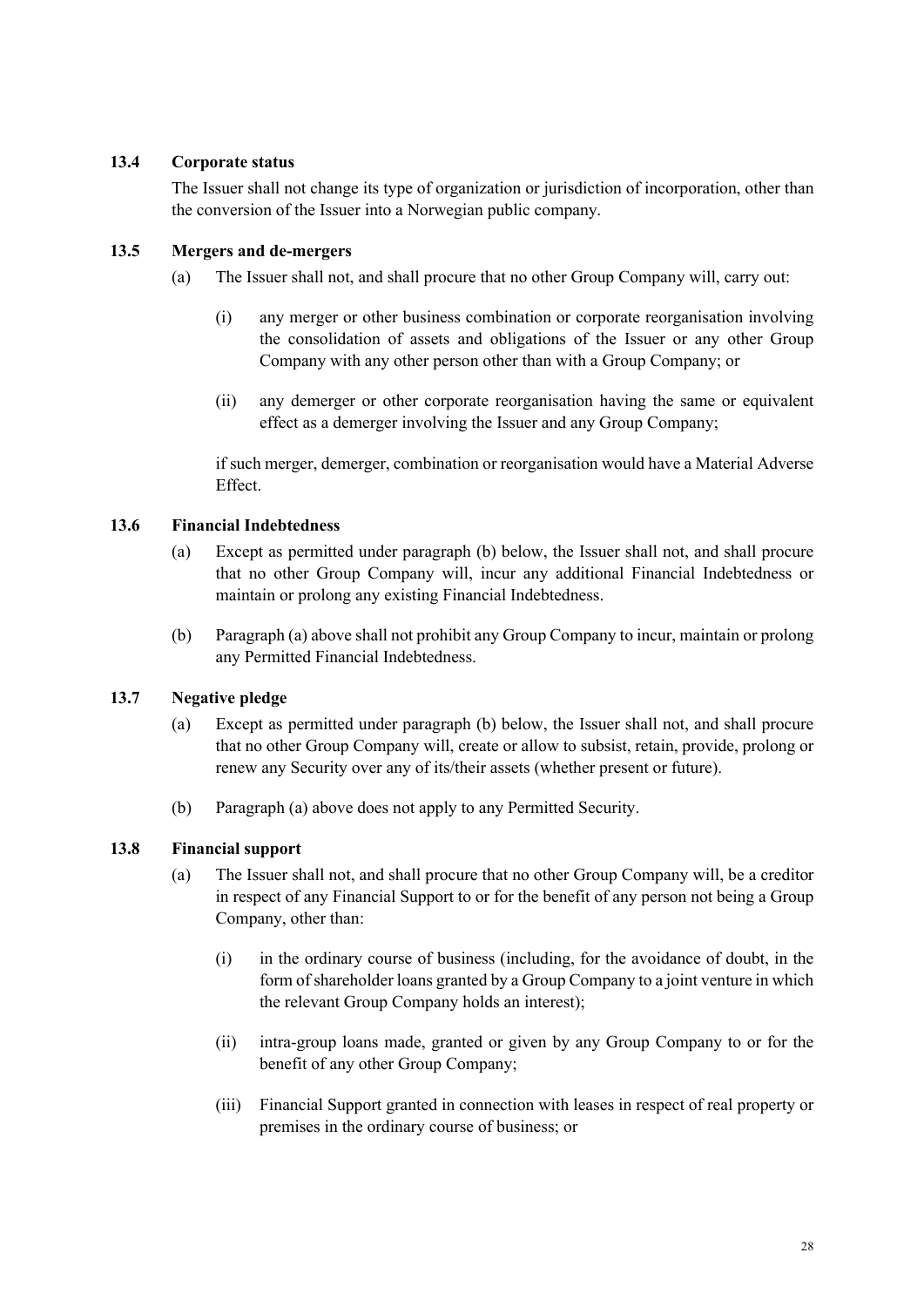### 13.4 Corporate status

The Issuer shall not change its type of organization or jurisdiction of incorporation, other than the conversion of the Issuer into a Norwegian public company.

### 13.5 Mergers and de-mergers

(a) The Issuer shall not, and shall procure that no other Group Company will, carry out:

   (i) any merger or other business combination or corporate reorganisation involving the consolidation of assets and obligations of the Issuer or any other Group Company with any other person other than with a Group Company; or

   (ii) any demerger or other corporate reorganisation having the same or equivalent effect as a demerger involving the Issuer and any Group Company;

   if such merger, demerger, combination or reorganisation would have a Material Adverse Effect.

### 13.6 Financial Indebtedness

(a) Except as permitted under paragraph (b) below, the Issuer shall not, and shall procure that no other Group Company will, incur any additional Financial Indebtedness or maintain or prolong any existing Financial Indebtedness.

(b) Paragraph (a) above shall not prohibit any Group Company to incur, maintain or prolong any Permitted Financial Indebtedness.

### 13.7 Negative pledge

(a) Except as permitted under paragraph (b) below, the Issuer shall not, and shall procure that no other Group Company will, create or allow to subsist, retain, provide, prolong or renew any Security over any of its/their assets (whether present or future).

(b) Paragraph (a) above does not apply to any Permitted Security.

### 13.8 Financial support

(a) The Issuer shall not, and shall procure that no other Group Company will, be a creditor in respect of any Financial Support to or for the benefit of any person not being a Group Company, other than:

   (i) in the ordinary course of business (including, for the avoidance of doubt, in the form of shareholder loans granted by a Group Company to a joint venture in which the relevant Group Company holds an interest);

   (ii) intra-group loans made, granted or given by any Group Company to or for the benefit of any other Group Company;

   (iii) Financial Support granted in connection with leases in respect of real property or premises in the ordinary course of business; or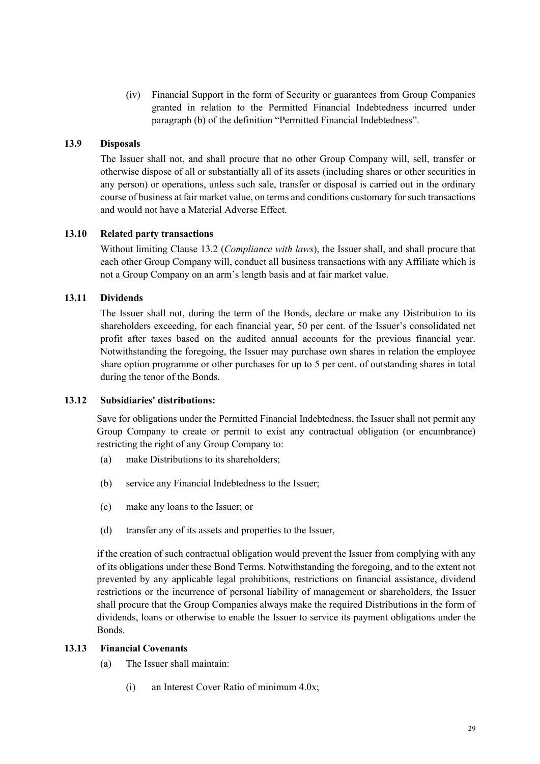(iv) Financial Support in the form of Security or guarantees from Group Companies granted in relation to the Permitted Financial Indebtedness incurred under paragraph (b) of the definition "Permitted Financial Indebtedness".

### 13.9 Disposals

The Issuer shall not, and shall procure that no other Group Company will, sell, transfer or otherwise dispose of all or substantially all of its assets (including shares or other securities in any person) or operations, unless such sale, transfer or disposal is carried out in the ordinary course of business at fair market value, on terms and conditions customary for such transactions and would not have a Material Adverse Effect.

### 13.10 Related party transactions

Without limiting Clause 13.2 (*Compliance with laws*), the Issuer shall, and shall procure that each other Group Company will, conduct all business transactions with any Affiliate which is not a Group Company on an arm's length basis and at fair market value.

### 13.11 Dividends

The Issuer shall not, during the term of the Bonds, declare or make any Distribution to its shareholders exceeding, for each financial year, 50 per cent. of the Issuer's consolidated net profit after taxes based on the audited annual accounts for the previous financial year. Notwithstanding the foregoing, the Issuer may purchase own shares in relation the employee share option programme or other purchases for up to 5 per cent. of outstanding shares in total during the tenor of the Bonds.

### 13.12 Subsidiaries' distributions:

Save for obligations under the Permitted Financial Indebtedness, the Issuer shall not permit any Group Company to create or permit to exist any contractual obligation (or encumbrance) restricting the right of any Group Company to:

(a) make Distributions to its shareholders;

(b) service any Financial Indebtedness to the Issuer;

(c) make any loans to the Issuer; or

(d) transfer any of its assets and properties to the Issuer,

if the creation of such contractual obligation would prevent the Issuer from complying with any of its obligations under these Bond Terms. Notwithstanding the foregoing, and to the extent not prevented by any applicable legal prohibitions, restrictions on financial assistance, dividend restrictions or the incurrence of personal liability of management or shareholders, the Issuer shall procure that the Group Companies always make the required Distributions in the form of dividends, loans or otherwise to enable the Issuer to service its payment obligations under the Bonds.

### 13.13 Financial Covenants

(a) The Issuer shall maintain:

(i) an Interest Cover Ratio of minimum 4.0x;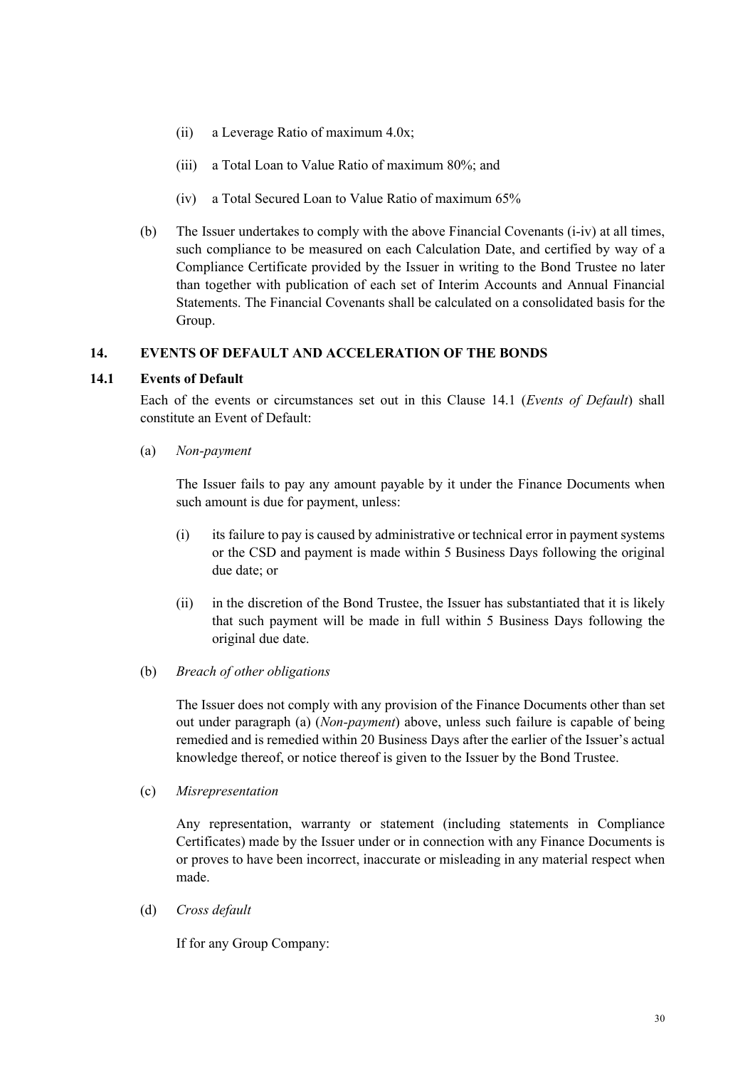(ii) a Leverage Ratio of maximum 4.0x;

(iii) a Total Loan to Value Ratio of maximum 80%; and

(iv) a Total Secured Loan to Value Ratio of maximum 65%

(b) The Issuer undertakes to comply with the above Financial Covenants (i-iv) at all times, such compliance to be measured on each Calculation Date, and certified by way of a Compliance Certificate provided by the Issuer in writing to the Bond Trustee no later than together with publication of each set of Interim Accounts and Annual Financial Statements. The Financial Covenants shall be calculated on a consolidated basis for the Group.

## 14. EVENTS OF DEFAULT AND ACCELERATION OF THE BONDS

### 14.1 Events of Default

Each of the events or circumstances set out in this Clause 14.1 (*Events of Default*) shall constitute an Event of Default:

(a) *Non-payment*

The Issuer fails to pay any amount payable by it under the Finance Documents when such amount is due for payment, unless:

(i) its failure to pay is caused by administrative or technical error in payment systems or the CSD and payment is made within 5 Business Days following the original due date; or

(ii) in the discretion of the Bond Trustee, the Issuer has substantiated that it is likely that such payment will be made in full within 5 Business Days following the original due date.

(b) *Breach of other obligations*

The Issuer does not comply with any provision of the Finance Documents other than set out under paragraph (a) (*Non-payment*) above, unless such failure is capable of being remedied and is remedied within 20 Business Days after the earlier of the Issuer's actual knowledge thereof, or notice thereof is given to the Issuer by the Bond Trustee.

(c) *Misrepresentation*

Any representation, warranty or statement (including statements in Compliance Certificates) made by the Issuer under or in connection with any Finance Documents is or proves to have been incorrect, inaccurate or misleading in any material respect when made.

(d) *Cross default*

If for any Group Company: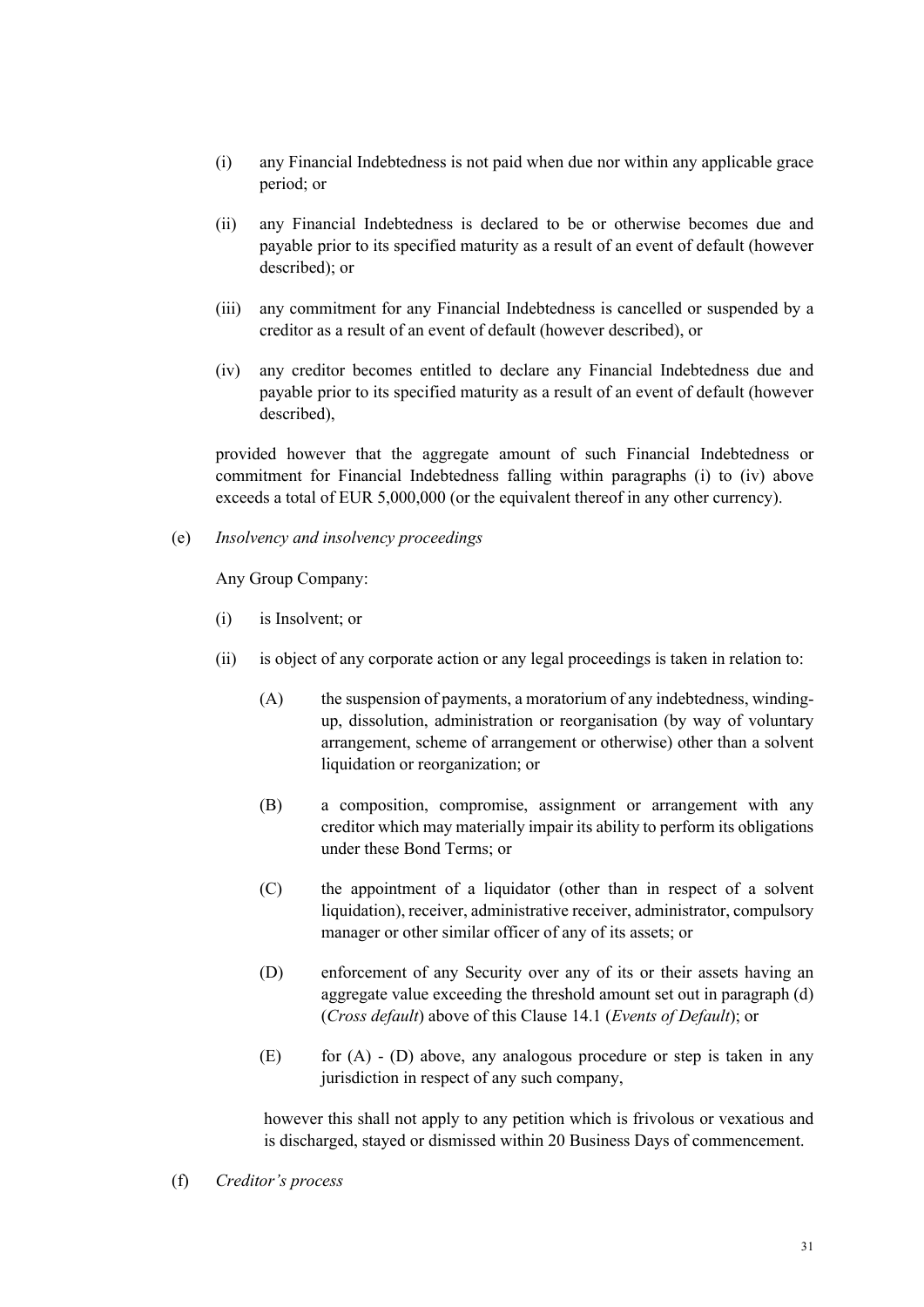(i) any Financial Indebtedness is not paid when due nor within any applicable grace period; or

(ii) any Financial Indebtedness is declared to be or otherwise becomes due and payable prior to its specified maturity as a result of an event of default (however described); or

(iii) any commitment for any Financial Indebtedness is cancelled or suspended by a creditor as a result of an event of default (however described), or

(iv) any creditor becomes entitled to declare any Financial Indebtedness due and payable prior to its specified maturity as a result of an event of default (however described),

provided however that the aggregate amount of such Financial Indebtedness or commitment for Financial Indebtedness falling within paragraphs (i) to (iv) above exceeds a total of EUR 5,000,000 (or the equivalent thereof in any other currency).

(e) *Insolvency and insolvency proceedings*

Any Group Company:

(i) is Insolvent; or

(ii) is object of any corporate action or any legal proceedings is taken in relation to:

(A) the suspension of payments, a moratorium of any indebtedness, winding-up, dissolution, administration or reorganisation (by way of voluntary arrangement, scheme of arrangement or otherwise) other than a solvent liquidation or reorganization; or

(B) a composition, compromise, assignment or arrangement with any creditor which may materially impair its ability to perform its obligations under these Bond Terms; or

(C) the appointment of a liquidator (other than in respect of a solvent liquidation), receiver, administrative receiver, administrator, compulsory manager or other similar officer of any of its assets; or

(D) enforcement of any Security over any of its or their assets having an aggregate value exceeding the threshold amount set out in paragraph (d) (*Cross default*) above of this Clause 14.1 (*Events of Default*); or

(E) for (A) - (D) above, any analogous procedure or step is taken in any jurisdiction in respect of any such company,

however this shall not apply to any petition which is frivolous or vexatious and is discharged, stayed or dismissed within 20 Business Days of commencement.

(f) *Creditor's process*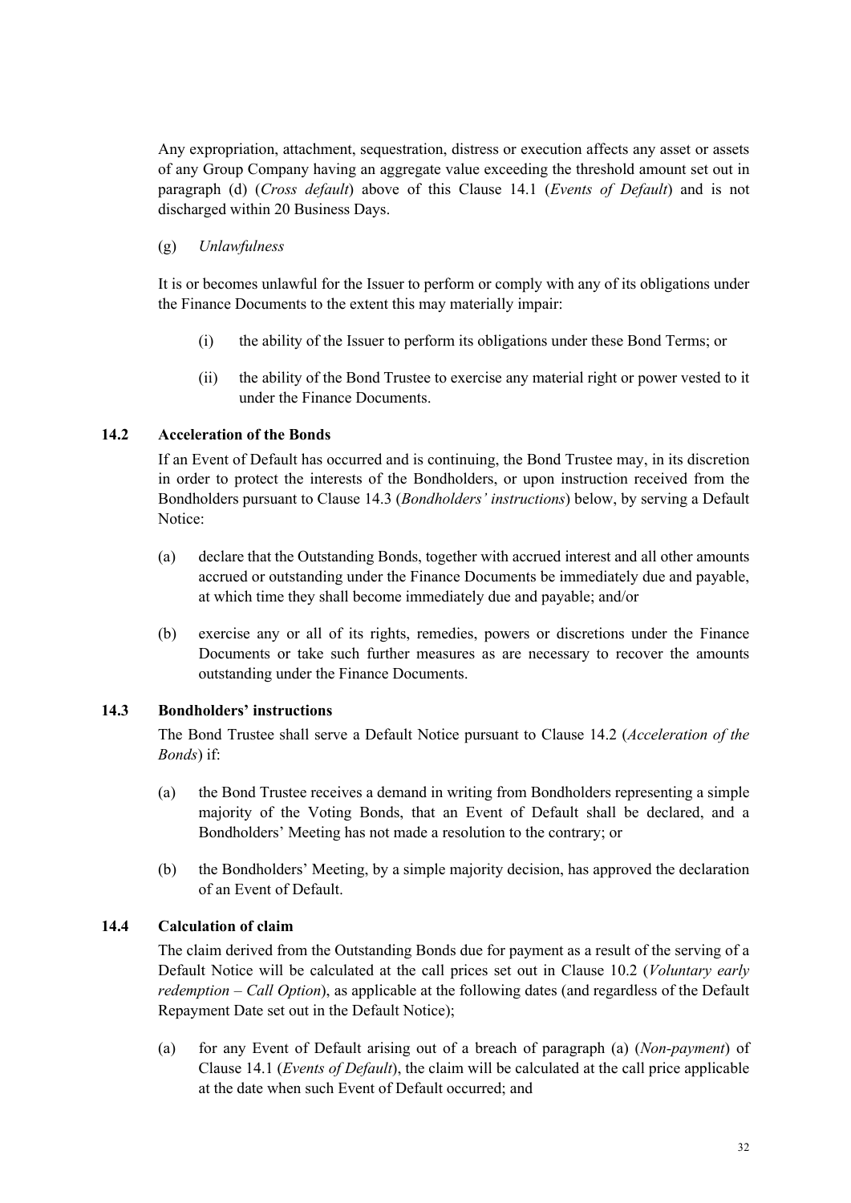Any expropriation, attachment, sequestration, distress or execution affects any asset or assets of any Group Company having an aggregate value exceeding the threshold amount set out in paragraph (d) (*Cross default*) above of this Clause 14.1 (*Events of Default*) and is not discharged within 20 Business Days.

(g) *Unlawfulness*

It is or becomes unlawful for the Issuer to perform or comply with any of its obligations under the Finance Documents to the extent this may materially impair:

(i) the ability of the Issuer to perform its obligations under these Bond Terms; or

(ii) the ability of the Bond Trustee to exercise any material right or power vested to it under the Finance Documents.

### 14.2 Acceleration of the Bonds

If an Event of Default has occurred and is continuing, the Bond Trustee may, in its discretion in order to protect the interests of the Bondholders, or upon instruction received from the Bondholders pursuant to Clause 14.3 (*Bondholders' instructions*) below, by serving a Default Notice:

(a) declare that the Outstanding Bonds, together with accrued interest and all other amounts accrued or outstanding under the Finance Documents be immediately due and payable, at which time they shall become immediately due and payable; and/or

(b) exercise any or all of its rights, remedies, powers or discretions under the Finance Documents or take such further measures as are necessary to recover the amounts outstanding under the Finance Documents.

### 14.3 Bondholders' instructions

The Bond Trustee shall serve a Default Notice pursuant to Clause 14.2 (*Acceleration of the Bonds*) if:

(a) the Bond Trustee receives a demand in writing from Bondholders representing a simple majority of the Voting Bonds, that an Event of Default shall be declared, and a Bondholders' Meeting has not made a resolution to the contrary; or

(b) the Bondholders' Meeting, by a simple majority decision, has approved the declaration of an Event of Default.

### 14.4 Calculation of claim

The claim derived from the Outstanding Bonds due for payment as a result of the serving of a Default Notice will be calculated at the call prices set out in Clause 10.2 (*Voluntary early redemption – Call Option*), as applicable at the following dates (and regardless of the Default Repayment Date set out in the Default Notice);

(a) for any Event of Default arising out of a breach of paragraph (a) (*Non-payment*) of Clause 14.1 (*Events of Default*), the claim will be calculated at the call price applicable at the date when such Event of Default occurred; and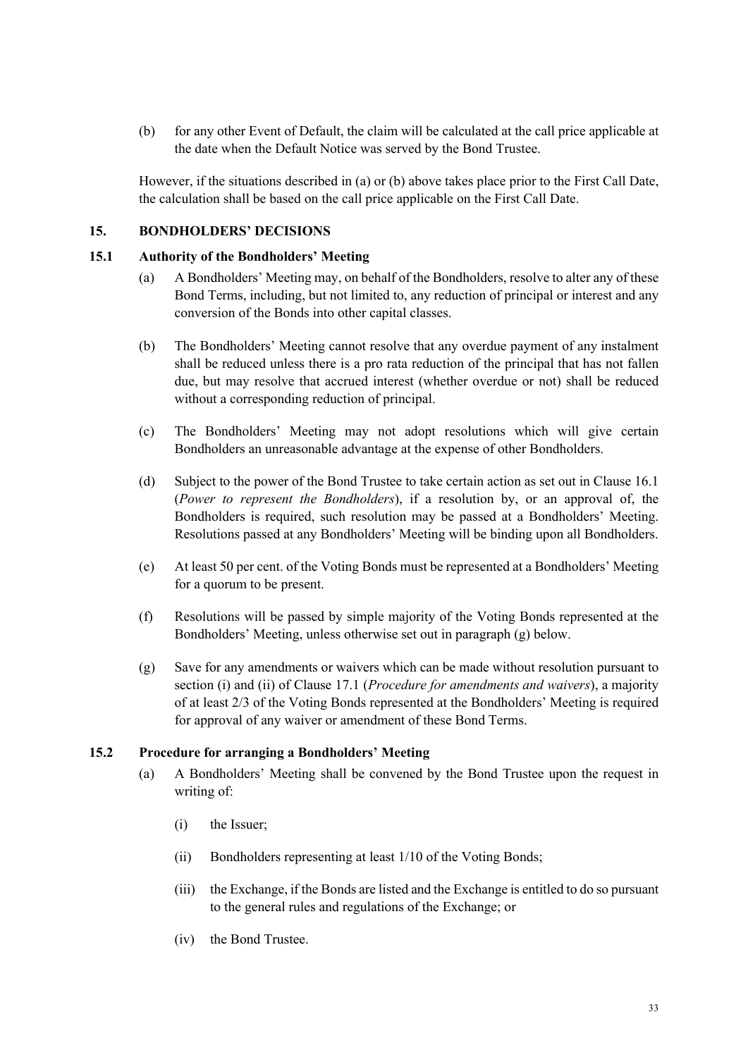(b) for any other Event of Default, the claim will be calculated at the call price applicable at the date when the Default Notice was served by the Bond Trustee.

However, if the situations described in (a) or (b) above takes place prior to the First Call Date, the calculation shall be based on the call price applicable on the First Call Date.

## 15. BONDHOLDERS' DECISIONS

### 15.1 Authority of the Bondholders' Meeting

(a) A Bondholders' Meeting may, on behalf of the Bondholders, resolve to alter any of these Bond Terms, including, but not limited to, any reduction of principal or interest and any conversion of the Bonds into other capital classes.

(b) The Bondholders' Meeting cannot resolve that any overdue payment of any instalment shall be reduced unless there is a pro rata reduction of the principal that has not fallen due, but may resolve that accrued interest (whether overdue or not) shall be reduced without a corresponding reduction of principal.

(c) The Bondholders' Meeting may not adopt resolutions which will give certain Bondholders an unreasonable advantage at the expense of other Bondholders.

(d) Subject to the power of the Bond Trustee to take certain action as set out in Clause 16.1 (*Power to represent the Bondholders*), if a resolution by, or an approval of, the Bondholders is required, such resolution may be passed at a Bondholders' Meeting. Resolutions passed at any Bondholders' Meeting will be binding upon all Bondholders.

(e) At least 50 per cent. of the Voting Bonds must be represented at a Bondholders' Meeting for a quorum to be present.

(f) Resolutions will be passed by simple majority of the Voting Bonds represented at the Bondholders' Meeting, unless otherwise set out in paragraph (g) below.

(g) Save for any amendments or waivers which can be made without resolution pursuant to section (i) and (ii) of Clause 17.1 (*Procedure for amendments and waivers*), a majority of at least 2/3 of the Voting Bonds represented at the Bondholders' Meeting is required for approval of any waiver or amendment of these Bond Terms.

### 15.2 Procedure for arranging a Bondholders' Meeting

(a) A Bondholders' Meeting shall be convened by the Bond Trustee upon the request in writing of:

(i) the Issuer;

(ii) Bondholders representing at least 1/10 of the Voting Bonds;

(iii) the Exchange, if the Bonds are listed and the Exchange is entitled to do so pursuant to the general rules and regulations of the Exchange; or

(iv) the Bond Trustee.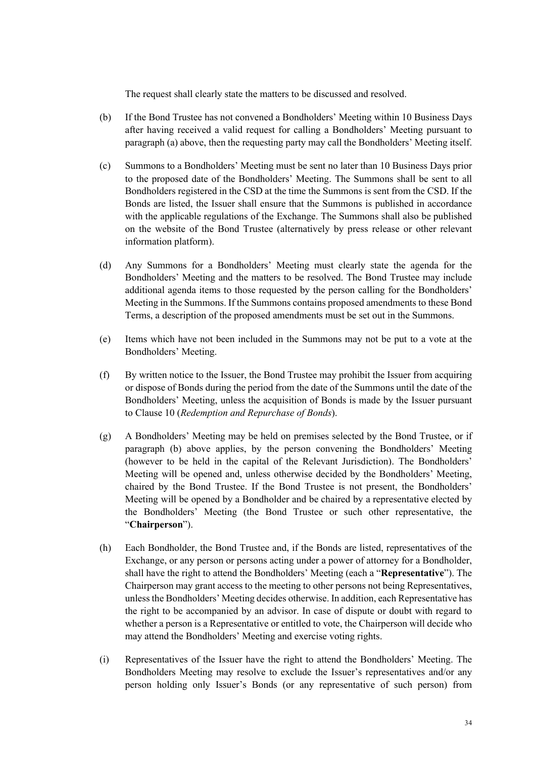The request shall clearly state the matters to be discussed and resolved.

(b) If the Bond Trustee has not convened a Bondholders' Meeting within 10 Business Days after having received a valid request for calling a Bondholders' Meeting pursuant to paragraph (a) above, then the requesting party may call the Bondholders' Meeting itself.

(c) Summons to a Bondholders' Meeting must be sent no later than 10 Business Days prior to the proposed date of the Bondholders' Meeting. The Summons shall be sent to all Bondholders registered in the CSD at the time the Summons is sent from the CSD. If the Bonds are listed, the Issuer shall ensure that the Summons is published in accordance with the applicable regulations of the Exchange. The Summons shall also be published on the website of the Bond Trustee (alternatively by press release or other relevant information platform).

(d) Any Summons for a Bondholders' Meeting must clearly state the agenda for the Bondholders' Meeting and the matters to be resolved. The Bond Trustee may include additional agenda items to those requested by the person calling for the Bondholders' Meeting in the Summons. If the Summons contains proposed amendments to these Bond Terms, a description of the proposed amendments must be set out in the Summons.

(e) Items which have not been included in the Summons may not be put to a vote at the Bondholders' Meeting.

(f) By written notice to the Issuer, the Bond Trustee may prohibit the Issuer from acquiring or dispose of Bonds during the period from the date of the Summons until the date of the Bondholders' Meeting, unless the acquisition of Bonds is made by the Issuer pursuant to Clause 10 (*Redemption and Repurchase of Bonds*).

(g) A Bondholders' Meeting may be held on premises selected by the Bond Trustee, or if paragraph (b) above applies, by the person convening the Bondholders' Meeting (however to be held in the capital of the Relevant Jurisdiction). The Bondholders' Meeting will be opened and, unless otherwise decided by the Bondholders' Meeting, chaired by the Bond Trustee. If the Bond Trustee is not present, the Bondholders' Meeting will be opened by a Bondholder and be chaired by a representative elected by the Bondholders' Meeting (the Bond Trustee or such other representative, the "**Chairperson**").

(h) Each Bondholder, the Bond Trustee and, if the Bonds are listed, representatives of the Exchange, or any person or persons acting under a power of attorney for a Bondholder, shall have the right to attend the Bondholders' Meeting (each a "**Representative**"). The Chairperson may grant access to the meeting to other persons not being Representatives, unless the Bondholders' Meeting decides otherwise. In addition, each Representative has the right to be accompanied by an advisor. In case of dispute or doubt with regard to whether a person is a Representative or entitled to vote, the Chairperson will decide who may attend the Bondholders' Meeting and exercise voting rights.

(i) Representatives of the Issuer have the right to attend the Bondholders' Meeting. The Bondholders Meeting may resolve to exclude the Issuer's representatives and/or any person holding only Issuer's Bonds (or any representative of such person) from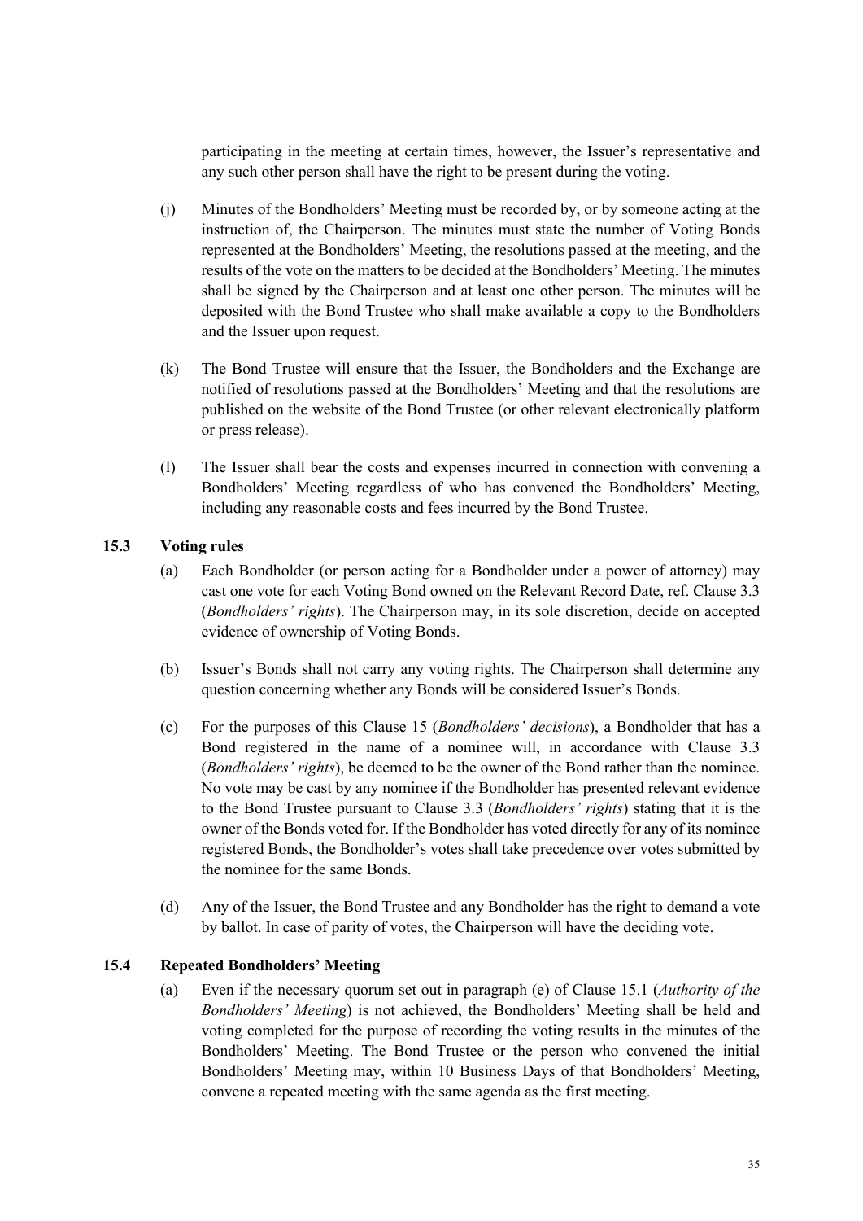participating in the meeting at certain times, however, the Issuer's representative and any such other person shall have the right to be present during the voting.

(j) Minutes of the Bondholders' Meeting must be recorded by, or by someone acting at the instruction of, the Chairperson. The minutes must state the number of Voting Bonds represented at the Bondholders' Meeting, the resolutions passed at the meeting, and the results of the vote on the matters to be decided at the Bondholders' Meeting. The minutes shall be signed by the Chairperson and at least one other person. The minutes will be deposited with the Bond Trustee who shall make available a copy to the Bondholders and the Issuer upon request.

(k) The Bond Trustee will ensure that the Issuer, the Bondholders and the Exchange are notified of resolutions passed at the Bondholders' Meeting and that the resolutions are published on the website of the Bond Trustee (or other relevant electronically platform or press release).

(l) The Issuer shall bear the costs and expenses incurred in connection with convening a Bondholders' Meeting regardless of who has convened the Bondholders' Meeting, including any reasonable costs and fees incurred by the Bond Trustee.

### 15.3 Voting rules

(a) Each Bondholder (or person acting for a Bondholder under a power of attorney) may cast one vote for each Voting Bond owned on the Relevant Record Date, ref. Clause 3.3 (*Bondholders' rights*). The Chairperson may, in its sole discretion, decide on accepted evidence of ownership of Voting Bonds.

(b) Issuer's Bonds shall not carry any voting rights. The Chairperson shall determine any question concerning whether any Bonds will be considered Issuer's Bonds.

(c) For the purposes of this Clause 15 (*Bondholders' decisions*), a Bondholder that has a Bond registered in the name of a nominee will, in accordance with Clause 3.3 (*Bondholders' rights*), be deemed to be the owner of the Bond rather than the nominee. No vote may be cast by any nominee if the Bondholder has presented relevant evidence to the Bond Trustee pursuant to Clause 3.3 (*Bondholders' rights*) stating that it is the owner of the Bonds voted for. If the Bondholder has voted directly for any of its nominee registered Bonds, the Bondholder's votes shall take precedence over votes submitted by the nominee for the same Bonds.

(d) Any of the Issuer, the Bond Trustee and any Bondholder has the right to demand a vote by ballot. In case of parity of votes, the Chairperson will have the deciding vote.

### 15.4 Repeated Bondholders' Meeting

(a) Even if the necessary quorum set out in paragraph (e) of Clause 15.1 (*Authority of the Bondholders' Meeting*) is not achieved, the Bondholders' Meeting shall be held and voting completed for the purpose of recording the voting results in the minutes of the Bondholders' Meeting. The Bond Trustee or the person who convened the initial Bondholders' Meeting may, within 10 Business Days of that Bondholders' Meeting, convene a repeated meeting with the same agenda as the first meeting.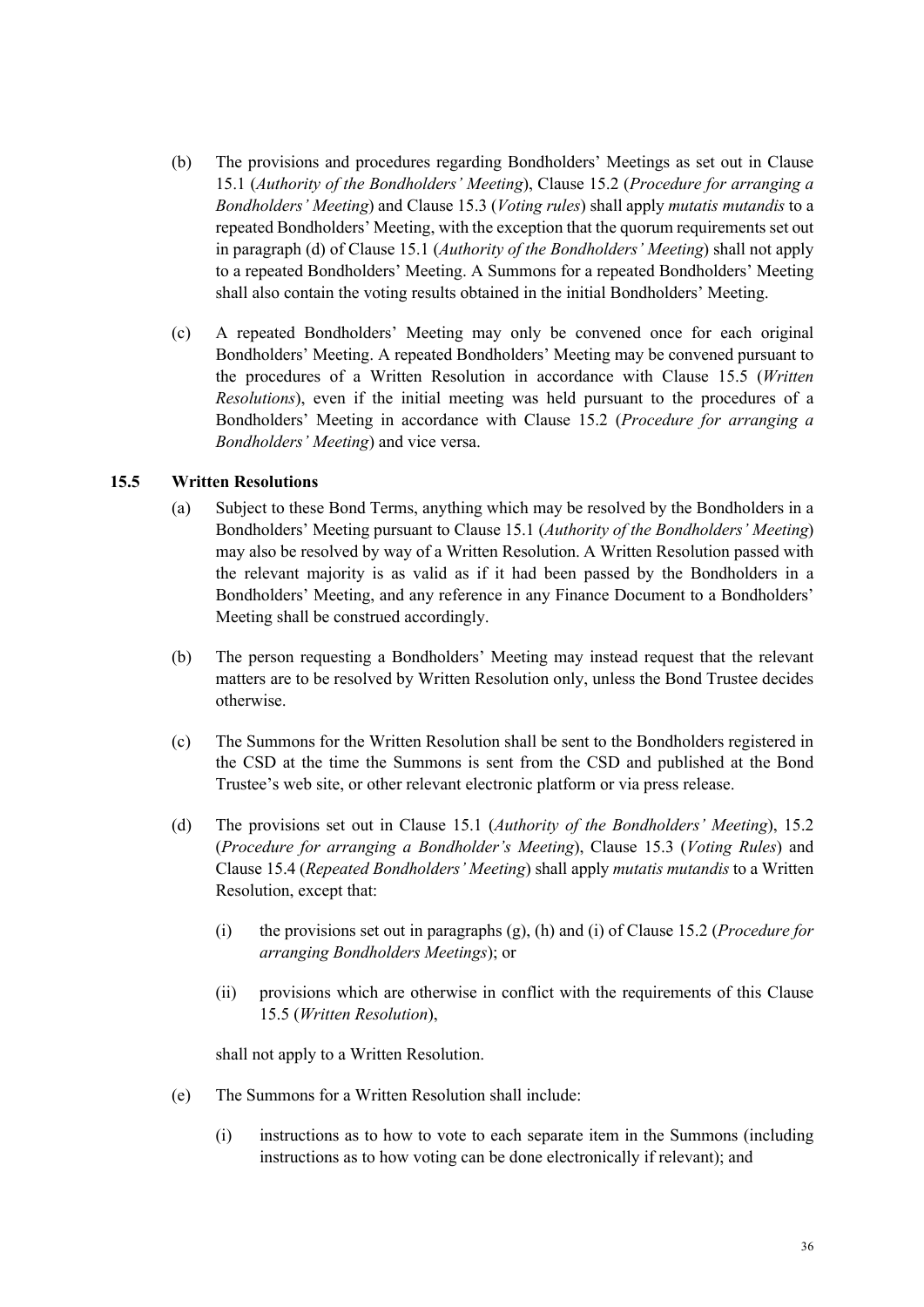(b) The provisions and procedures regarding Bondholders' Meetings as set out in Clause 15.1 (*Authority of the Bondholders' Meeting*), Clause 15.2 (*Procedure for arranging a Bondholders' Meeting*) and Clause 15.3 (*Voting rules*) shall apply *mutatis mutandis* to a repeated Bondholders' Meeting, with the exception that the quorum requirements set out in paragraph (d) of Clause 15.1 (*Authority of the Bondholders' Meeting*) shall not apply to a repeated Bondholders' Meeting. A Summons for a repeated Bondholders' Meeting shall also contain the voting results obtained in the initial Bondholders' Meeting.

(c) A repeated Bondholders' Meeting may only be convened once for each original Bondholders' Meeting. A repeated Bondholders' Meeting may be convened pursuant to the procedures of a Written Resolution in accordance with Clause 15.5 (*Written Resolutions*), even if the initial meeting was held pursuant to the procedures of a Bondholders' Meeting in accordance with Clause 15.2 (*Procedure for arranging a Bondholders' Meeting*) and vice versa.

### 15.5 Written Resolutions

(a) Subject to these Bond Terms, anything which may be resolved by the Bondholders in a Bondholders' Meeting pursuant to Clause 15.1 (*Authority of the Bondholders' Meeting*) may also be resolved by way of a Written Resolution. A Written Resolution passed with the relevant majority is as valid as if it had been passed by the Bondholders in a Bondholders' Meeting, and any reference in any Finance Document to a Bondholders' Meeting shall be construed accordingly.

(b) The person requesting a Bondholders' Meeting may instead request that the relevant matters are to be resolved by Written Resolution only, unless the Bond Trustee decides otherwise.

(c) The Summons for the Written Resolution shall be sent to the Bondholders registered in the CSD at the time the Summons is sent from the CSD and published at the Bond Trustee's web site, or other relevant electronic platform or via press release.

(d) The provisions set out in Clause 15.1 (*Authority of the Bondholders' Meeting*), 15.2 (*Procedure for arranging a Bondholder's Meeting*), Clause 15.3 (*Voting Rules*) and Clause 15.4 (*Repeated Bondholders' Meeting*) shall apply *mutatis mutandis* to a Written Resolution, except that:

   (i) the provisions set out in paragraphs (g), (h) and (i) of Clause 15.2 (*Procedure for arranging Bondholders Meetings*); or

   (ii) provisions which are otherwise in conflict with the requirements of this Clause 15.5 (*Written Resolution*),

   shall not apply to a Written Resolution.

(e) The Summons for a Written Resolution shall include:

   (i) instructions as to how to vote to each separate item in the Summons (including instructions as to how voting can be done electronically if relevant); and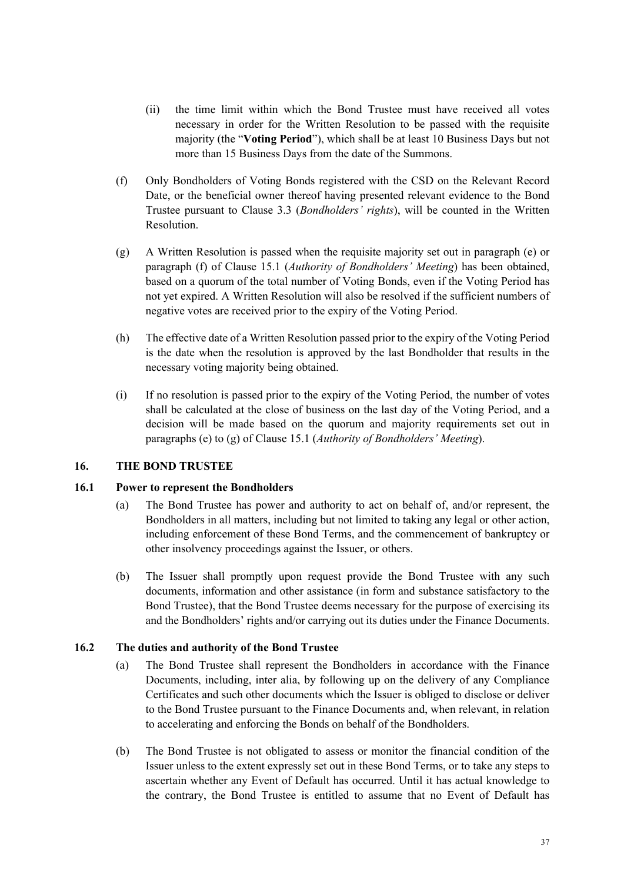(ii) the time limit within which the Bond Trustee must have received all votes necessary in order for the Written Resolution to be passed with the requisite majority (the "**Voting Period**"), which shall be at least 10 Business Days but not more than 15 Business Days from the date of the Summons.

(f) Only Bondholders of Voting Bonds registered with the CSD on the Relevant Record Date, or the beneficial owner thereof having presented relevant evidence to the Bond Trustee pursuant to Clause 3.3 (*Bondholders' rights*), will be counted in the Written Resolution.

(g) A Written Resolution is passed when the requisite majority set out in paragraph (e) or paragraph (f) of Clause 15.1 (*Authority of Bondholders' Meeting*) has been obtained, based on a quorum of the total number of Voting Bonds, even if the Voting Period has not yet expired. A Written Resolution will also be resolved if the sufficient numbers of negative votes are received prior to the expiry of the Voting Period.

(h) The effective date of a Written Resolution passed prior to the expiry of the Voting Period is the date when the resolution is approved by the last Bondholder that results in the necessary voting majority being obtained.

(i) If no resolution is passed prior to the expiry of the Voting Period, the number of votes shall be calculated at the close of business on the last day of the Voting Period, and a decision will be made based on the quorum and majority requirements set out in paragraphs (e) to (g) of Clause 15.1 (*Authority of Bondholders' Meeting*).

## 16. THE BOND TRUSTEE

### 16.1 Power to represent the Bondholders

(a) The Bond Trustee has power and authority to act on behalf of, and/or represent, the Bondholders in all matters, including but not limited to taking any legal or other action, including enforcement of these Bond Terms, and the commencement of bankruptcy or other insolvency proceedings against the Issuer, or others.

(b) The Issuer shall promptly upon request provide the Bond Trustee with any such documents, information and other assistance (in form and substance satisfactory to the Bond Trustee), that the Bond Trustee deems necessary for the purpose of exercising its and the Bondholders' rights and/or carrying out its duties under the Finance Documents.

### 16.2 The duties and authority of the Bond Trustee

(a) The Bond Trustee shall represent the Bondholders in accordance with the Finance Documents, including, inter alia, by following up on the delivery of any Compliance Certificates and such other documents which the Issuer is obliged to disclose or deliver to the Bond Trustee pursuant to the Finance Documents and, when relevant, in relation to accelerating and enforcing the Bonds on behalf of the Bondholders.

(b) The Bond Trustee is not obligated to assess or monitor the financial condition of the Issuer unless to the extent expressly set out in these Bond Terms, or to take any steps to ascertain whether any Event of Default has occurred. Until it has actual knowledge to the contrary, the Bond Trustee is entitled to assume that no Event of Default has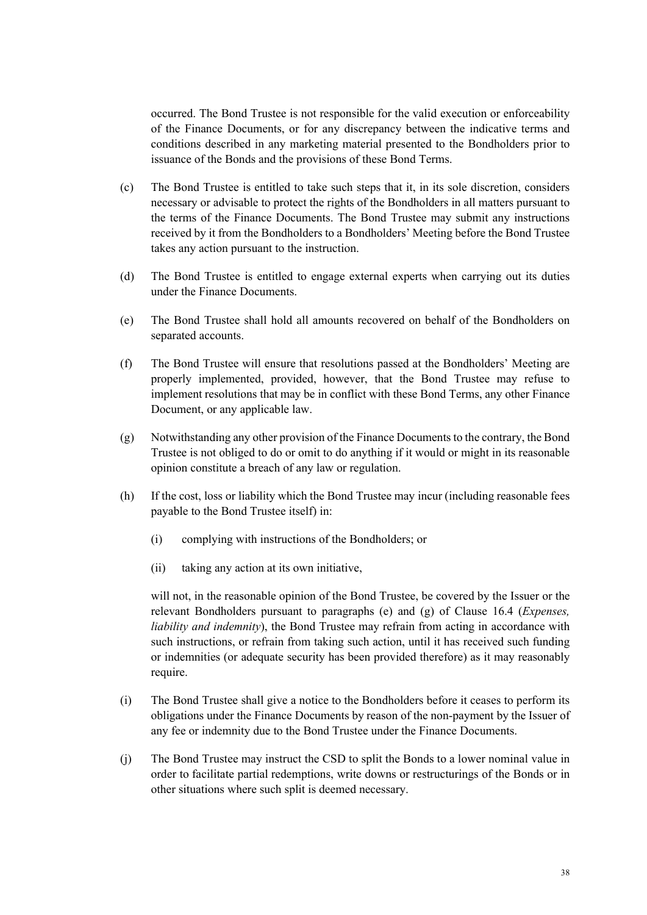occurred. The Bond Trustee is not responsible for the valid execution or enforceability of the Finance Documents, or for any discrepancy between the indicative terms and conditions described in any marketing material presented to the Bondholders prior to issuance of the Bonds and the provisions of these Bond Terms.

(c) The Bond Trustee is entitled to take such steps that it, in its sole discretion, considers necessary or advisable to protect the rights of the Bondholders in all matters pursuant to the terms of the Finance Documents. The Bond Trustee may submit any instructions received by it from the Bondholders to a Bondholders' Meeting before the Bond Trustee takes any action pursuant to the instruction.

(d) The Bond Trustee is entitled to engage external experts when carrying out its duties under the Finance Documents.

(e) The Bond Trustee shall hold all amounts recovered on behalf of the Bondholders on separated accounts.

(f) The Bond Trustee will ensure that resolutions passed at the Bondholders' Meeting are properly implemented, provided, however, that the Bond Trustee may refuse to implement resolutions that may be in conflict with these Bond Terms, any other Finance Document, or any applicable law.

(g) Notwithstanding any other provision of the Finance Documents to the contrary, the Bond Trustee is not obliged to do or omit to do anything if it would or might in its reasonable opinion constitute a breach of any law or regulation.

(h) If the cost, loss or liability which the Bond Trustee may incur (including reasonable fees payable to the Bond Trustee itself) in:

  (i) complying with instructions of the Bondholders; or

  (ii) taking any action at its own initiative,

  will not, in the reasonable opinion of the Bond Trustee, be covered by the Issuer or the relevant Bondholders pursuant to paragraphs (e) and (g) of Clause 16.4 (*Expenses, liability and indemnity*), the Bond Trustee may refrain from acting in accordance with such instructions, or refrain from taking such action, until it has received such funding or indemnities (or adequate security has been provided therefore) as it may reasonably require.

(i) The Bond Trustee shall give a notice to the Bondholders before it ceases to perform its obligations under the Finance Documents by reason of the non-payment by the Issuer of any fee or indemnity due to the Bond Trustee under the Finance Documents.

(j) The Bond Trustee may instruct the CSD to split the Bonds to a lower nominal value in order to facilitate partial redemptions, write downs or restructurings of the Bonds or in other situations where such split is deemed necessary.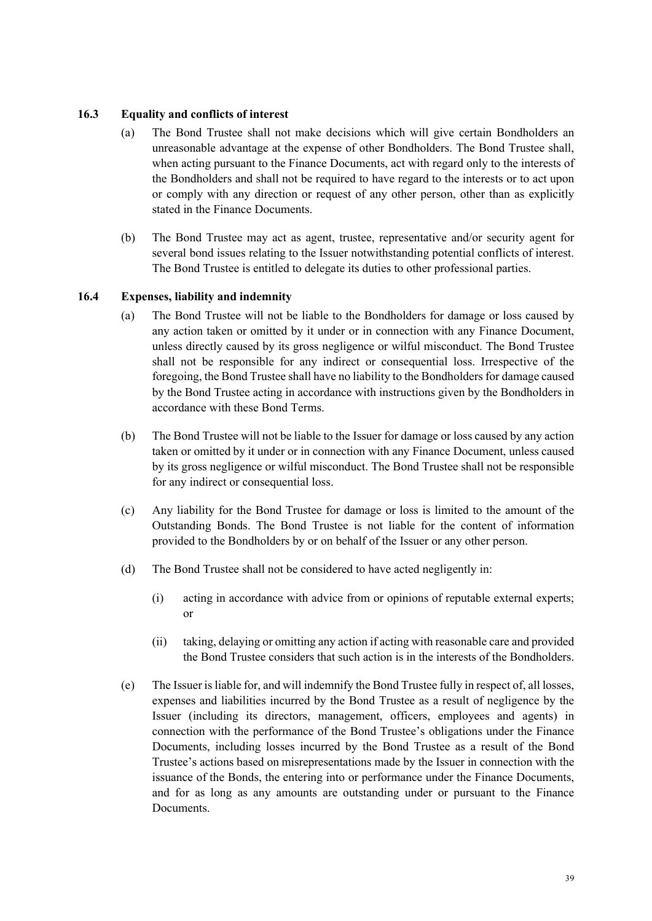### 16.3 Equality and conflicts of interest

(a) The Bond Trustee shall not make decisions which will give certain Bondholders an unreasonable advantage at the expense of other Bondholders. The Bond Trustee shall, when acting pursuant to the Finance Documents, act with regard only to the interests of the Bondholders and shall not be required to have regard to the interests or to act upon or comply with any direction or request of any other person, other than as explicitly stated in the Finance Documents.

(b) The Bond Trustee may act as agent, trustee, representative and/or security agent for several bond issues relating to the Issuer notwithstanding potential conflicts of interest. The Bond Trustee is entitled to delegate its duties to other professional parties.

### 16.4 Expenses, liability and indemnity

(a) The Bond Trustee will not be liable to the Bondholders for damage or loss caused by any action taken or omitted by it under or in connection with any Finance Document, unless directly caused by its gross negligence or wilful misconduct. The Bond Trustee shall not be responsible for any indirect or consequential loss. Irrespective of the foregoing, the Bond Trustee shall have no liability to the Bondholders for damage caused by the Bond Trustee acting in accordance with instructions given by the Bondholders in accordance with these Bond Terms.

(b) The Bond Trustee will not be liable to the Issuer for damage or loss caused by any action taken or omitted by it under or in connection with any Finance Document, unless caused by its gross negligence or wilful misconduct. The Bond Trustee shall not be responsible for any indirect or consequential loss.

(c) Any liability for the Bond Trustee for damage or loss is limited to the amount of the Outstanding Bonds. The Bond Trustee is not liable for the content of information provided to the Bondholders by or on behalf of the Issuer or any other person.

(d) The Bond Trustee shall not be considered to have acted negligently in:

(i) acting in accordance with advice from or opinions of reputable external experts; or

(ii) taking, delaying or omitting any action if acting with reasonable care and provided the Bond Trustee considers that such action is in the interests of the Bondholders.

(e) The Issuer is liable for, and will indemnify the Bond Trustee fully in respect of, all losses, expenses and liabilities incurred by the Bond Trustee as a result of negligence by the Issuer (including its directors, management, officers, employees and agents) in connection with the performance of the Bond Trustee's obligations under the Finance Documents, including losses incurred by the Bond Trustee as a result of the Bond Trustee's actions based on misrepresentations made by the Issuer in connection with the issuance of the Bonds, the entering into or performance under the Finance Documents, and for as long as any amounts are outstanding under or pursuant to the Finance Documents.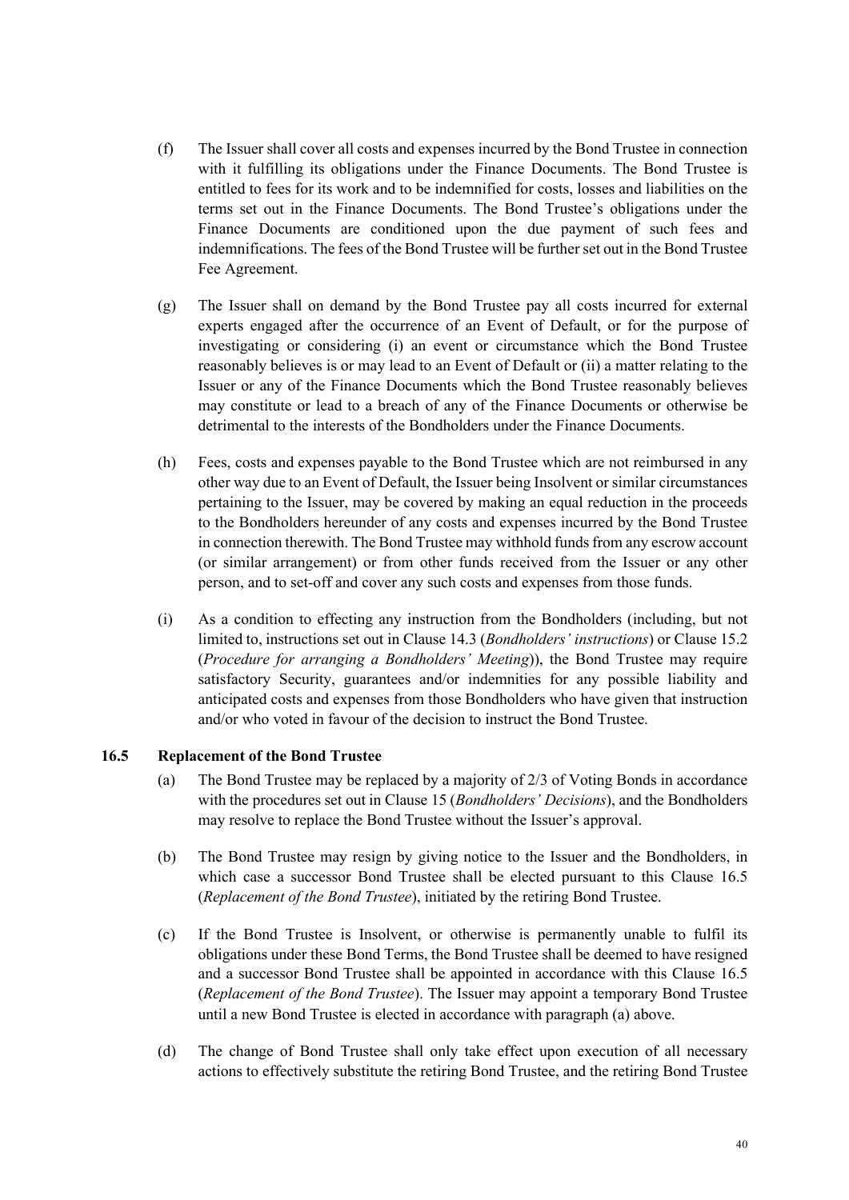(f) The Issuer shall cover all costs and expenses incurred by the Bond Trustee in connection with it fulfilling its obligations under the Finance Documents. The Bond Trustee is entitled to fees for its work and to be indemnified for costs, losses and liabilities on the terms set out in the Finance Documents. The Bond Trustee's obligations under the Finance Documents are conditioned upon the due payment of such fees and indemnifications. The fees of the Bond Trustee will be further set out in the Bond Trustee Fee Agreement.

(g) The Issuer shall on demand by the Bond Trustee pay all costs incurred for external experts engaged after the occurrence of an Event of Default, or for the purpose of investigating or considering (i) an event or circumstance which the Bond Trustee reasonably believes is or may lead to an Event of Default or (ii) a matter relating to the Issuer or any of the Finance Documents which the Bond Trustee reasonably believes may constitute or lead to a breach of any of the Finance Documents or otherwise be detrimental to the interests of the Bondholders under the Finance Documents.

(h) Fees, costs and expenses payable to the Bond Trustee which are not reimbursed in any other way due to an Event of Default, the Issuer being Insolvent or similar circumstances pertaining to the Issuer, may be covered by making an equal reduction in the proceeds to the Bondholders hereunder of any costs and expenses incurred by the Bond Trustee in connection therewith. The Bond Trustee may withhold funds from any escrow account (or similar arrangement) or from other funds received from the Issuer or any other person, and to set-off and cover any such costs and expenses from those funds.

(i) As a condition to effecting any instruction from the Bondholders (including, but not limited to, instructions set out in Clause 14.3 (*Bondholders' instructions*) or Clause 15.2 (*Procedure for arranging a Bondholders' Meeting*)), the Bond Trustee may require satisfactory Security, guarantees and/or indemnities for any possible liability and anticipated costs and expenses from those Bondholders who have given that instruction and/or who voted in favour of the decision to instruct the Bond Trustee.

### 16.5 Replacement of the Bond Trustee

(a) The Bond Trustee may be replaced by a majority of 2/3 of Voting Bonds in accordance with the procedures set out in Clause 15 (*Bondholders' Decisions*), and the Bondholders may resolve to replace the Bond Trustee without the Issuer's approval.

(b) The Bond Trustee may resign by giving notice to the Issuer and the Bondholders, in which case a successor Bond Trustee shall be elected pursuant to this Clause 16.5 (*Replacement of the Bond Trustee*), initiated by the retiring Bond Trustee.

(c) If the Bond Trustee is Insolvent, or otherwise is permanently unable to fulfil its obligations under these Bond Terms, the Bond Trustee shall be deemed to have resigned and a successor Bond Trustee shall be appointed in accordance with this Clause 16.5 (*Replacement of the Bond Trustee*). The Issuer may appoint a temporary Bond Trustee until a new Bond Trustee is elected in accordance with paragraph (a) above.

(d) The change of Bond Trustee shall only take effect upon execution of all necessary actions to effectively substitute the retiring Bond Trustee, and the retiring Bond Trustee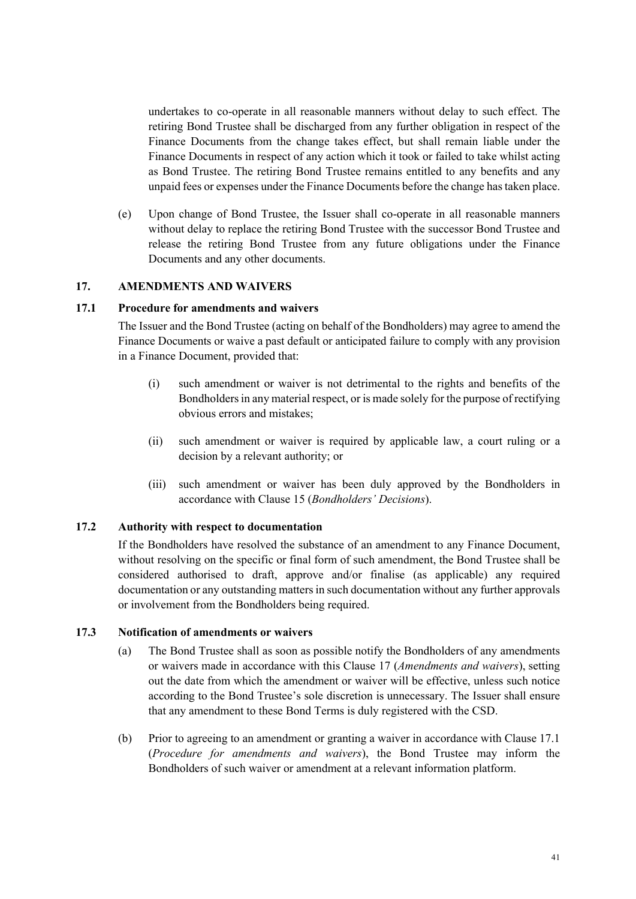undertakes to co-operate in all reasonable manners without delay to such effect. The retiring Bond Trustee shall be discharged from any further obligation in respect of the Finance Documents from the change takes effect, but shall remain liable under the Finance Documents in respect of any action which it took or failed to take whilst acting as Bond Trustee. The retiring Bond Trustee remains entitled to any benefits and any unpaid fees or expenses under the Finance Documents before the change has taken place.

(e) Upon change of Bond Trustee, the Issuer shall co-operate in all reasonable manners without delay to replace the retiring Bond Trustee with the successor Bond Trustee and release the retiring Bond Trustee from any future obligations under the Finance Documents and any other documents.

## 17. AMENDMENTS AND WAIVERS

### 17.1 Procedure for amendments and waivers

The Issuer and the Bond Trustee (acting on behalf of the Bondholders) may agree to amend the Finance Documents or waive a past default or anticipated failure to comply with any provision in a Finance Document, provided that:

(i) such amendment or waiver is not detrimental to the rights and benefits of the Bondholders in any material respect, or is made solely for the purpose of rectifying obvious errors and mistakes;

(ii) such amendment or waiver is required by applicable law, a court ruling or a decision by a relevant authority; or

(iii) such amendment or waiver has been duly approved by the Bondholders in accordance with Clause 15 (*Bondholders' Decisions*).

### 17.2 Authority with respect to documentation

If the Bondholders have resolved the substance of an amendment to any Finance Document, without resolving on the specific or final form of such amendment, the Bond Trustee shall be considered authorised to draft, approve and/or finalise (as applicable) any required documentation or any outstanding matters in such documentation without any further approvals or involvement from the Bondholders being required.

### 17.3 Notification of amendments or waivers

(a) The Bond Trustee shall as soon as possible notify the Bondholders of any amendments or waivers made in accordance with this Clause 17 (*Amendments and waivers*), setting out the date from which the amendment or waiver will be effective, unless such notice according to the Bond Trustee's sole discretion is unnecessary. The Issuer shall ensure that any amendment to these Bond Terms is duly registered with the CSD.

(b) Prior to agreeing to an amendment or granting a waiver in accordance with Clause 17.1 (*Procedure for amendments and waivers*), the Bond Trustee may inform the Bondholders of such waiver or amendment at a relevant information platform.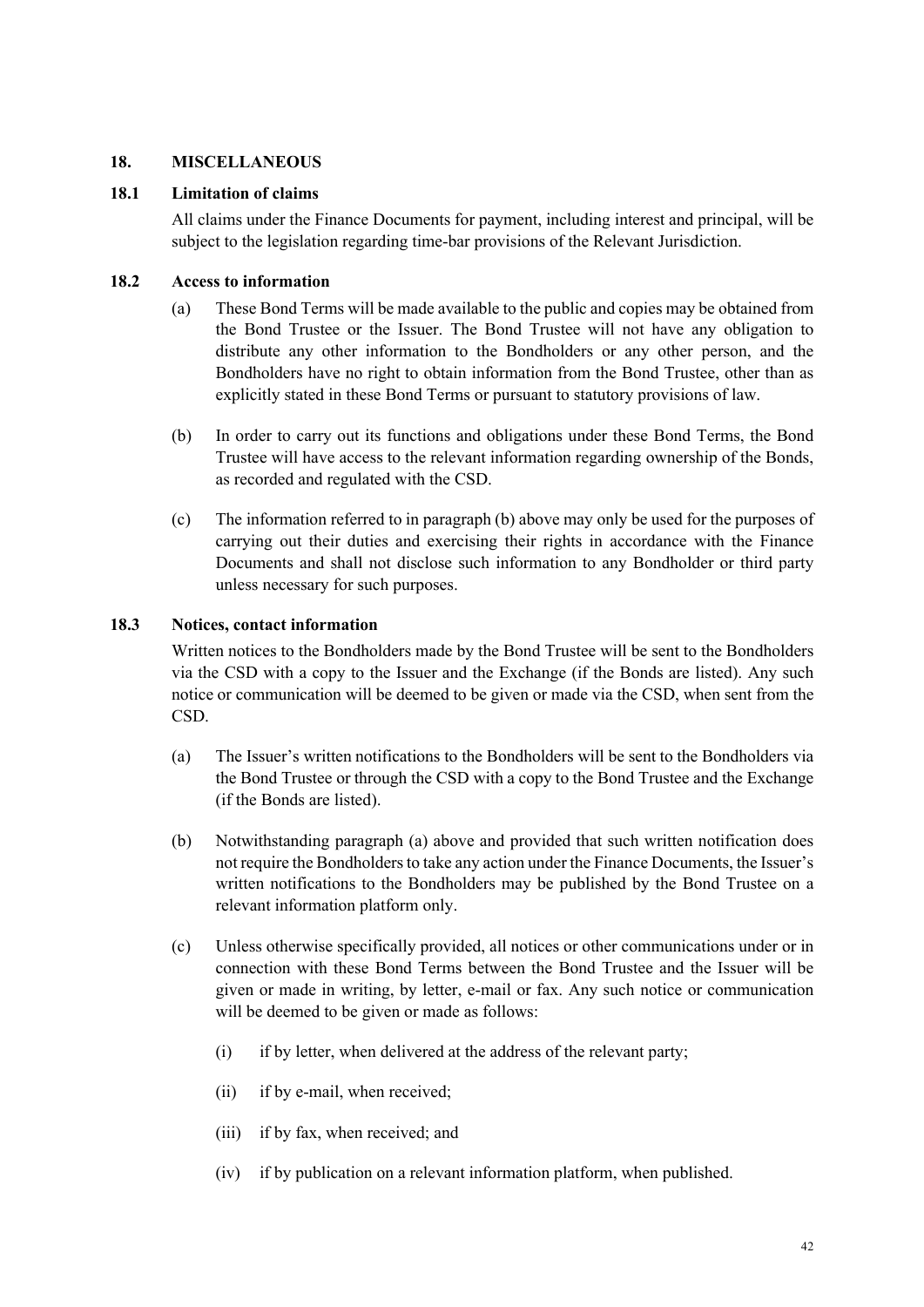## 18. MISCELLANEOUS

### 18.1 Limitation of claims

All claims under the Finance Documents for payment, including interest and principal, will be subject to the legislation regarding time-bar provisions of the Relevant Jurisdiction.

### 18.2 Access to information

(a) These Bond Terms will be made available to the public and copies may be obtained from the Bond Trustee or the Issuer. The Bond Trustee will not have any obligation to distribute any other information to the Bondholders or any other person, and the Bondholders have no right to obtain information from the Bond Trustee, other than as explicitly stated in these Bond Terms or pursuant to statutory provisions of law.

(b) In order to carry out its functions and obligations under these Bond Terms, the Bond Trustee will have access to the relevant information regarding ownership of the Bonds, as recorded and regulated with the CSD.

(c) The information referred to in paragraph (b) above may only be used for the purposes of carrying out their duties and exercising their rights in accordance with the Finance Documents and shall not disclose such information to any Bondholder or third party unless necessary for such purposes.

### 18.3 Notices, contact information

Written notices to the Bondholders made by the Bond Trustee will be sent to the Bondholders via the CSD with a copy to the Issuer and the Exchange (if the Bonds are listed). Any such notice or communication will be deemed to be given or made via the CSD, when sent from the CSD.

(a) The Issuer's written notifications to the Bondholders will be sent to the Bondholders via the Bond Trustee or through the CSD with a copy to the Bond Trustee and the Exchange (if the Bonds are listed).

(b) Notwithstanding paragraph (a) above and provided that such written notification does not require the Bondholders to take any action under the Finance Documents, the Issuer's written notifications to the Bondholders may be published by the Bond Trustee on a relevant information platform only.

(c) Unless otherwise specifically provided, all notices or other communications under or in connection with these Bond Terms between the Bond Trustee and the Issuer will be given or made in writing, by letter, e-mail or fax. Any such notice or communication will be deemed to be given or made as follows:

(i) if by letter, when delivered at the address of the relevant party;

(ii) if by e-mail, when received;

(iii) if by fax, when received; and

(iv) if by publication on a relevant information platform, when published.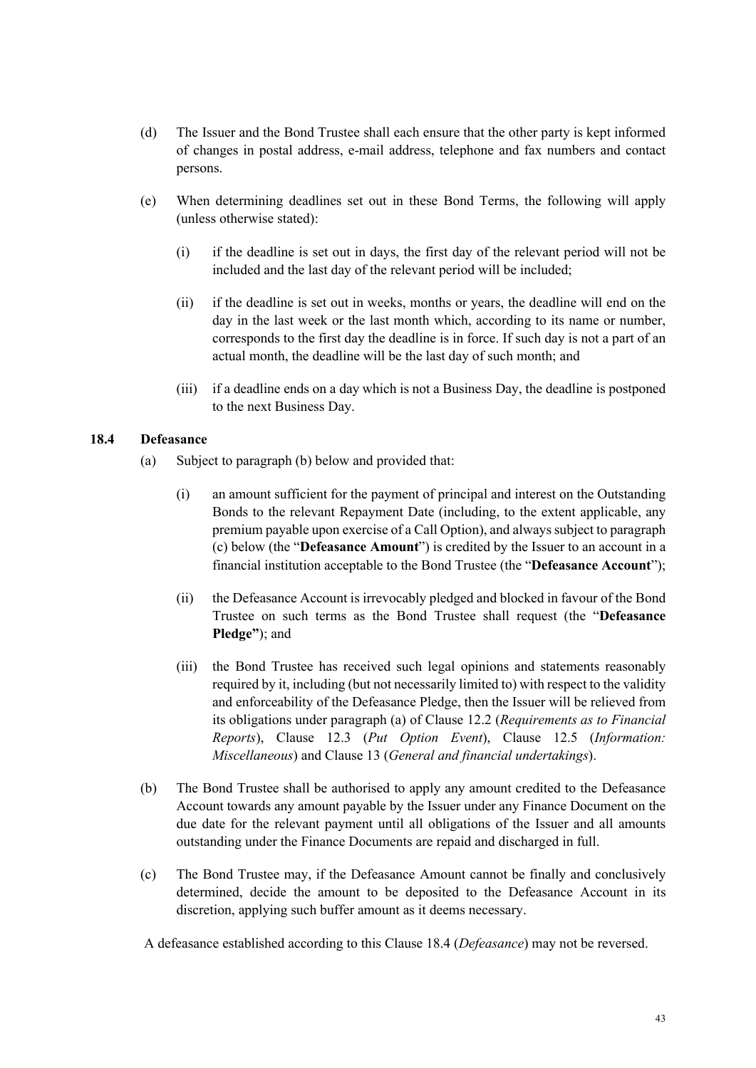(d) The Issuer and the Bond Trustee shall each ensure that the other party is kept informed of changes in postal address, e-mail address, telephone and fax numbers and contact persons.

(e) When determining deadlines set out in these Bond Terms, the following will apply (unless otherwise stated):

  (i) if the deadline is set out in days, the first day of the relevant period will not be included and the last day of the relevant period will be included;

  (ii) if the deadline is set out in weeks, months or years, the deadline will end on the day in the last week or the last month which, according to its name or number, corresponds to the first day the deadline is in force. If such day is not a part of an actual month, the deadline will be the last day of such month; and

  (iii) if a deadline ends on a day which is not a Business Day, the deadline is postponed to the next Business Day.

### 18.4 Defeasance

(a) Subject to paragraph (b) below and provided that:

  (i) an amount sufficient for the payment of principal and interest on the Outstanding Bonds to the relevant Repayment Date (including, to the extent applicable, any premium payable upon exercise of a Call Option), and always subject to paragraph (c) below (the "**Defeasance Amount**") is credited by the Issuer to an account in a financial institution acceptable to the Bond Trustee (the "**Defeasance Account**");

  (ii) the Defeasance Account is irrevocably pledged and blocked in favour of the Bond Trustee on such terms as the Bond Trustee shall request (the "**Defeasance Pledge"**); and

  (iii) the Bond Trustee has received such legal opinions and statements reasonably required by it, including (but not necessarily limited to) with respect to the validity and enforceability of the Defeasance Pledge, then the Issuer will be relieved from its obligations under paragraph (a) of Clause 12.2 (*Requirements as to Financial Reports*), Clause 12.3 (*Put Option Event*), Clause 12.5 (*Information: Miscellaneous*) and Clause 13 (*General and financial undertakings*).

(b) The Bond Trustee shall be authorised to apply any amount credited to the Defeasance Account towards any amount payable by the Issuer under any Finance Document on the due date for the relevant payment until all obligations of the Issuer and all amounts outstanding under the Finance Documents are repaid and discharged in full.

(c) The Bond Trustee may, if the Defeasance Amount cannot be finally and conclusively determined, decide the amount to be deposited to the Defeasance Account in its discretion, applying such buffer amount as it deems necessary.

A defeasance established according to this Clause 18.4 (*Defeasance*) may not be reversed.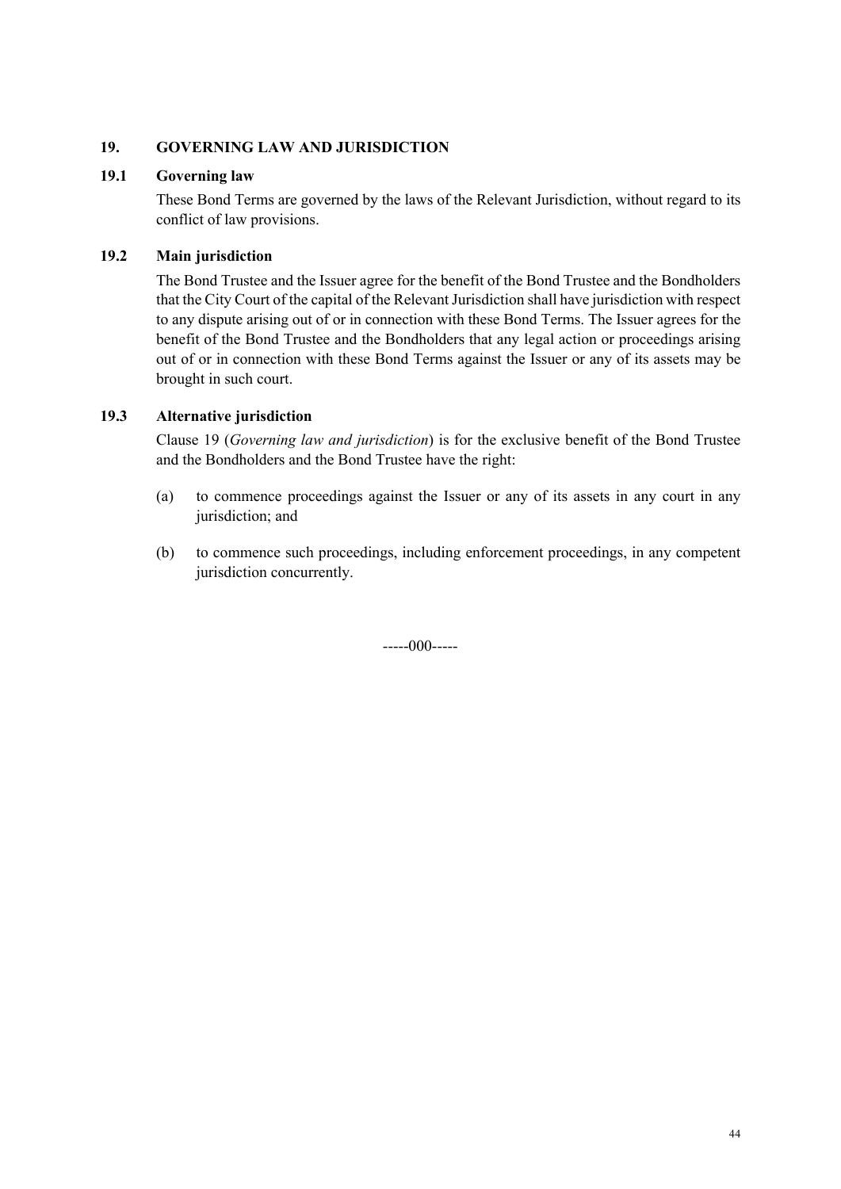## 19. GOVERNING LAW AND JURISDICTION

### 19.1 Governing law

These Bond Terms are governed by the laws of the Relevant Jurisdiction, without regard to its conflict of law provisions.

### 19.2 Main jurisdiction

The Bond Trustee and the Issuer agree for the benefit of the Bond Trustee and the Bondholders that the City Court of the capital of the Relevant Jurisdiction shall have jurisdiction with respect to any dispute arising out of or in connection with these Bond Terms. The Issuer agrees for the benefit of the Bond Trustee and the Bondholders that any legal action or proceedings arising out of or in connection with these Bond Terms against the Issuer or any of its assets may be brought in such court.

### 19.3 Alternative jurisdiction

Clause 19 (*Governing law and jurisdiction*) is for the exclusive benefit of the Bond Trustee and the Bondholders and the Bond Trustee have the right:

(a) to commence proceedings against the Issuer or any of its assets in any court in any jurisdiction; and

(b) to commence such proceedings, including enforcement proceedings, in any competent jurisdiction concurrently.

-----000-----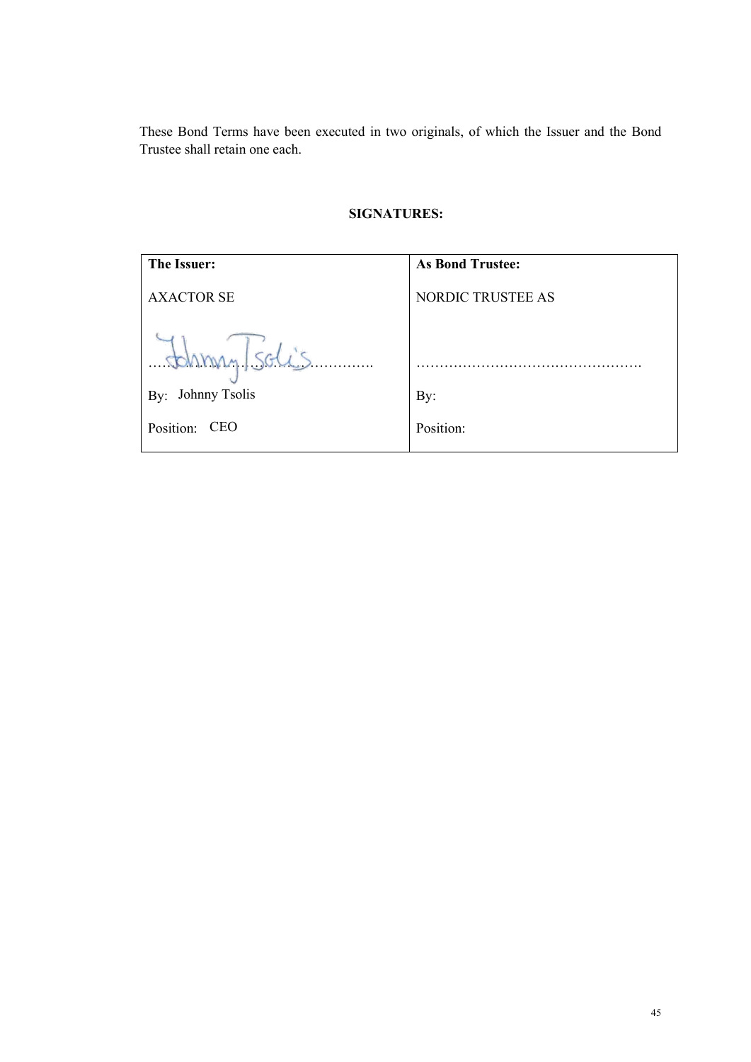These Bond Terms have been executed in two originals, of which the Issuer and the Bond Trustee shall retain one each.

**SIGNATURES:**

| **The Issuer:** | **As Bond Trustee:** |
|---|---|
| AXACTOR SE | NORDIC TRUSTEE AS |
| ……………………………………………. | ……………………………………………. |
| By: Johnny Tsolis | By: |
| Position: CEO | Position: |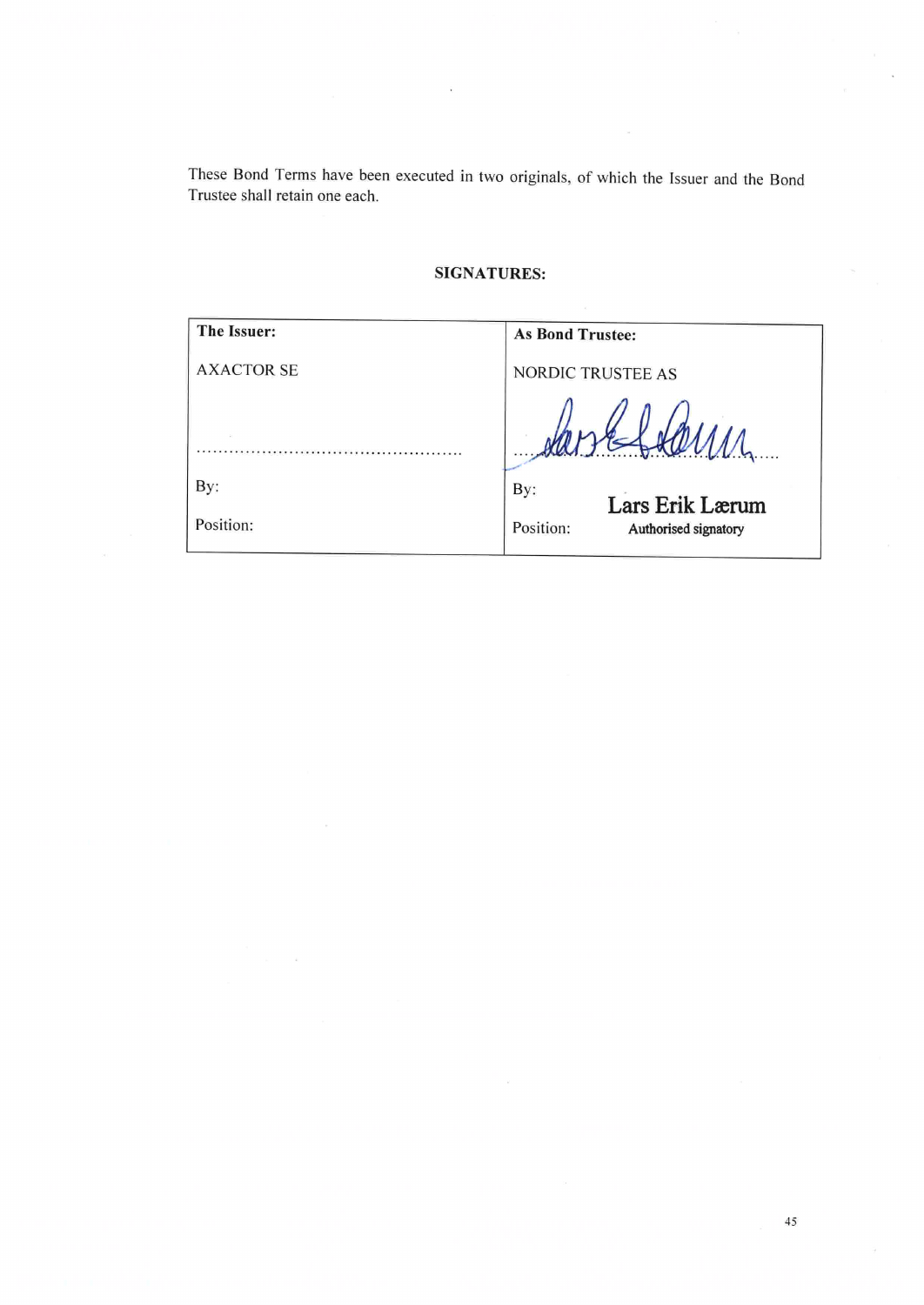These Bond Terms have been executed in two originals, of which the Issuer and the Bond Trustee shall retain one each.

**SIGNATURES:**

| **The Issuer:** | **As Bond Trustee:** |
| --- | --- |
| AXACTOR SE | NORDIC TRUSTEE AS |
| ................................................ | ................................................ |
| By: | By: Lars Erik Lærum |
| Position: | Position: Authorised signatory |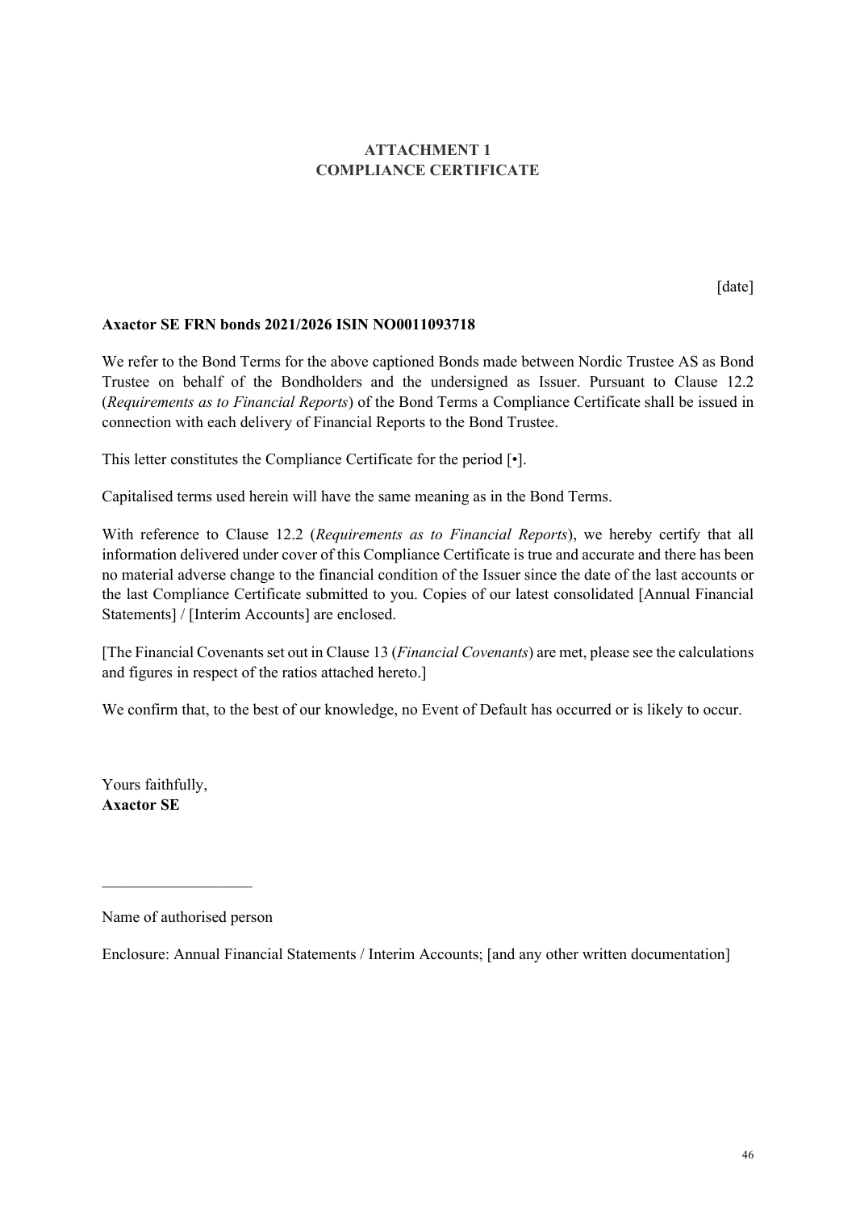# ATTACHMENT 1
# COMPLIANCE CERTIFICATE

[date]

**Axactor SE FRN bonds 2021/2026 ISIN NO0011093718**

We refer to the Bond Terms for the above captioned Bonds made between Nordic Trustee AS as Bond Trustee on behalf of the Bondholders and the undersigned as Issuer. Pursuant to Clause 12.2 (*Requirements as to Financial Reports*) of the Bond Terms a Compliance Certificate shall be issued in connection with each delivery of Financial Reports to the Bond Trustee.

This letter constitutes the Compliance Certificate for the period [•].

Capitalised terms used herein will have the same meaning as in the Bond Terms.

With reference to Clause 12.2 (*Requirements as to Financial Reports*), we hereby certify that all information delivered under cover of this Compliance Certificate is true and accurate and there has been no material adverse change to the financial condition of the Issuer since the date of the last accounts or the last Compliance Certificate submitted to you. Copies of our latest consolidated [Annual Financial Statements] / [Interim Accounts] are enclosed.

[The Financial Covenants set out in Clause 13 (*Financial Covenants*) are met, please see the calculations and figures in respect of the ratios attached hereto.]

We confirm that, to the best of our knowledge, no Event of Default has occurred or is likely to occur.

Yours faithfully,
**Axactor SE**

___________________

Name of authorised person

Enclosure: Annual Financial Statements / Interim Accounts; [and any other written documentation]